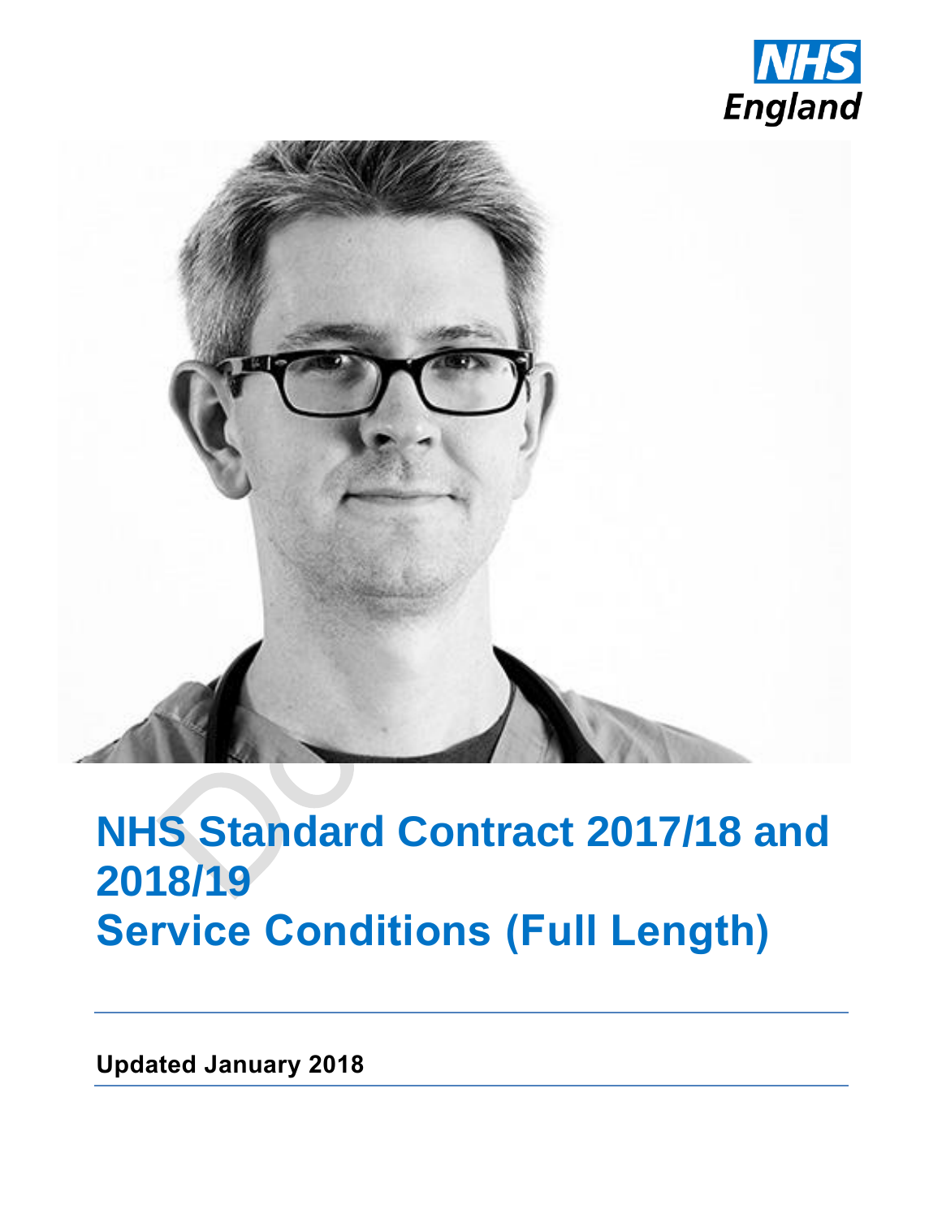NHS England

# NHS Standard Contract 2017/18 and 2018/19 Service Conditions (Full Length)

**Updated January 2018**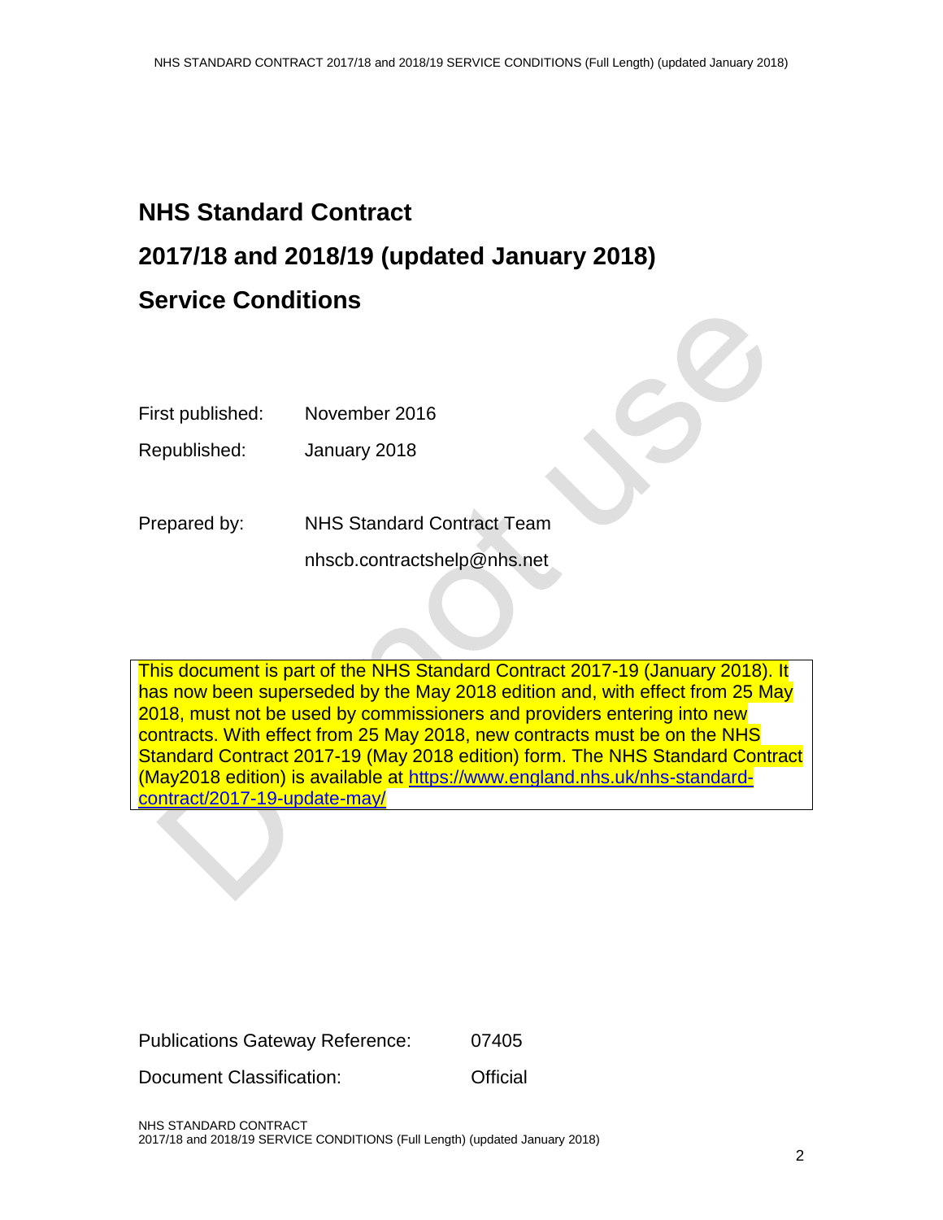# NHS Standard Contract

# 2017/18 and 2018/19 (updated January 2018)

# Service Conditions

First published: November 2016

Republished: January 2018

Prepared by: NHS Standard Contract Team

nhscb.contractshelp@nhs.net

This document is part of the NHS Standard Contract 2017-19 (January 2018). It has now been superseded by the May 2018 edition and, with effect from 25 May 2018, must not be used by commissioners and providers entering into new contracts. With effect from 25 May 2018, new contracts must be on the NHS Standard Contract 2017-19 (May 2018 edition) form. The NHS Standard Contract (May2018 edition) is available at https://www.england.nhs.uk/nhs-standard-contract/2017-19-update-may/

Publications Gateway Reference: 07405

Document Classification: Official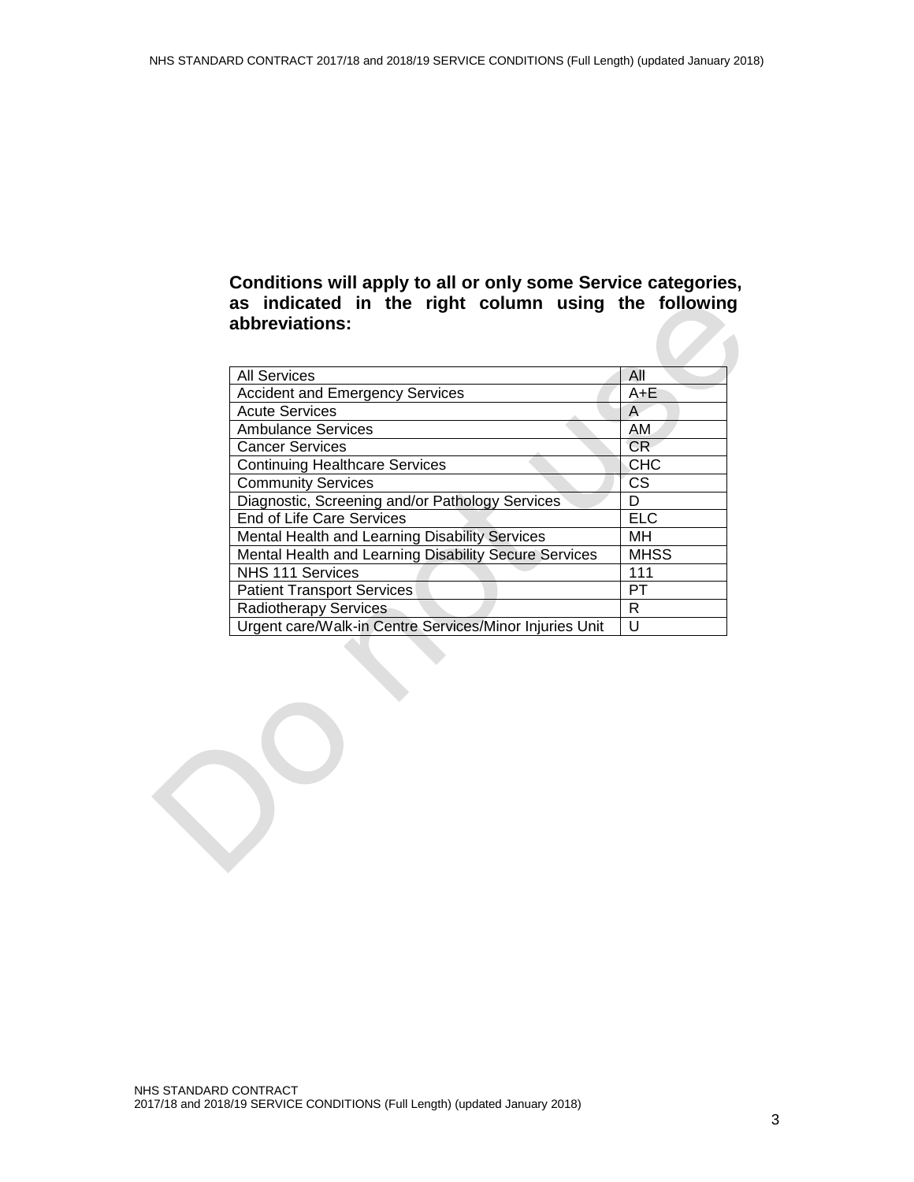**Conditions will apply to all or only some Service categories, as indicated in the right column using the following abbreviations:**

| All Services | All |
|---|---|
| Accident and Emergency Services | A+E |
| Acute Services | A |
| Ambulance Services | AM |
| Cancer Services | CR |
| Continuing Healthcare Services | CHC |
| Community Services | CS |
| Diagnostic, Screening and/or Pathology Services | D |
| End of Life Care Services | ELC |
| Mental Health and Learning Disability Services | MH |
| Mental Health and Learning Disability Secure Services | MHSS |
| NHS 111 Services | 111 |
| Patient Transport Services | PT |
| Radiotherapy Services | R |
| Urgent care/Walk-in Centre Services/Minor Injuries Unit | U |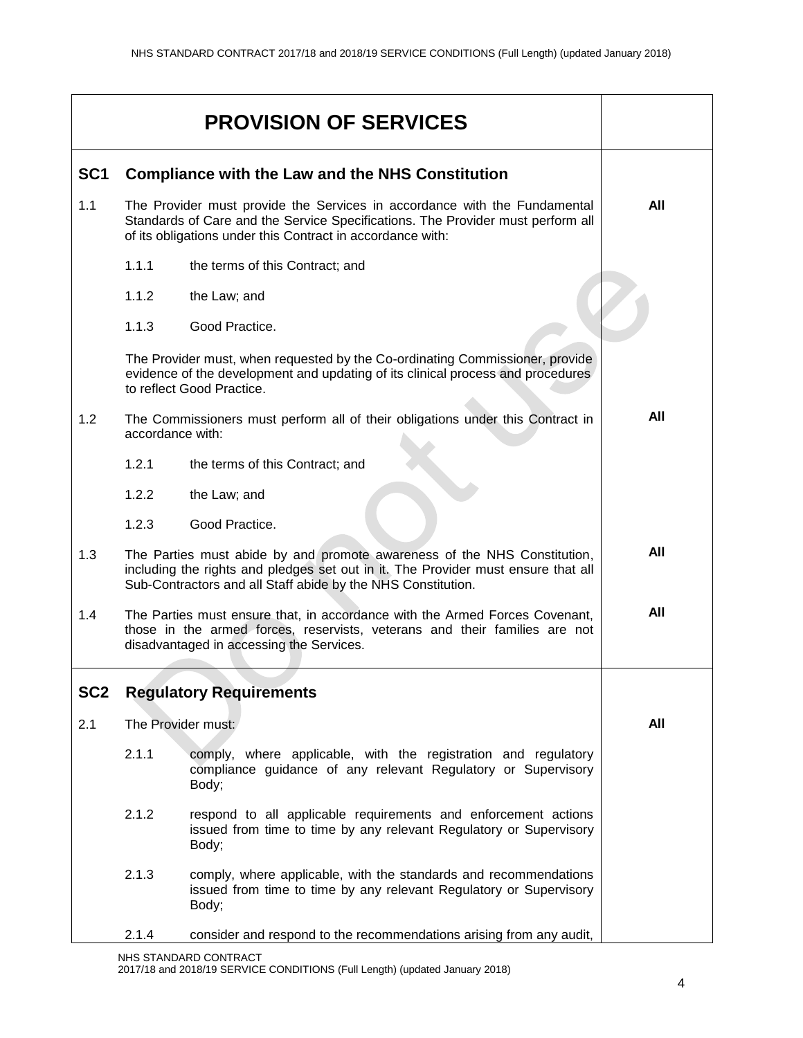# PROVISION OF SERVICES

## SC1 Compliance with the Law and the NHS Constitution

| | | |
|---|---|---|
| 1.1 | The Provider must provide the Services in accordance with the Fundamental Standards of Care and the Service Specifications. The Provider must perform all of its obligations under this Contract in accordance with:<br><br>1.1.1 the terms of this Contract; and<br><br>1.1.2 the Law; and<br><br>1.1.3 Good Practice.<br><br>The Provider must, when requested by the Co-ordinating Commissioner, provide evidence of the development and updating of its clinical process and procedures to reflect Good Practice. | **All** |
| 1.2 | The Commissioners must perform all of their obligations under this Contract in accordance with:<br><br>1.2.1 the terms of this Contract; and<br><br>1.2.2 the Law; and<br><br>1.2.3 Good Practice. | **All** |
| 1.3 | The Parties must abide by and promote awareness of the NHS Constitution, including the rights and pledges set out in it. The Provider must ensure that all Sub-Contractors and all Staff abide by the NHS Constitution. | **All** |
| 1.4 | The Parties must ensure that, in accordance with the Armed Forces Covenant, those in the armed forces, reservists, veterans and their families are not disadvantaged in accessing the Services. | **All** |

## SC2 Regulatory Requirements

| | | |
|---|---|---|
| 2.1 | The Provider must:<br><br>2.1.1 comply, where applicable, with the registration and regulatory compliance guidance of any relevant Regulatory or Supervisory Body;<br><br>2.1.2 respond to all applicable requirements and enforcement actions issued from time to time by any relevant Regulatory or Supervisory Body;<br><br>2.1.3 comply, where applicable, with the standards and recommendations issued from time to time by any relevant Regulatory or Supervisory Body;<br><br>2.1.4 consider and respond to the recommendations arising from any audit, | **All** |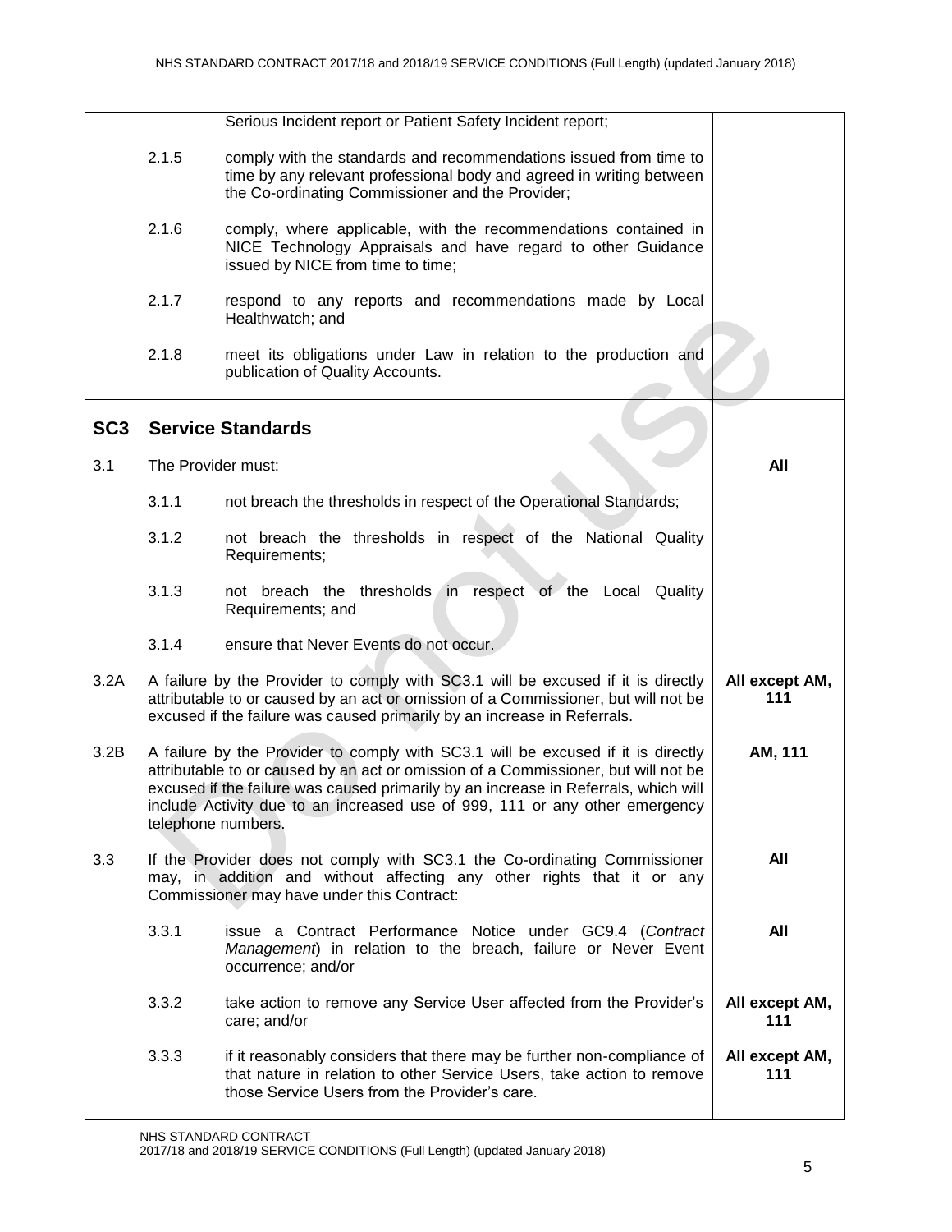| | | | |
|---|---|---|---|
| | | Serious Incident report or Patient Safety Incident report; | |
| | 2.1.5 | comply with the standards and recommendations issued from time to time by any relevant professional body and agreed in writing between the Co-ordinating Commissioner and the Provider; | |
| | 2.1.6 | comply, where applicable, with the recommendations contained in NICE Technology Appraisals and have regard to other Guidance issued by NICE from time to time; | |
| | 2.1.7 | respond to any reports and recommendations made by Local Healthwatch; and | |
| | 2.1.8 | meet its obligations under Law in relation to the production and publication of Quality Accounts. | |
| **SC3** | **Service Standards** | | |
| 3.1 | The Provider must: | | **All** |
| | 3.1.1 | not breach the thresholds in respect of the Operational Standards; | |
| | 3.1.2 | not breach the thresholds in respect of the National Quality Requirements; | |
| | 3.1.3 | not breach the thresholds in respect of the Local Quality Requirements; and | |
| | 3.1.4 | ensure that Never Events do not occur. | |
| 3.2A | A failure by the Provider to comply with SC3.1 will be excused if it is directly attributable to or caused by an act or omission of a Commissioner, but will not be excused if the failure was caused primarily by an increase in Referrals. | | **All except AM, 111** |
| 3.2B | A failure by the Provider to comply with SC3.1 will be excused if it is directly attributable to or caused by an act or omission of a Commissioner, but will not be excused if the failure was caused primarily by an increase in Referrals, which will include Activity due to an increased use of 999, 111 or any other emergency telephone numbers. | | **AM, 111** |
| 3.3 | If the Provider does not comply with SC3.1 the Co-ordinating Commissioner may, in addition and without affecting any other rights that it or any Commissioner may have under this Contract: | | **All** |
| | 3.3.1 | issue a Contract Performance Notice under GC9.4 (*Contract Management*) in relation to the breach, failure or Never Event occurrence; and/or | **All** |
| | 3.3.2 | take action to remove any Service User affected from the Provider's care; and/or | **All except AM, 111** |
| | 3.3.3 | if it reasonably considers that there may be further non-compliance of that nature in relation to other Service Users, take action to remove those Service Users from the Provider's care. | **All except AM, 111** |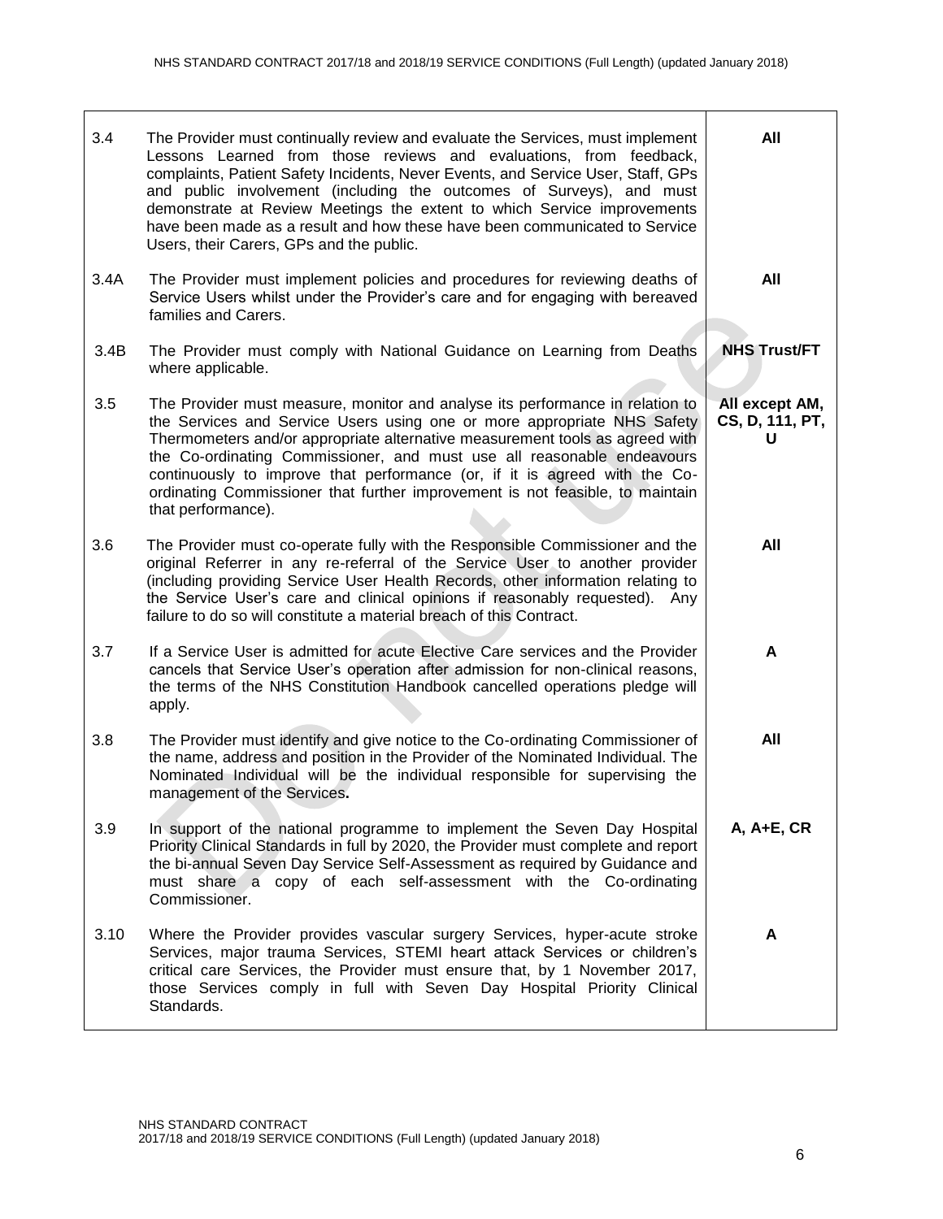| | | |
|---|---|---|
| 3.4 | The Provider must continually review and evaluate the Services, must implement Lessons Learned from those reviews and evaluations, from feedback, complaints, Patient Safety Incidents, Never Events, and Service User, Staff, GPs and public involvement (including the outcomes of Surveys), and must demonstrate at Review Meetings the extent to which Service improvements have been made as a result and how these have been communicated to Service Users, their Carers, GPs and the public. | **All** |
| 3.4A | The Provider must implement policies and procedures for reviewing deaths of Service Users whilst under the Provider's care and for engaging with bereaved families and Carers. | **All** |
| 3.4B | The Provider must comply with National Guidance on Learning from Deaths where applicable. | **NHS Trust/FT** |
| 3.5 | The Provider must measure, monitor and analyse its performance in relation to the Services and Service Users using one or more appropriate NHS Safety Thermometers and/or appropriate alternative measurement tools as agreed with the Co-ordinating Commissioner, and must use all reasonable endeavours continuously to improve that performance (or, if it is agreed with the Co-ordinating Commissioner that further improvement is not feasible, to maintain that performance). | **All except AM, CS, D, 111, PT, U** |
| 3.6 | The Provider must co-operate fully with the Responsible Commissioner and the original Referrer in any re-referral of the Service User to another provider (including providing Service User Health Records, other information relating to the Service User's care and clinical opinions if reasonably requested). Any failure to do so will constitute a material breach of this Contract. | **All** |
| 3.7 | If a Service User is admitted for acute Elective Care services and the Provider cancels that Service User's operation after admission for non-clinical reasons, the terms of the NHS Constitution Handbook cancelled operations pledge will apply. | **A** |
| 3.8 | The Provider must identify and give notice to the Co-ordinating Commissioner of the name, address and position in the Provider of the Nominated Individual. The Nominated Individual will be the individual responsible for supervising the management of the Services**.** | **All** |
| 3.9 | In support of the national programme to implement the Seven Day Hospital Priority Clinical Standards in full by 2020, the Provider must complete and report the bi-annual Seven Day Service Self-Assessment as required by Guidance and must share a copy of each self-assessment with the Co-ordinating Commissioner. | **A, A+E, CR** |
| 3.10 | Where the Provider provides vascular surgery Services, hyper-acute stroke Services, major trauma Services, STEMI heart attack Services or children's critical care Services, the Provider must ensure that, by 1 November 2017, those Services comply in full with Seven Day Hospital Priority Clinical Standards. | **A** |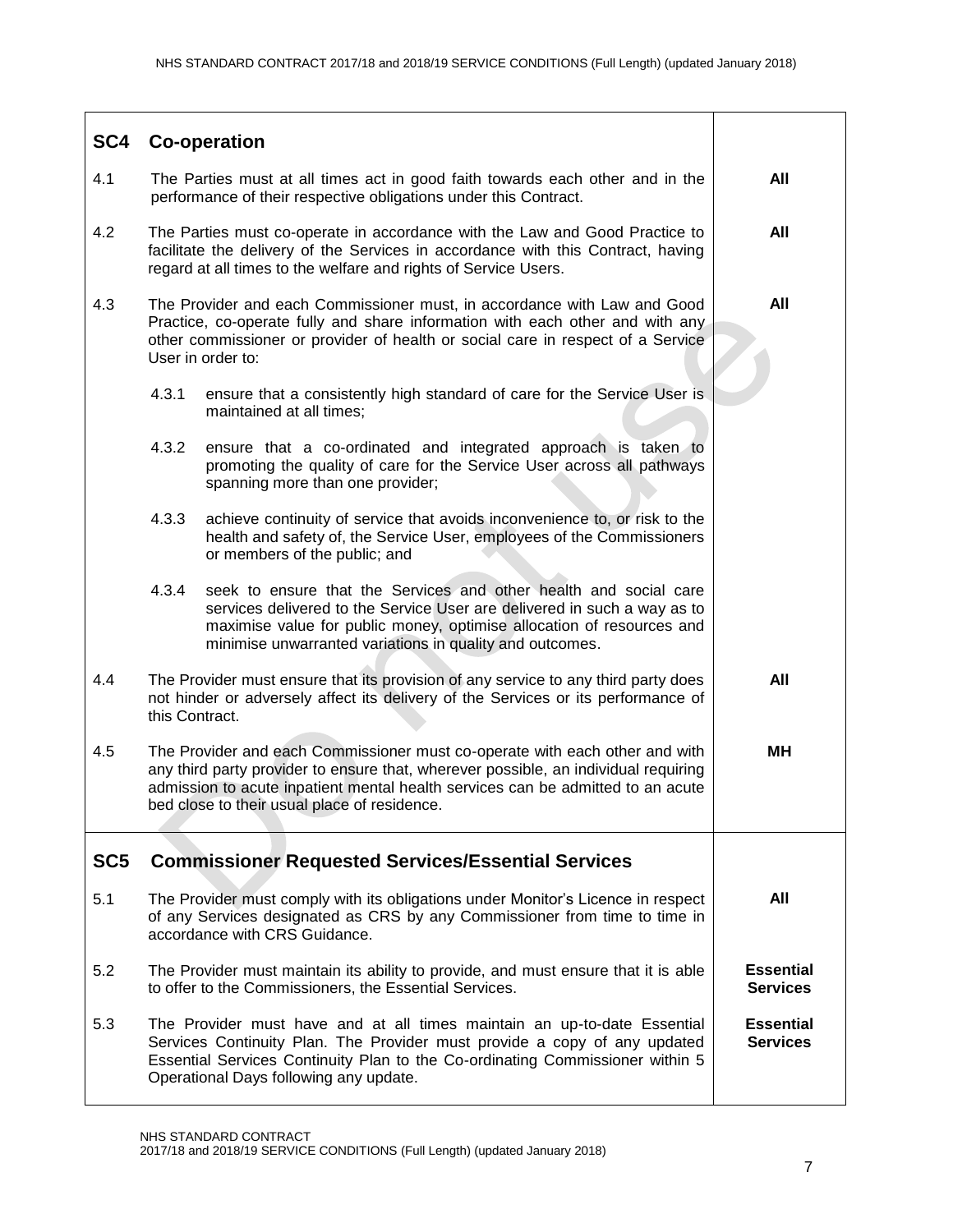| | | |
|---|---|---|
| **SC4** | **Co-operation** | |
| 4.1 | The Parties must at all times act in good faith towards each other and in the performance of their respective obligations under this Contract. | **All** |
| 4.2 | The Parties must co-operate in accordance with the Law and Good Practice to facilitate the delivery of the Services in accordance with this Contract, having regard at all times to the welfare and rights of Service Users. | **All** |
| 4.3 | The Provider and each Commissioner must, in accordance with Law and Good Practice, co-operate fully and share information with each other and with any other commissioner or provider of health or social care in respect of a Service User in order to: | **All** |
| | 4.3.1 ensure that a consistently high standard of care for the Service User is maintained at all times; | |
| | 4.3.2 ensure that a co-ordinated and integrated approach is taken to promoting the quality of care for the Service User across all pathways spanning more than one provider; | |
| | 4.3.3 achieve continuity of service that avoids inconvenience to, or risk to the health and safety of, the Service User, employees of the Commissioners or members of the public; and | |
| | 4.3.4 seek to ensure that the Services and other health and social care services delivered to the Service User are delivered in such a way as to maximise value for public money, optimise allocation of resources and minimise unwarranted variations in quality and outcomes. | |
| 4.4 | The Provider must ensure that its provision of any service to any third party does not hinder or adversely affect its delivery of the Services or its performance of this Contract. | **All** |
| 4.5 | The Provider and each Commissioner must co-operate with each other and with any third party provider to ensure that, wherever possible, an individual requiring admission to acute inpatient mental health services can be admitted to an acute bed close to their usual place of residence. | **MH** |
| **SC5** | **Commissioner Requested Services/Essential Services** | |
| 5.1 | The Provider must comply with its obligations under Monitor's Licence in respect of any Services designated as CRS by any Commissioner from time to time in accordance with CRS Guidance. | **All** |
| 5.2 | The Provider must maintain its ability to provide, and must ensure that it is able to offer to the Commissioners, the Essential Services. | **Essential Services** |
| 5.3 | The Provider must have and at all times maintain an up-to-date Essential Services Continuity Plan. The Provider must provide a copy of any updated Essential Services Continuity Plan to the Co-ordinating Commissioner within 5 Operational Days following any update. | **Essential Services** |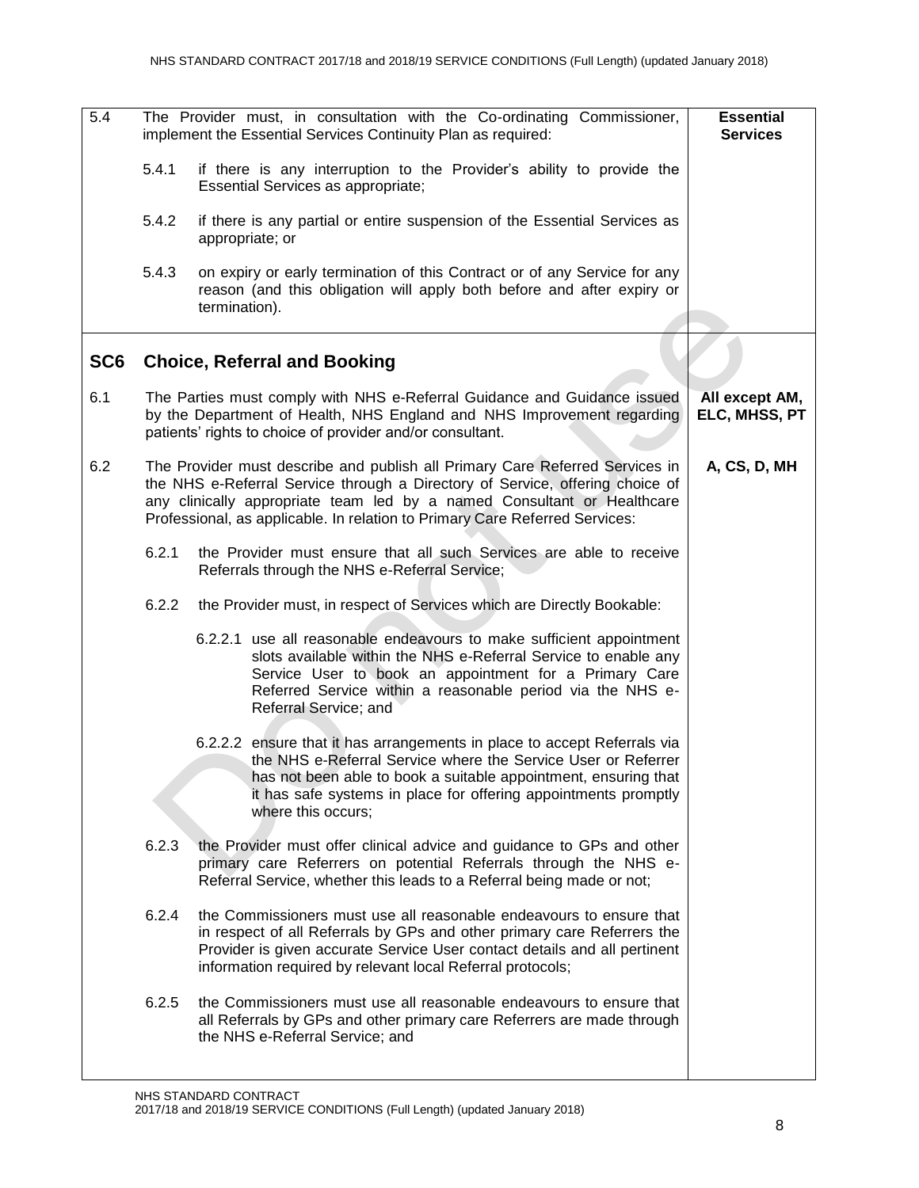| | | |
|---|---|---|
| 5.4 | The Provider must, in consultation with the Co-ordinating Commissioner, implement the Essential Services Continuity Plan as required:<br><br>5.4.1 if there is any interruption to the Provider's ability to provide the Essential Services as appropriate;<br><br>5.4.2 if there is any partial or entire suspension of the Essential Services as appropriate; or<br><br>5.4.3 on expiry or early termination of this Contract or of any Service for any reason (and this obligation will apply both before and after expiry or termination). | **Essential Services** |
| **SC6** | **Choice, Referral and Booking** | |
| 6.1 | The Parties must comply with NHS e-Referral Guidance and Guidance issued by the Department of Health, NHS England and NHS Improvement regarding patients' rights to choice of provider and/or consultant. | **All except AM, ELC, MHSS, PT** |
| 6.2 | The Provider must describe and publish all Primary Care Referred Services in the NHS e-Referral Service through a Directory of Service, offering choice of any clinically appropriate team led by a named Consultant or Healthcare Professional, as applicable. In relation to Primary Care Referred Services:<br><br>6.2.1 the Provider must ensure that all such Services are able to receive Referrals through the NHS e-Referral Service;<br><br>6.2.2 the Provider must, in respect of Services which are Directly Bookable:<br><br>6.2.2.1 use all reasonable endeavours to make sufficient appointment slots available within the NHS e-Referral Service to enable any Service User to book an appointment for a Primary Care Referred Service within a reasonable period via the NHS e-Referral Service; and<br><br>6.2.2.2 ensure that it has arrangements in place to accept Referrals via the NHS e-Referral Service where the Service User or Referrer has not been able to book a suitable appointment, ensuring that it has safe systems in place for offering appointments promptly where this occurs;<br><br>6.2.3 the Provider must offer clinical advice and guidance to GPs and other primary care Referrers on potential Referrals through the NHS e-Referral Service, whether this leads to a Referral being made or not;<br><br>6.2.4 the Commissioners must use all reasonable endeavours to ensure that in respect of all Referrals by GPs and other primary care Referrers the Provider is given accurate Service User contact details and all pertinent information required by relevant local Referral protocols;<br><br>6.2.5 the Commissioners must use all reasonable endeavours to ensure that all Referrals by GPs and other primary care Referrers are made through the NHS e-Referral Service; and | **A, CS, D, MH** |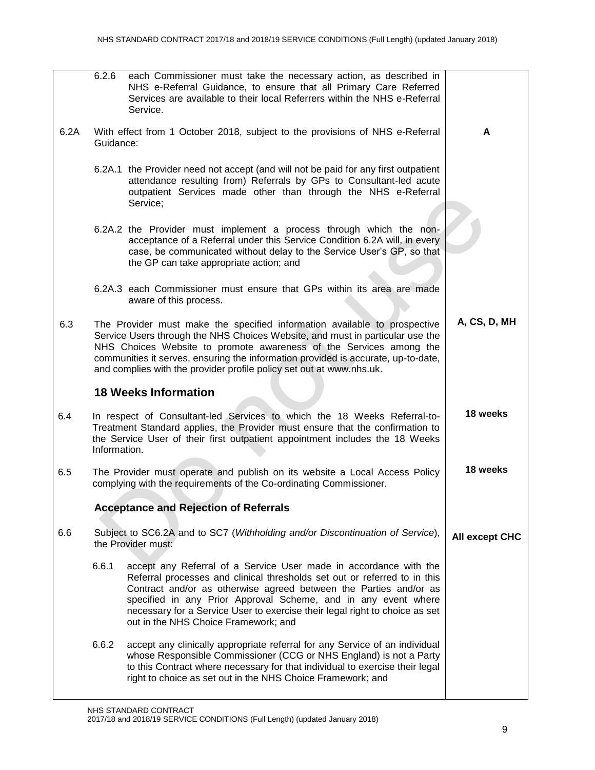| | | |
|---|---|---|
| | 6.2.6 each Commissioner must take the necessary action, as described in NHS e-Referral Guidance, to ensure that all Primary Care Referred Services are available to their local Referrers within the NHS e-Referral Service. | |
| 6.2A | With effect from 1 October 2018, subject to the provisions of NHS e-Referral Guidance: | **A** |
| | 6.2A.1 the Provider need not accept (and will not be paid for any first outpatient attendance resulting from) Referrals by GPs to Consultant-led acute outpatient Services made other than through the NHS e-Referral Service; | |
| | 6.2A.2 the Provider must implement a process through which the non-acceptance of a Referral under this Service Condition 6.2A will, in every case, be communicated without delay to the Service User's GP, so that the GP can take appropriate action; and | |
| | 6.2A.3 each Commissioner must ensure that GPs within its area are made aware of this process. | |
| 6.3 | The Provider must make the specified information available to prospective Service Users through the NHS Choices Website, and must in particular use the NHS Choices Website to promote awareness of the Services among the communities it serves, ensuring the information provided is accurate, up-to-date, and complies with the provider profile policy set out at www.nhs.uk. | **A, CS, D, MH** |
| | **18 Weeks Information** | |
| 6.4 | In respect of Consultant-led Services to which the 18 Weeks Referral-to-Treatment Standard applies, the Provider must ensure that the confirmation to the Service User of their first outpatient appointment includes the 18 Weeks Information. | **18 weeks** |
| 6.5 | The Provider must operate and publish on its website a Local Access Policy complying with the requirements of the Co-ordinating Commissioner. | **18 weeks** |
| | **Acceptance and Rejection of Referrals** | |
| 6.6 | Subject to SC6.2A and to SC7 (*Withholding and/or Discontinuation of Service*), the Provider must: | **All except CHC** |
| | 6.6.1 accept any Referral of a Service User made in accordance with the Referral processes and clinical thresholds set out or referred to in this Contract and/or as otherwise agreed between the Parties and/or as specified in any Prior Approval Scheme, and in any event where necessary for a Service User to exercise their legal right to choice as set out in the NHS Choice Framework; and | |
| | 6.6.2 accept any clinically appropriate referral for any Service of an individual whose Responsible Commissioner (CCG or NHS England) is not a Party to this Contract where necessary for that individual to exercise their legal right to choice as set out in the NHS Choice Framework; and | |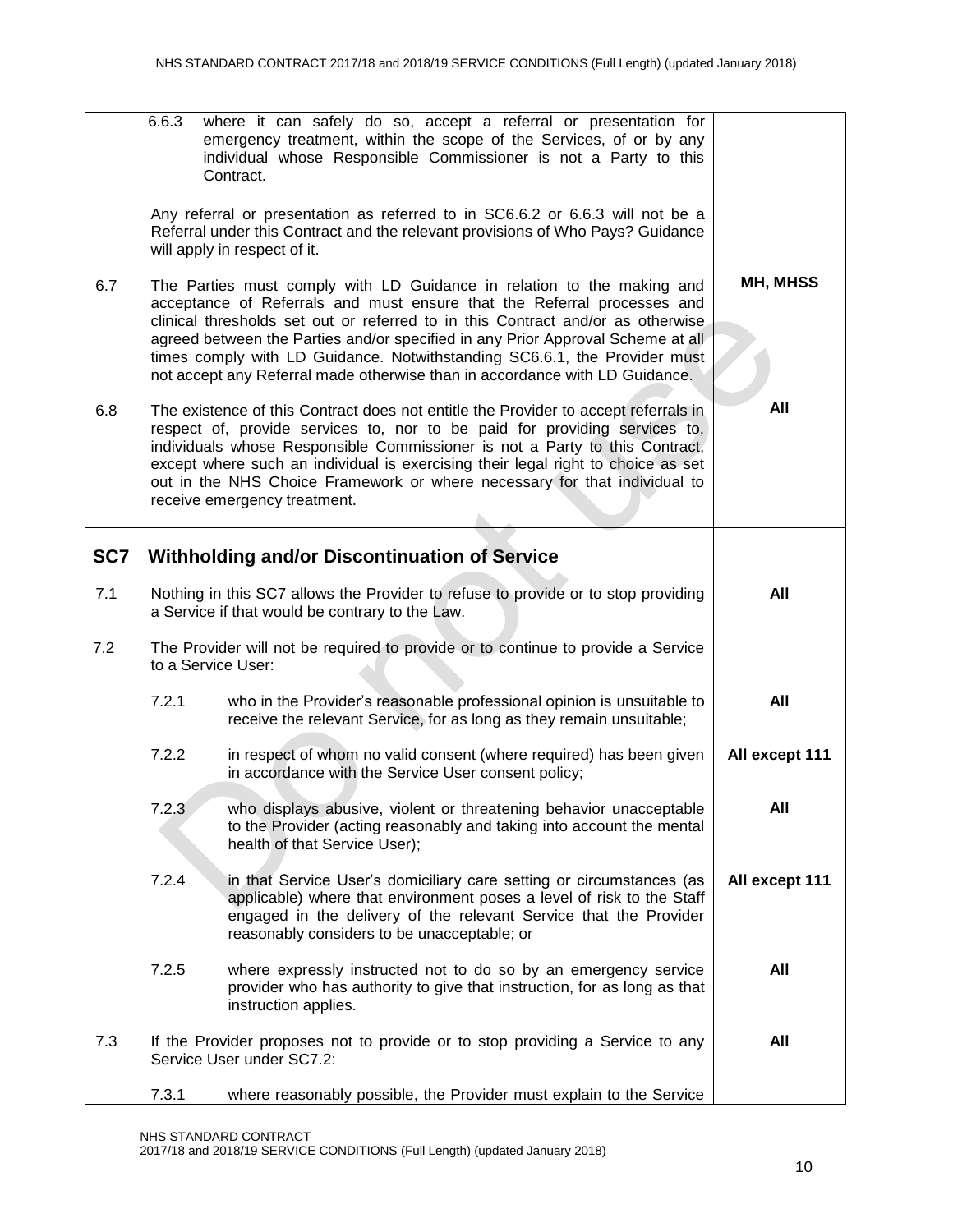| | | |
|---|---|---|
| | 6.6.3 where it can safely do so, accept a referral or presentation for emergency treatment, within the scope of the Services, of or by any individual whose Responsible Commissioner is not a Party to this Contract.<br><br>Any referral or presentation as referred to in SC6.6.2 or 6.6.3 will not be a Referral under this Contract and the relevant provisions of Who Pays? Guidance will apply in respect of it. | |
| 6.7 | The Parties must comply with LD Guidance in relation to the making and acceptance of Referrals and must ensure that the Referral processes and clinical thresholds set out or referred to in this Contract and/or as otherwise agreed between the Parties and/or specified in any Prior Approval Scheme at all times comply with LD Guidance. Notwithstanding SC6.6.1, the Provider must not accept any Referral made otherwise than in accordance with LD Guidance. | **MH, MHSS** |
| 6.8 | The existence of this Contract does not entitle the Provider to accept referrals in respect of, provide services to, nor to be paid for providing services to, individuals whose Responsible Commissioner is not a Party to this Contract, except where such an individual is exercising their legal right to choice as set out in the NHS Choice Framework or where necessary for that individual to receive emergency treatment. | **All** |
| **SC7** | **Withholding and/or Discontinuation of Service** | |
| 7.1 | Nothing in this SC7 allows the Provider to refuse to provide or to stop providing a Service if that would be contrary to the Law. | **All** |
| 7.2 | The Provider will not be required to provide or to continue to provide a Service to a Service User: | |
| | 7.2.1 who in the Provider's reasonable professional opinion is unsuitable to receive the relevant Service, for as long as they remain unsuitable; | **All** |
| | 7.2.2 in respect of whom no valid consent (where required) has been given in accordance with the Service User consent policy; | **All except 111** |
| | 7.2.3 who displays abusive, violent or threatening behavior unacceptable to the Provider (acting reasonably and taking into account the mental health of that Service User); | **All** |
| | 7.2.4 in that Service User's domiciliary care setting or circumstances (as applicable) where that environment poses a level of risk to the Staff engaged in the delivery of the relevant Service that the Provider reasonably considers to be unacceptable; or | **All except 111** |
| | 7.2.5 where expressly instructed not to do so by an emergency service provider who has authority to give that instruction, for as long as that instruction applies. | **All** |
| 7.3 | If the Provider proposes not to provide or to stop providing a Service to any Service User under SC7.2: | **All** |
| | 7.3.1 where reasonably possible, the Provider must explain to the Service | |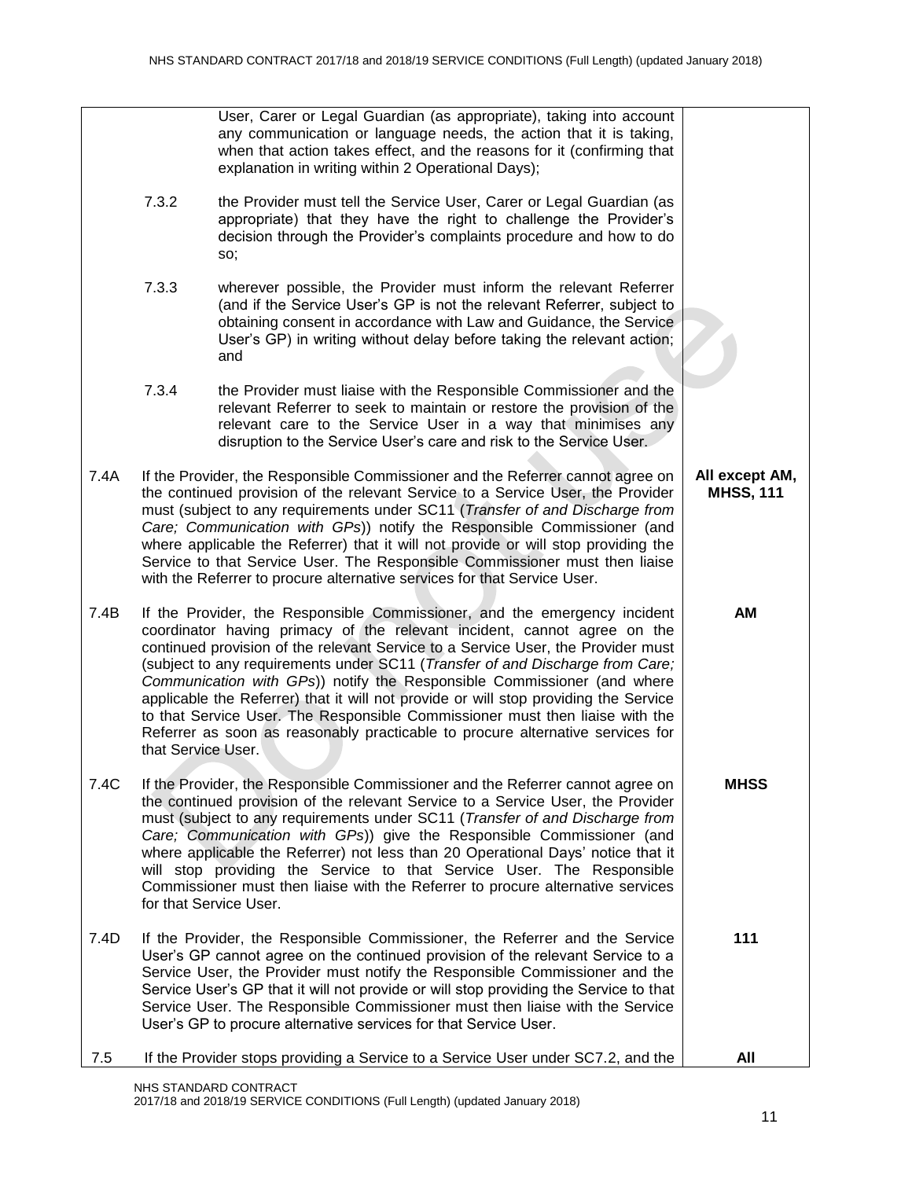| | | | |
|---|---|---|---|
| | | User, Carer or Legal Guardian (as appropriate), taking into account any communication or language needs, the action that it is taking, when that action takes effect, and the reasons for it (confirming that explanation in writing within 2 Operational Days); | |
| | 7.3.2 | the Provider must tell the Service User, Carer or Legal Guardian (as appropriate) that they have the right to challenge the Provider's decision through the Provider's complaints procedure and how to do so; | |
| | 7.3.3 | wherever possible, the Provider must inform the relevant Referrer (and if the Service User's GP is not the relevant Referrer, subject to obtaining consent in accordance with Law and Guidance, the Service User's GP) in writing without delay before taking the relevant action; and | |
| | 7.3.4 | the Provider must liaise with the Responsible Commissioner and the relevant Referrer to seek to maintain or restore the provision of the relevant care to the Service User in a way that minimises any disruption to the Service User's care and risk to the Service User. | |
| 7.4A | If the Provider, the Responsible Commissioner and the Referrer cannot agree on the continued provision of the relevant Service to a Service User, the Provider must (subject to any requirements under SC11 (*Transfer of and Discharge from Care; Communication with GPs*)) notify the Responsible Commissioner (and where applicable the Referrer) that it will not provide or will stop providing the Service to that Service User. The Responsible Commissioner must then liaise with the Referrer to procure alternative services for that Service User. | | **All except AM, MHSS, 111** |
| 7.4B | If the Provider, the Responsible Commissioner, and the emergency incident coordinator having primacy of the relevant incident, cannot agree on the continued provision of the relevant Service to a Service User, the Provider must (subject to any requirements under SC11 (*Transfer of and Discharge from Care; Communication with GPs*)) notify the Responsible Commissioner (and where applicable the Referrer) that it will not provide or will stop providing the Service to that Service User. The Responsible Commissioner must then liaise with the Referrer as soon as reasonably practicable to procure alternative services for that Service User. | | **AM** |
| 7.4C | If the Provider, the Responsible Commissioner and the Referrer cannot agree on the continued provision of the relevant Service to a Service User, the Provider must (subject to any requirements under SC11 (*Transfer of and Discharge from Care; Communication with GPs*)) give the Responsible Commissioner (and where applicable the Referrer) not less than 20 Operational Days' notice that it will stop providing the Service to that Service User. The Responsible Commissioner must then liaise with the Referrer to procure alternative services for that Service User. | | **MHSS** |
| 7.4D | If the Provider, the Responsible Commissioner, the Referrer and the Service User's GP cannot agree on the continued provision of the relevant Service to a Service User, the Provider must notify the Responsible Commissioner and the Service User's GP that it will not provide or will stop providing the Service to that Service User. The Responsible Commissioner must then liaise with the Service User's GP to procure alternative services for that Service User. | | **111** |
| 7.5 | If the Provider stops providing a Service to a Service User under SC7.2, and the | | **All** |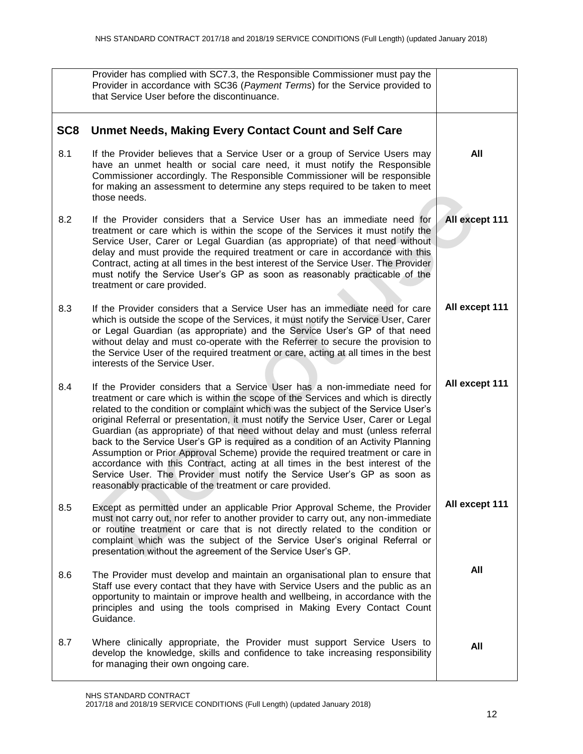| | | |
|---|---|---|
| | Provider has complied with SC7.3, the Responsible Commissioner must pay the Provider in accordance with SC36 (*Payment Terms*) for the Service provided to that Service User before the discontinuance. | |
| **SC8** | **Unmet Needs, Making Every Contact Count and Self Care** | |
| 8.1 | If the Provider believes that a Service User or a group of Service Users may have an unmet health or social care need, it must notify the Responsible Commissioner accordingly. The Responsible Commissioner will be responsible for making an assessment to determine any steps required to be taken to meet those needs. | **All** |
| 8.2 | If the Provider considers that a Service User has an immediate need for treatment or care which is within the scope of the Services it must notify the Service User, Carer or Legal Guardian (as appropriate) of that need without delay and must provide the required treatment or care in accordance with this Contract, acting at all times in the best interest of the Service User. The Provider must notify the Service User's GP as soon as reasonably practicable of the treatment or care provided. | **All except 111** |
| 8.3 | If the Provider considers that a Service User has an immediate need for care which is outside the scope of the Services, it must notify the Service User, Carer or Legal Guardian (as appropriate) and the Service User's GP of that need without delay and must co-operate with the Referrer to secure the provision to the Service User of the required treatment or care, acting at all times in the best interests of the Service User. | **All except 111** |
| 8.4 | If the Provider considers that a Service User has a non-immediate need for treatment or care which is within the scope of the Services and which is directly related to the condition or complaint which was the subject of the Service User's original Referral or presentation, it must notify the Service User, Carer or Legal Guardian (as appropriate) of that need without delay and must (unless referral back to the Service User's GP is required as a condition of an Activity Planning Assumption or Prior Approval Scheme) provide the required treatment or care in accordance with this Contract, acting at all times in the best interest of the Service User. The Provider must notify the Service User's GP as soon as reasonably practicable of the treatment or care provided. | **All except 111** |
| 8.5 | Except as permitted under an applicable Prior Approval Scheme, the Provider must not carry out, nor refer to another provider to carry out, any non-immediate or routine treatment or care that is not directly related to the condition or complaint which was the subject of the Service User's original Referral or presentation without the agreement of the Service User's GP. | **All except 111** |
| 8.6 | The Provider must develop and maintain an organisational plan to ensure that Staff use every contact that they have with Service Users and the public as an opportunity to maintain or improve health and wellbeing, in accordance with the principles and using the tools comprised in Making Every Contact Count Guidance. | **All** |
| 8.7 | Where clinically appropriate, the Provider must support Service Users to develop the knowledge, skills and confidence to take increasing responsibility for managing their own ongoing care. | **All** |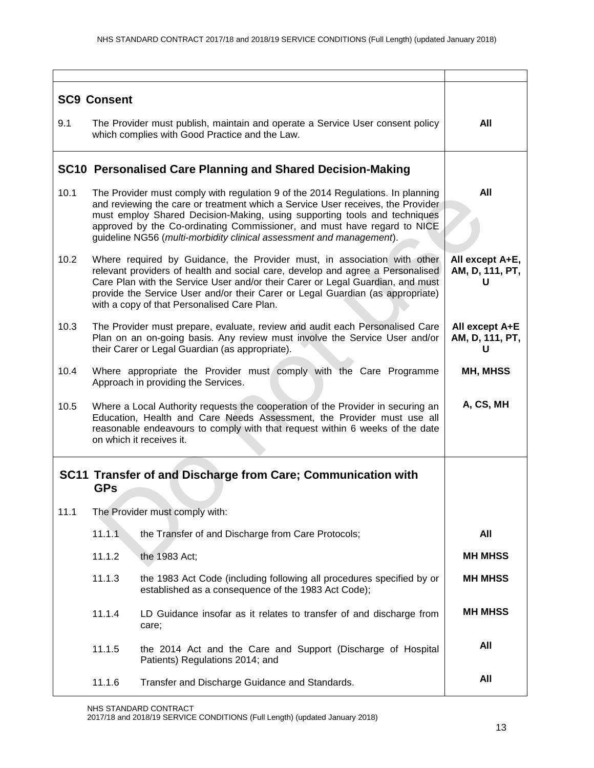| | |
|---|---|
| **SC9 Consent** | |
| 9.1 The Provider must publish, maintain and operate a Service User consent policy which complies with Good Practice and the Law. | **All** |
| **SC10 Personalised Care Planning and Shared Decision-Making** | |
| 10.1 The Provider must comply with regulation 9 of the 2014 Regulations. In planning and reviewing the care or treatment which a Service User receives, the Provider must employ Shared Decision-Making, using supporting tools and techniques approved by the Co-ordinating Commissioner, and must have regard to NICE guideline NG56 (*multi-morbidity clinical assessment and management*). | **All** |
| 10.2 Where required by Guidance, the Provider must, in association with other relevant providers of health and social care, develop and agree a Personalised Care Plan with the Service User and/or their Carer or Legal Guardian, and must provide the Service User and/or their Carer or Legal Guardian (as appropriate) with a copy of that Personalised Care Plan. | **All except A+E, AM, D, 111, PT, U** |
| 10.3 The Provider must prepare, evaluate, review and audit each Personalised Care Plan on an on-going basis. Any review must involve the Service User and/or their Carer or Legal Guardian (as appropriate). | **All except A+E AM, D, 111, PT, U** |
| 10.4 Where appropriate the Provider must comply with the Care Programme Approach in providing the Services. | **MH, MHSS** |
| 10.5 Where a Local Authority requests the cooperation of the Provider in securing an Education, Health and Care Needs Assessment, the Provider must use all reasonable endeavours to comply with that request within 6 weeks of the date on which it receives it. | **A, CS, MH** |
| **SC11 Transfer of and Discharge from Care; Communication with GPs** | |
| 11.1 The Provider must comply with: | |
| 11.1.1 the Transfer of and Discharge from Care Protocols; | **All** |
| 11.1.2 the 1983 Act; | **MH MHSS** |
| 11.1.3 the 1983 Act Code (including following all procedures specified by or established as a consequence of the 1983 Act Code); | **MH MHSS** |
| 11.1.4 LD Guidance insofar as it relates to transfer of and discharge from care; | **MH MHSS** |
| 11.1.5 the 2014 Act and the Care and Support (Discharge of Hospital Patients) Regulations 2014; and | **All** |
| 11.1.6 Transfer and Discharge Guidance and Standards. | **All** |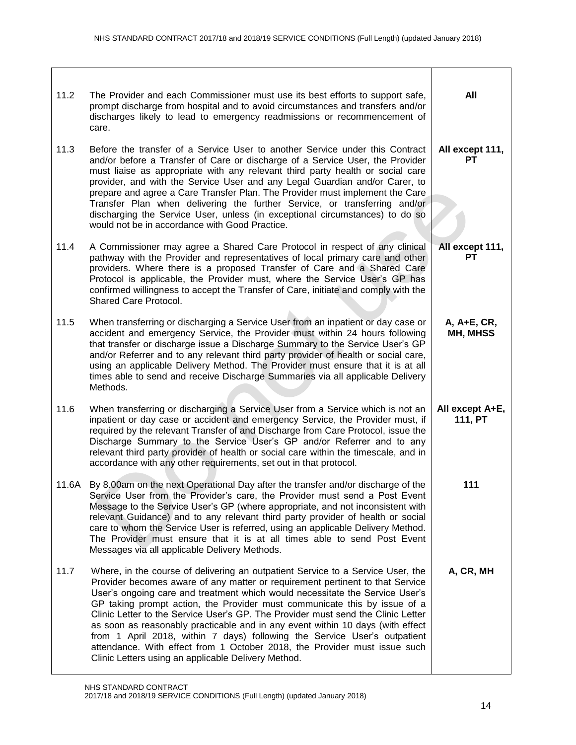| | | |
|---|---|---|
| 11.2 | The Provider and each Commissioner must use its best efforts to support safe, prompt discharge from hospital and to avoid circumstances and transfers and/or discharges likely to lead to emergency readmissions or recommencement of care. | **All** |
| 11.3 | Before the transfer of a Service User to another Service under this Contract and/or before a Transfer of Care or discharge of a Service User, the Provider must liaise as appropriate with any relevant third party health or social care provider, and with the Service User and any Legal Guardian and/or Carer, to prepare and agree a Care Transfer Plan. The Provider must implement the Care Transfer Plan when delivering the further Service, or transferring and/or discharging the Service User, unless (in exceptional circumstances) to do so would not be in accordance with Good Practice. | **All except 111, PT** |
| 11.4 | A Commissioner may agree a Shared Care Protocol in respect of any clinical pathway with the Provider and representatives of local primary care and other providers. Where there is a proposed Transfer of Care and a Shared Care Protocol is applicable, the Provider must, where the Service User's GP has confirmed willingness to accept the Transfer of Care, initiate and comply with the Shared Care Protocol. | **All except 111, PT** |
| 11.5 | When transferring or discharging a Service User from an inpatient or day case or accident and emergency Service, the Provider must within 24 hours following that transfer or discharge issue a Discharge Summary to the Service User's GP and/or Referrer and to any relevant third party provider of health or social care, using an applicable Delivery Method. The Provider must ensure that it is at all times able to send and receive Discharge Summaries via all applicable Delivery Methods. | **A, A+E, CR, MH, MHSS** |
| 11.6 | When transferring or discharging a Service User from a Service which is not an inpatient or day case or accident and emergency Service, the Provider must, if required by the relevant Transfer of and Discharge from Care Protocol, issue the Discharge Summary to the Service User's GP and/or Referrer and to any relevant third party provider of health or social care within the timescale, and in accordance with any other requirements, set out in that protocol. | **All except A+E, 111, PT** |
| 11.6A | By 8.00am on the next Operational Day after the transfer and/or discharge of the Service User from the Provider's care, the Provider must send a Post Event Message to the Service User's GP (where appropriate, and not inconsistent with relevant Guidance) and to any relevant third party provider of health or social care to whom the Service User is referred, using an applicable Delivery Method. The Provider must ensure that it is at all times able to send Post Event Messages via all applicable Delivery Methods. | **111** |
| 11.7 | Where, in the course of delivering an outpatient Service to a Service User, the Provider becomes aware of any matter or requirement pertinent to that Service User's ongoing care and treatment which would necessitate the Service User's GP taking prompt action, the Provider must communicate this by issue of a Clinic Letter to the Service User's GP. The Provider must send the Clinic Letter as soon as reasonably practicable and in any event within 10 days (with effect from 1 April 2018, within 7 days) following the Service User's outpatient attendance. With effect from 1 October 2018, the Provider must issue such Clinic Letters using an applicable Delivery Method. | **A, CR, MH** |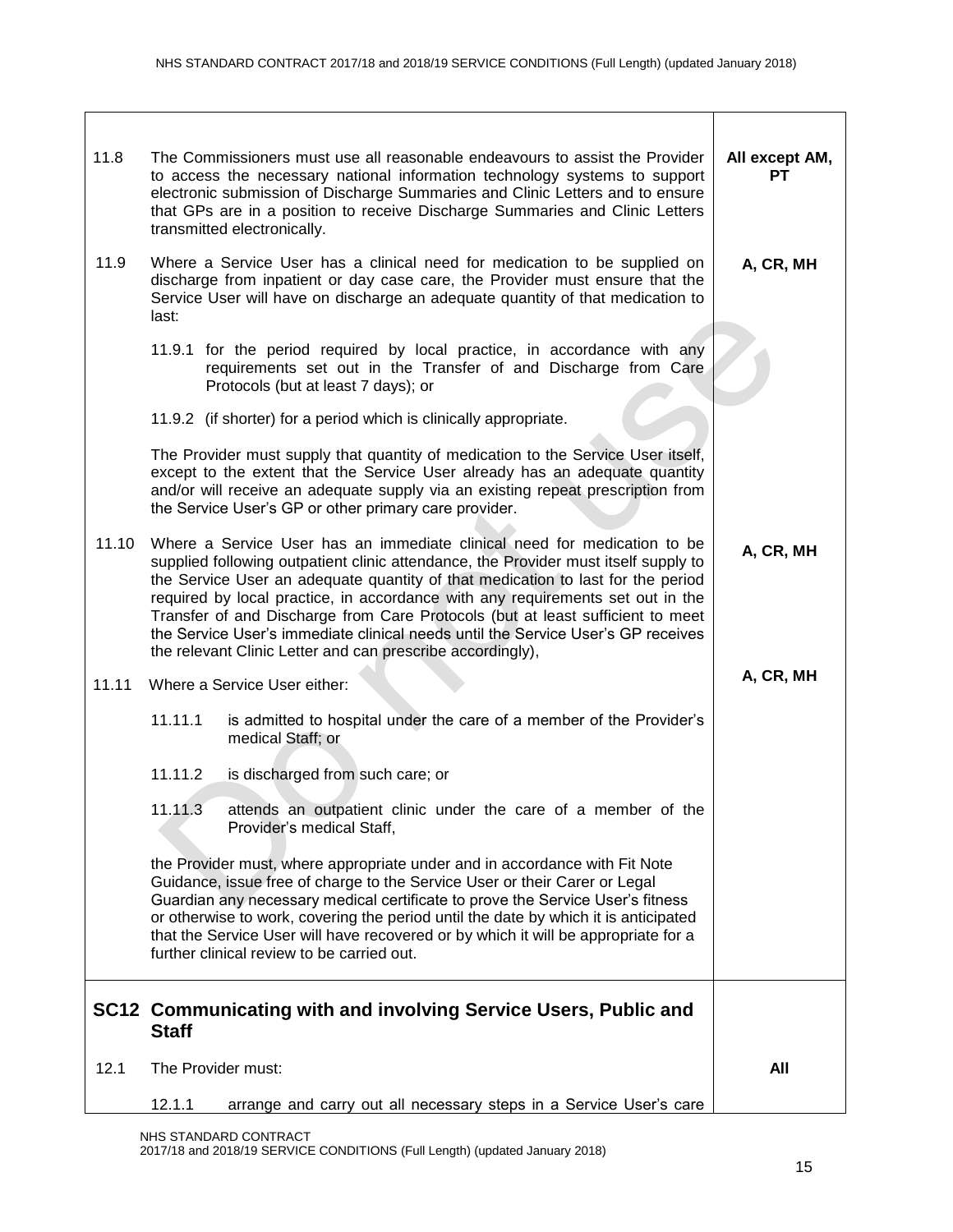| | | |
|---|---|---|
| 11.8 | The Commissioners must use all reasonable endeavours to assist the Provider to access the necessary national information technology systems to support electronic submission of Discharge Summaries and Clinic Letters and to ensure that GPs are in a position to receive Discharge Summaries and Clinic Letters transmitted electronically. | **All except AM, PT** |
| 11.9 | Where a Service User has a clinical need for medication to be supplied on discharge from inpatient or day case care, the Provider must ensure that the Service User will have on discharge an adequate quantity of that medication to last:<br><br>11.9.1 for the period required by local practice, in accordance with any requirements set out in the Transfer of and Discharge from Care Protocols (but at least 7 days); or<br><br>11.9.2 (if shorter) for a period which is clinically appropriate.<br><br>The Provider must supply that quantity of medication to the Service User itself, except to the extent that the Service User already has an adequate quantity and/or will receive an adequate supply via an existing repeat prescription from the Service User's GP or other primary care provider. | **A, CR, MH** |
| 11.10 | Where a Service User has an immediate clinical need for medication to be supplied following outpatient clinic attendance, the Provider must itself supply to the Service User an adequate quantity of that medication to last for the period required by local practice, in accordance with any requirements set out in the Transfer of and Discharge from Care Protocols (but at least sufficient to meet the Service User's immediate clinical needs until the Service User's GP receives the relevant Clinic Letter and can prescribe accordingly), | **A, CR, MH** |
| 11.11 | Where a Service User either:<br><br>11.11.1 is admitted to hospital under the care of a member of the Provider's medical Staff; or<br><br>11.11.2 is discharged from such care; or<br><br>11.11.3 attends an outpatient clinic under the care of a member of the Provider's medical Staff,<br><br>the Provider must, where appropriate under and in accordance with Fit Note Guidance, issue free of charge to the Service User or their Carer or Legal Guardian any necessary medical certificate to prove the Service User's fitness or otherwise to work, covering the period until the date by which it is anticipated that the Service User will have recovered or by which it will be appropriate for a further clinical review to be carried out. | **A, CR, MH** |

## SC12 Communicating with and involving Service Users, Public and Staff

| | | |
|---|---|---|
| 12.1 | The Provider must:<br><br>12.1.1 arrange and carry out all necessary steps in a Service User's care | **All** |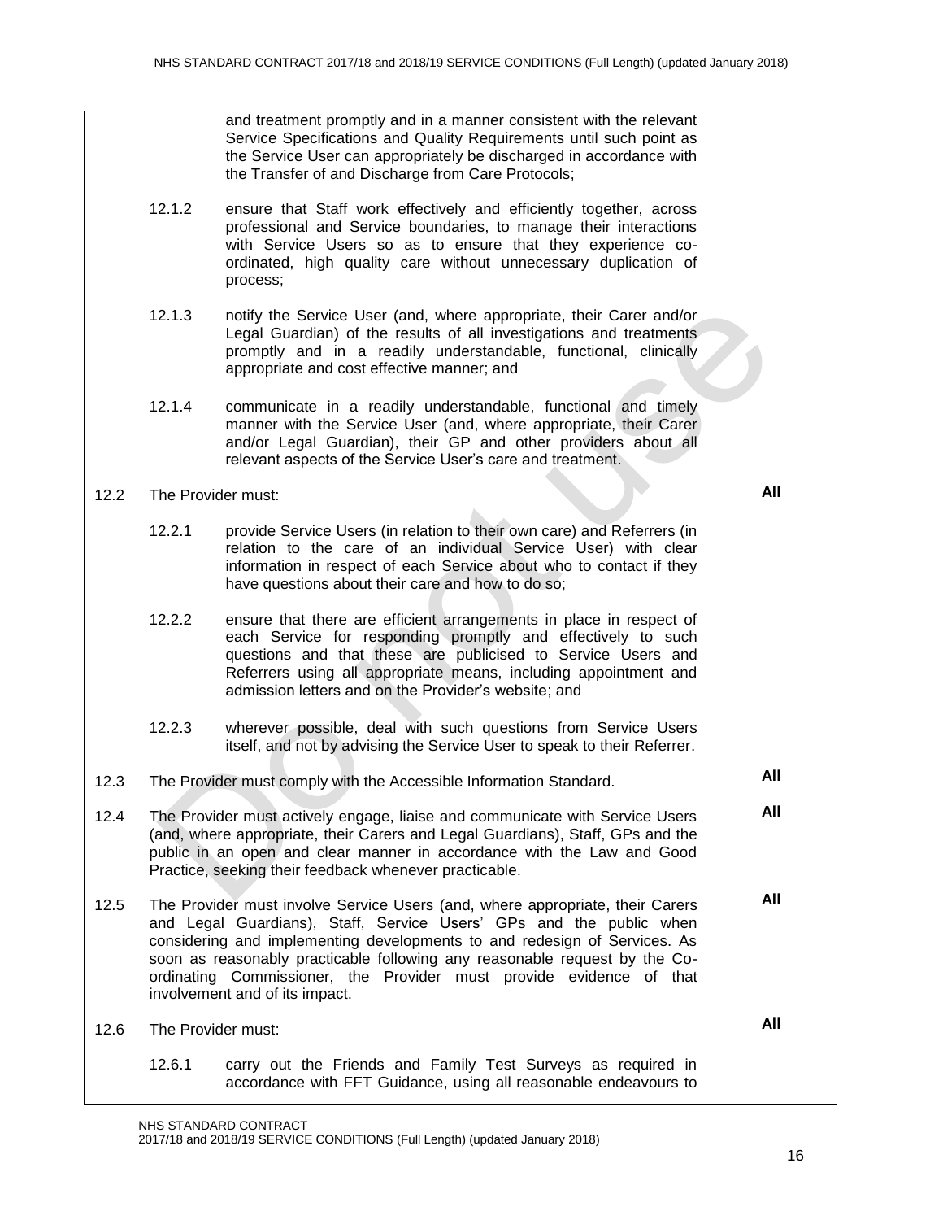| | | |
|---|---|---|
| | and treatment promptly and in a manner consistent with the relevant Service Specifications and Quality Requirements until such point as the Service User can appropriately be discharged in accordance with the Transfer of and Discharge from Care Protocols; | |
| | 12.1.2 ensure that Staff work effectively and efficiently together, across professional and Service boundaries, to manage their interactions with Service Users so as to ensure that they experience co-ordinated, high quality care without unnecessary duplication of process; | |
| | 12.1.3 notify the Service User (and, where appropriate, their Carer and/or Legal Guardian) of the results of all investigations and treatments promptly and in a readily understandable, functional, clinically appropriate and cost effective manner; and | |
| | 12.1.4 communicate in a readily understandable, functional and timely manner with the Service User (and, where appropriate, their Carer and/or Legal Guardian), their GP and other providers about all relevant aspects of the Service User's care and treatment. | |
| 12.2 | The Provider must: | **All** |
| | 12.2.1 provide Service Users (in relation to their own care) and Referrers (in relation to the care of an individual Service User) with clear information in respect of each Service about who to contact if they have questions about their care and how to do so; | |
| | 12.2.2 ensure that there are efficient arrangements in place in respect of each Service for responding promptly and effectively to such questions and that these are publicised to Service Users and Referrers using all appropriate means, including appointment and admission letters and on the Provider's website; and | |
| | 12.2.3 wherever possible, deal with such questions from Service Users itself, and not by advising the Service User to speak to their Referrer. | |
| 12.3 | The Provider must comply with the Accessible Information Standard. | **All** |
| 12.4 | The Provider must actively engage, liaise and communicate with Service Users (and, where appropriate, their Carers and Legal Guardians), Staff, GPs and the public in an open and clear manner in accordance with the Law and Good Practice, seeking their feedback whenever practicable. | **All** |
| 12.5 | The Provider must involve Service Users (and, where appropriate, their Carers and Legal Guardians), Staff, Service Users' GPs and the public when considering and implementing developments to and redesign of Services. As soon as reasonably practicable following any reasonable request by the Co-ordinating Commissioner, the Provider must provide evidence of that involvement and of its impact. | **All** |
| 12.6 | The Provider must: | **All** |
| | 12.6.1 carry out the Friends and Family Test Surveys as required in accordance with FFT Guidance, using all reasonable endeavours to | |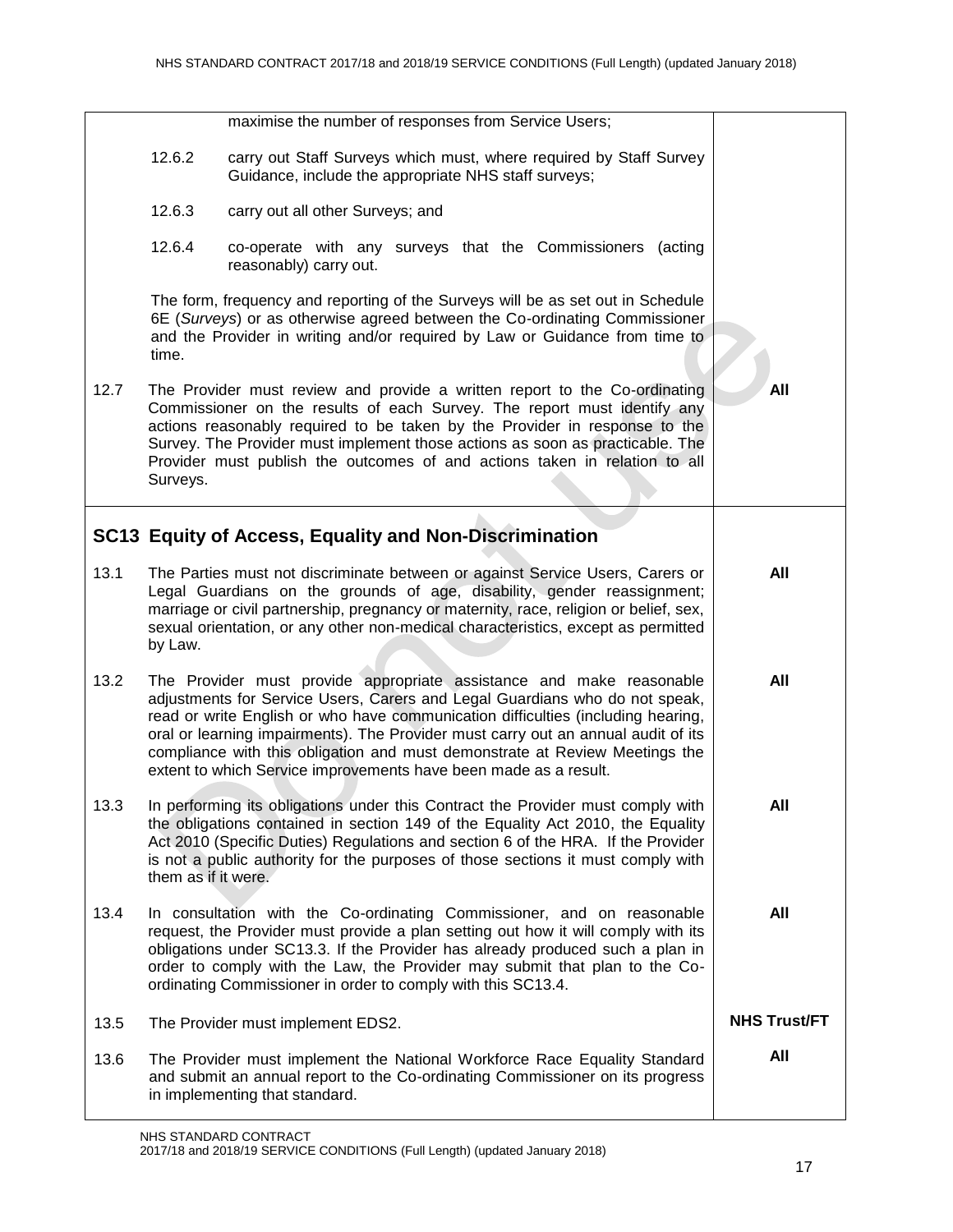| | | |
|---|---|---|
| | maximise the number of responses from Service Users; | |
| | 12.6.2 carry out Staff Surveys which must, where required by Staff Survey Guidance, include the appropriate NHS staff surveys; | |
| | 12.6.3 carry out all other Surveys; and | |
| | 12.6.4 co-operate with any surveys that the Commissioners (acting reasonably) carry out. | |
| | The form, frequency and reporting of the Surveys will be as set out in Schedule 6E (*Surveys*) or as otherwise agreed between the Co-ordinating Commissioner and the Provider in writing and/or required by Law or Guidance from time to time. | |
| 12.7 | The Provider must review and provide a written report to the Co-ordinating Commissioner on the results of each Survey. The report must identify any actions reasonably required to be taken by the Provider in response to the Survey. The Provider must implement those actions as soon as practicable. The Provider must publish the outcomes of and actions taken in relation to all Surveys. | **All** |
| **SC13** | **Equity of Access, Equality and Non-Discrimination** | |
| 13.1 | The Parties must not discriminate between or against Service Users, Carers or Legal Guardians on the grounds of age, disability, gender reassignment; marriage or civil partnership, pregnancy or maternity, race, religion or belief, sex, sexual orientation, or any other non-medical characteristics, except as permitted by Law. | **All** |
| 13.2 | The Provider must provide appropriate assistance and make reasonable adjustments for Service Users, Carers and Legal Guardians who do not speak, read or write English or who have communication difficulties (including hearing, oral or learning impairments). The Provider must carry out an annual audit of its compliance with this obligation and must demonstrate at Review Meetings the extent to which Service improvements have been made as a result. | **All** |
| 13.3 | In performing its obligations under this Contract the Provider must comply with the obligations contained in section 149 of the Equality Act 2010, the Equality Act 2010 (Specific Duties) Regulations and section 6 of the HRA. If the Provider is not a public authority for the purposes of those sections it must comply with them as if it were. | **All** |
| 13.4 | In consultation with the Co-ordinating Commissioner, and on reasonable request, the Provider must provide a plan setting out how it will comply with its obligations under SC13.3. If the Provider has already produced such a plan in order to comply with the Law, the Provider may submit that plan to the Co-ordinating Commissioner in order to comply with this SC13.4. | **All** |
| 13.5 | The Provider must implement EDS2. | **NHS Trust/FT** |
| 13.6 | The Provider must implement the National Workforce Race Equality Standard and submit an annual report to the Co-ordinating Commissioner on its progress in implementing that standard. | **All** |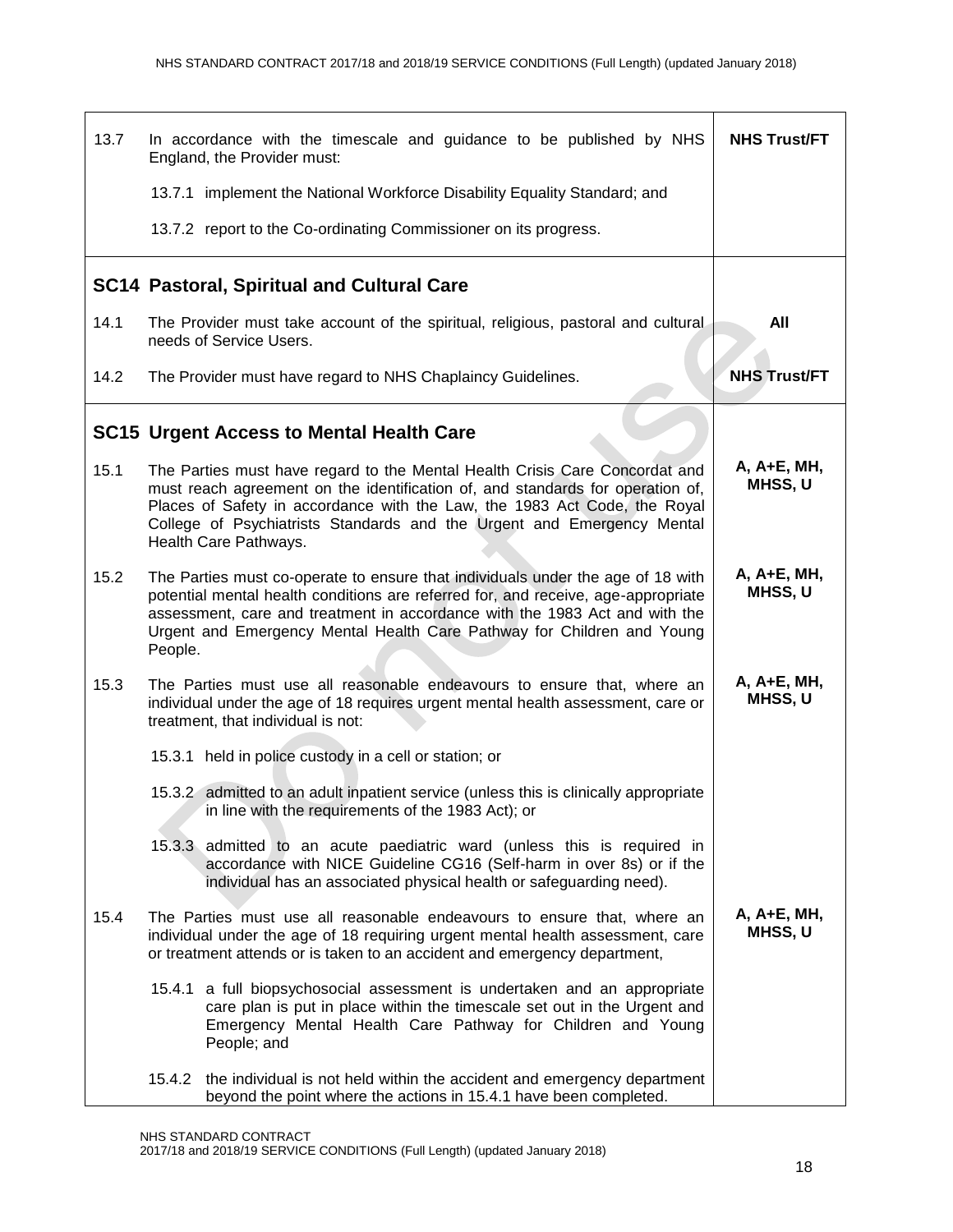| | | |
|---|---|---|
| 13.7 | In accordance with the timescale and guidance to be published by NHS England, the Provider must:<br><br>13.7.1 implement the National Workforce Disability Equality Standard; and<br><br>13.7.2 report to the Co-ordinating Commissioner on its progress. | **NHS Trust/FT** |
| | **SC14 Pastoral, Spiritual and Cultural Care** | |
| 14.1 | The Provider must take account of the spiritual, religious, pastoral and cultural needs of Service Users. | **All** |
| 14.2 | The Provider must have regard to NHS Chaplaincy Guidelines. | **NHS Trust/FT** |
| | **SC15 Urgent Access to Mental Health Care** | |
| 15.1 | The Parties must have regard to the Mental Health Crisis Care Concordat and must reach agreement on the identification of, and standards for operation of, Places of Safety in accordance with the Law, the 1983 Act Code, the Royal College of Psychiatrists Standards and the Urgent and Emergency Mental Health Care Pathways. | **A, A+E, MH, MHSS, U** |
| 15.2 | The Parties must co-operate to ensure that individuals under the age of 18 with potential mental health conditions are referred for, and receive, age-appropriate assessment, care and treatment in accordance with the 1983 Act and with the Urgent and Emergency Mental Health Care Pathway for Children and Young People. | **A, A+E, MH, MHSS, U** |
| 15.3 | The Parties must use all reasonable endeavours to ensure that, where an individual under the age of 18 requires urgent mental health assessment, care or treatment, that individual is not:<br><br>15.3.1 held in police custody in a cell or station; or<br><br>15.3.2 admitted to an adult inpatient service (unless this is clinically appropriate in line with the requirements of the 1983 Act); or<br><br>15.3.3 admitted to an acute paediatric ward (unless this is required in accordance with NICE Guideline CG16 (Self-harm in over 8s) or if the individual has an associated physical health or safeguarding need). | **A, A+E, MH, MHSS, U** |
| 15.4 | The Parties must use all reasonable endeavours to ensure that, where an individual under the age of 18 requiring urgent mental health assessment, care or treatment attends or is taken to an accident and emergency department,<br><br>15.4.1 a full biopsychosocial assessment is undertaken and an appropriate care plan is put in place within the timescale set out in the Urgent and Emergency Mental Health Care Pathway for Children and Young People; and<br><br>15.4.2 the individual is not held within the accident and emergency department beyond the point where the actions in 15.4.1 have been completed. | **A, A+E, MH, MHSS, U** |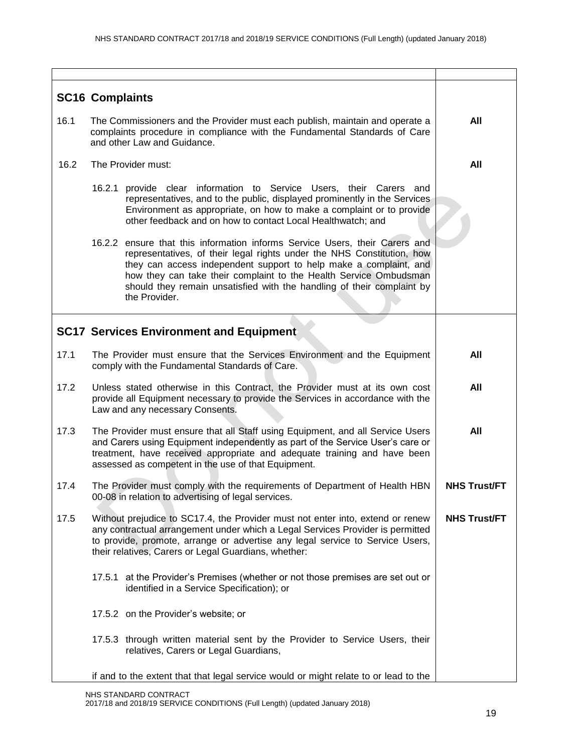| | |
|---|---|
| **SC16 Complaints** | |
| 16.1 The Commissioners and the Provider must each publish, maintain and operate a complaints procedure in compliance with the Fundamental Standards of Care and other Law and Guidance. | **All** |
| 16.2 The Provider must: | **All** |
| 16.2.1 provide clear information to Service Users, their Carers and representatives, and to the public, displayed prominently in the Services Environment as appropriate, on how to make a complaint or to provide other feedback and on how to contact Local Healthwatch; and | |
| 16.2.2 ensure that this information informs Service Users, their Carers and representatives, of their legal rights under the NHS Constitution, how they can access independent support to help make a complaint, and how they can take their complaint to the Health Service Ombudsman should they remain unsatisfied with the handling of their complaint by the Provider. | |
| **SC17 Services Environment and Equipment** | |
| 17.1 The Provider must ensure that the Services Environment and the Equipment comply with the Fundamental Standards of Care. | **All** |
| 17.2 Unless stated otherwise in this Contract, the Provider must at its own cost provide all Equipment necessary to provide the Services in accordance with the Law and any necessary Consents. | **All** |
| 17.3 The Provider must ensure that all Staff using Equipment, and all Service Users and Carers using Equipment independently as part of the Service User's care or treatment, have received appropriate and adequate training and have been assessed as competent in the use of that Equipment. | **All** |
| 17.4 The Provider must comply with the requirements of Department of Health HBN 00-08 in relation to advertising of legal services. | **NHS Trust/FT** |
| 17.5 Without prejudice to SC17.4, the Provider must not enter into, extend or renew any contractual arrangement under which a Legal Services Provider is permitted to provide, promote, arrange or advertise any legal service to Service Users, their relatives, Carers or Legal Guardians, whether: | **NHS Trust/FT** |
| 17.5.1 at the Provider's Premises (whether or not those premises are set out or identified in a Service Specification); or | |
| 17.5.2 on the Provider's website; or | |
| 17.5.3 through written material sent by the Provider to Service Users, their relatives, Carers or Legal Guardians, | |
| if and to the extent that that legal service would or might relate to or lead to the | |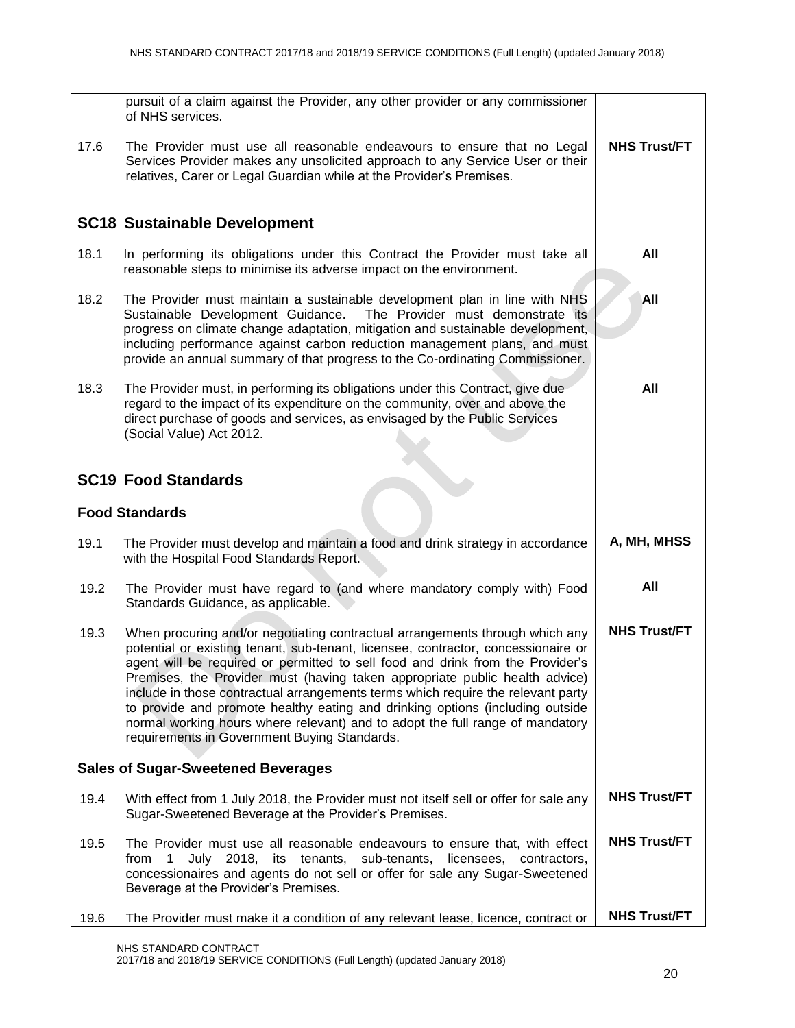| | | |
|---|---|---|
| | pursuit of a claim against the Provider, any other provider or any commissioner of NHS services. | |
| 17.6 | The Provider must use all reasonable endeavours to ensure that no Legal Services Provider makes any unsolicited approach to any Service User or their relatives, Carer or Legal Guardian while at the Provider's Premises. | **NHS Trust/FT** |

## SC18 Sustainable Development

| | | |
|---|---|---|
| 18.1 | In performing its obligations under this Contract the Provider must take all reasonable steps to minimise its adverse impact on the environment. | **All** |
| 18.2 | The Provider must maintain a sustainable development plan in line with NHS Sustainable Development Guidance. The Provider must demonstrate its progress on climate change adaptation, mitigation and sustainable development, including performance against carbon reduction management plans, and must provide an annual summary of that progress to the Co-ordinating Commissioner. | **All** |
| 18.3 | The Provider must, in performing its obligations under this Contract, give due regard to the impact of its expenditure on the community, over and above the direct purchase of goods and services, as envisaged by the Public Services (Social Value) Act 2012. | **All** |

## SC19 Food Standards

### Food Standards

| | | |
|---|---|---|
| 19.1 | The Provider must develop and maintain a food and drink strategy in accordance with the Hospital Food Standards Report. | **A, MH, MHSS** |
| 19.2 | The Provider must have regard to (and where mandatory comply with) Food Standards Guidance, as applicable. | **All** |
| 19.3 | When procuring and/or negotiating contractual arrangements through which any potential or existing tenant, sub-tenant, licensee, contractor, concessionaire or agent will be required or permitted to sell food and drink from the Provider's Premises, the Provider must (having taken appropriate public health advice) include in those contractual arrangements terms which require the relevant party to provide and promote healthy eating and drinking options (including outside normal working hours where relevant) and to adopt the full range of mandatory requirements in Government Buying Standards. | **NHS Trust/FT** |

### Sales of Sugar-Sweetened Beverages

| | | |
|---|---|---|
| 19.4 | With effect from 1 July 2018, the Provider must not itself sell or offer for sale any Sugar-Sweetened Beverage at the Provider's Premises. | **NHS Trust/FT** |
| 19.5 | The Provider must use all reasonable endeavours to ensure that, with effect from 1 July 2018, its tenants, sub-tenants, licensees, contractors, concessionaires and agents do not sell or offer for sale any Sugar-Sweetened Beverage at the Provider's Premises. | **NHS Trust/FT** |
| 19.6 | The Provider must make it a condition of any relevant lease, licence, contract or | **NHS Trust/FT** |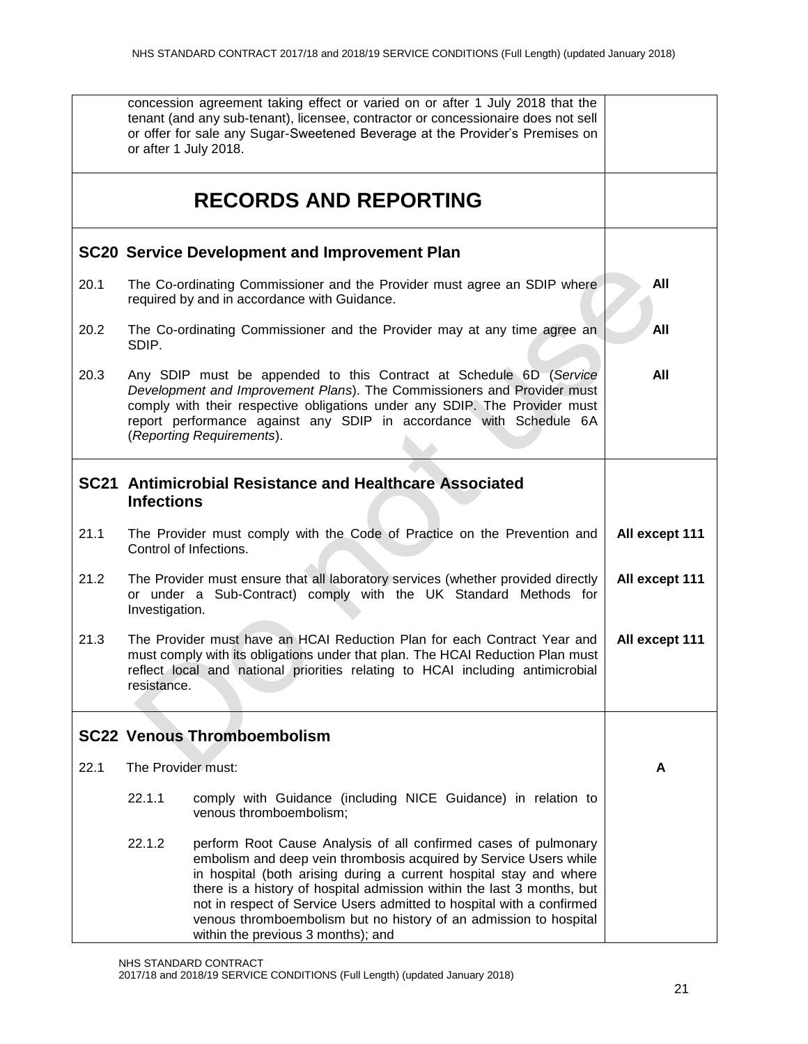| | | |
|---|---|---|
| | concession agreement taking effect or varied on or after 1 July 2018 that the tenant (and any sub-tenant), licensee, contractor or concessionaire does not sell or offer for sale any Sugar-Sweetened Beverage at the Provider's Premises on or after 1 July 2018. | |
| | **RECORDS AND REPORTING** | |
| **SC20** | **Service Development and Improvement Plan** | |
| 20.1 | The Co-ordinating Commissioner and the Provider must agree an SDIP where required by and in accordance with Guidance. | **All** |
| 20.2 | The Co-ordinating Commissioner and the Provider may at any time agree an SDIP. | **All** |
| 20.3 | Any SDIP must be appended to this Contract at Schedule 6D (*Service Development and Improvement Plans*). The Commissioners and Provider must comply with their respective obligations under any SDIP. The Provider must report performance against any SDIP in accordance with Schedule 6A (*Reporting Requirements*). | **All** |
| **SC21** | **Antimicrobial Resistance and Healthcare Associated Infections** | |
| 21.1 | The Provider must comply with the Code of Practice on the Prevention and Control of Infections. | **All except 111** |
| 21.2 | The Provider must ensure that all laboratory services (whether provided directly or under a Sub-Contract) comply with the UK Standard Methods for Investigation. | **All except 111** |
| 21.3 | The Provider must have an HCAI Reduction Plan for each Contract Year and must comply with its obligations under that plan. The HCAI Reduction Plan must reflect local and national priorities relating to HCAI including antimicrobial resistance. | **All except 111** |
| **SC22** | **Venous Thromboembolism** | |
| 22.1 | The Provider must: | **A** |
| | 22.1.1 comply with Guidance (including NICE Guidance) in relation to venous thromboembolism; | |
| | 22.1.2 perform Root Cause Analysis of all confirmed cases of pulmonary embolism and deep vein thrombosis acquired by Service Users while in hospital (both arising during a current hospital stay and where there is a history of hospital admission within the last 3 months, but not in respect of Service Users admitted to hospital with a confirmed venous thromboembolism but no history of an admission to hospital within the previous 3 months); and | |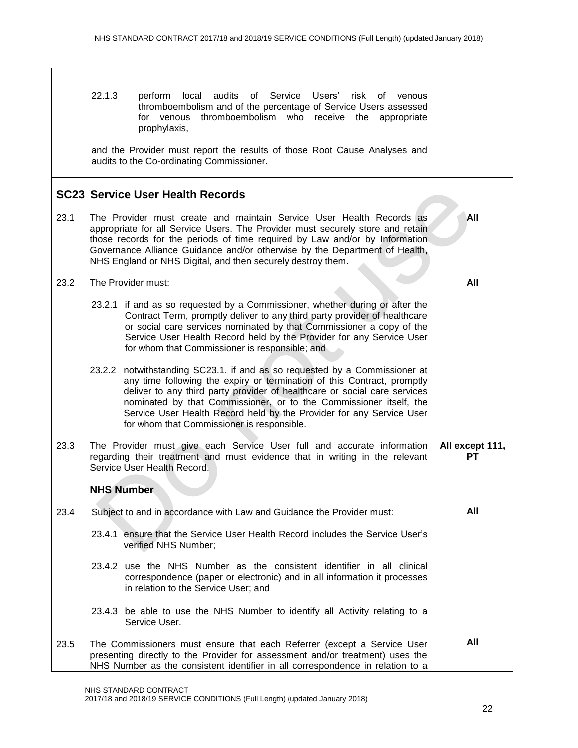| | | |
|---|---|---|
| | 22.1.3 perform local audits of Service Users' risk of venous thromboembolism and of the percentage of Service Users assessed for venous thromboembolism who receive the appropriate prophylaxis,<br><br>and the Provider must report the results of those Root Cause Analyses and audits to the Co-ordinating Commissioner. | |

## SC23 Service User Health Records

| | | |
|---|---|---|
| 23.1 | The Provider must create and maintain Service User Health Records as appropriate for all Service Users. The Provider must securely store and retain those records for the periods of time required by Law and/or by Information Governance Alliance Guidance and/or otherwise by the Department of Health, NHS England or NHS Digital, and then securely destroy them. | **All** |
| 23.2 | The Provider must:<br><br>23.2.1 if and as so requested by a Commissioner, whether during or after the Contract Term, promptly deliver to any third party provider of healthcare or social care services nominated by that Commissioner a copy of the Service User Health Record held by the Provider for any Service User for whom that Commissioner is responsible; and<br><br>23.2.2 notwithstanding SC23.1, if and as so requested by a Commissioner at any time following the expiry or termination of this Contract, promptly deliver to any third party provider of healthcare or social care services nominated by that Commissioner, or to the Commissioner itself, the Service User Health Record held by the Provider for any Service User for whom that Commissioner is responsible. | **All** |
| 23.3 | The Provider must give each Service User full and accurate information regarding their treatment and must evidence that in writing in the relevant Service User Health Record. | **All except 111, PT** |
| | **NHS Number** | |
| 23.4 | Subject to and in accordance with Law and Guidance the Provider must:<br><br>23.4.1 ensure that the Service User Health Record includes the Service User's verified NHS Number;<br><br>23.4.2 use the NHS Number as the consistent identifier in all clinical correspondence (paper or electronic) and in all information it processes in relation to the Service User; and<br><br>23.4.3 be able to use the NHS Number to identify all Activity relating to a Service User. | **All** |
| 23.5 | The Commissioners must ensure that each Referrer (except a Service User presenting directly to the Provider for assessment and/or treatment) uses the NHS Number as the consistent identifier in all correspondence in relation to a | **All** |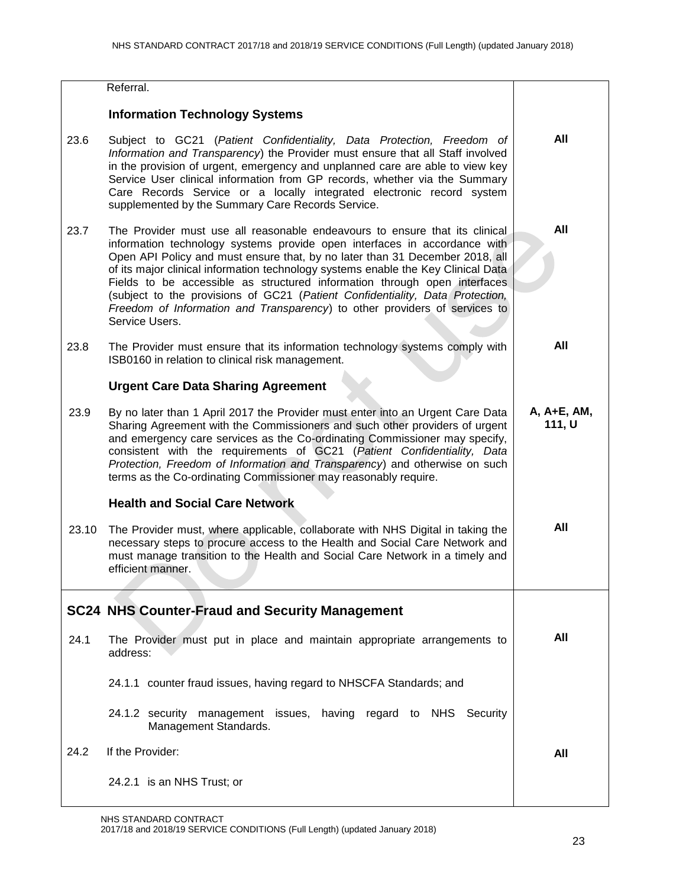| | | |
|---|---|---|
| | Referral. | |
| | **Information Technology Systems** | |
| 23.6 | Subject to GC21 (*Patient Confidentiality, Data Protection, Freedom of Information and Transparency*) the Provider must ensure that all Staff involved in the provision of urgent, emergency and unplanned care are able to view key Service User clinical information from GP records, whether via the Summary Care Records Service or a locally integrated electronic record system supplemented by the Summary Care Records Service. | **All** |
| 23.7 | The Provider must use all reasonable endeavours to ensure that its clinical information technology systems provide open interfaces in accordance with Open API Policy and must ensure that, by no later than 31 December 2018, all of its major clinical information technology systems enable the Key Clinical Data Fields to be accessible as structured information through open interfaces (subject to the provisions of GC21 (*Patient Confidentiality, Data Protection, Freedom of Information and Transparency*) to other providers of services to Service Users. | **All** |
| 23.8 | The Provider must ensure that its information technology systems comply with ISB0160 in relation to clinical risk management. | **All** |
| | **Urgent Care Data Sharing Agreement** | |
| 23.9 | By no later than 1 April 2017 the Provider must enter into an Urgent Care Data Sharing Agreement with the Commissioners and such other providers of urgent and emergency care services as the Co-ordinating Commissioner may specify, consistent with the requirements of GC21 (*Patient Confidentiality, Data Protection, Freedom of Information and Transparency*) and otherwise on such terms as the Co-ordinating Commissioner may reasonably require. | **A, A+E, AM, 111, U** |
| | **Health and Social Care Network** | |
| 23.10 | The Provider must, where applicable, collaborate with NHS Digital in taking the necessary steps to procure access to the Health and Social Care Network and must manage transition to the Health and Social Care Network in a timely and efficient manner. | **All** |
| **SC24** | **NHS Counter-Fraud and Security Management** | |
| 24.1 | The Provider must put in place and maintain appropriate arrangements to address: | **All** |
| | 24.1.1 counter fraud issues, having regard to NHSCFA Standards; and | |
| | 24.1.2 security management issues, having regard to NHS Security Management Standards. | |
| 24.2 | If the Provider: | **All** |
| | 24.2.1 is an NHS Trust; or | |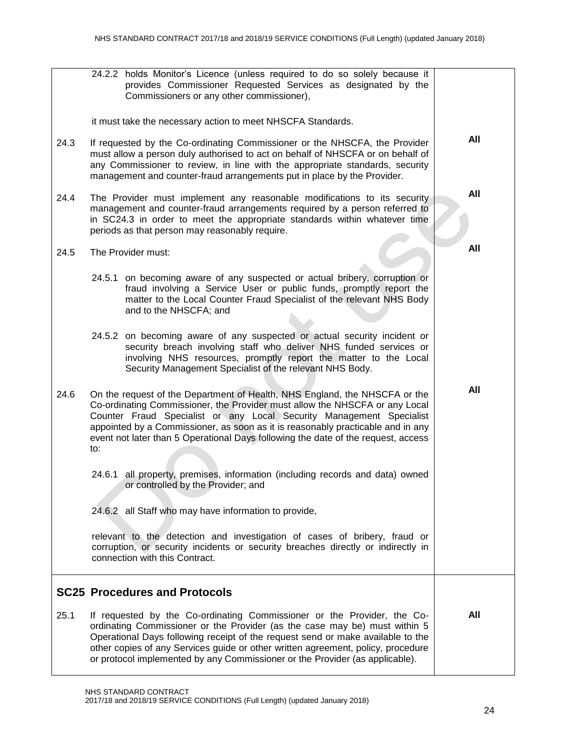| | | |
|---|---|---|
| | 24.2.2 holds Monitor's Licence (unless required to do so solely because it provides Commissioner Requested Services as designated by the Commissioners or any other commissioner),<br><br>it must take the necessary action to meet NHSCFA Standards. | |
| 24.3 | If requested by the Co-ordinating Commissioner or the NHSCFA, the Provider must allow a person duly authorised to act on behalf of NHSCFA or on behalf of any Commissioner to review, in line with the appropriate standards, security management and counter-fraud arrangements put in place by the Provider. | **All** |
| 24.4 | The Provider must implement any reasonable modifications to its security management and counter-fraud arrangements required by a person referred to in SC24.3 in order to meet the appropriate standards within whatever time periods as that person may reasonably require. | **All** |
| 24.5 | The Provider must:<br><br>24.5.1 on becoming aware of any suspected or actual bribery, corruption or fraud involving a Service User or public funds, promptly report the matter to the Local Counter Fraud Specialist of the relevant NHS Body and to the NHSCFA; and<br><br>24.5.2 on becoming aware of any suspected or actual security incident or security breach involving staff who deliver NHS funded services or involving NHS resources, promptly report the matter to the Local Security Management Specialist of the relevant NHS Body. | **All** |
| 24.6 | On the request of the Department of Health, NHS England, the NHSCFA or the Co-ordinating Commissioner, the Provider must allow the NHSCFA or any Local Counter Fraud Specialist or any Local Security Management Specialist appointed by a Commissioner, as soon as it is reasonably practicable and in any event not later than 5 Operational Days following the date of the request, access to:<br><br>24.6.1 all property, premises, information (including records and data) owned or controlled by the Provider; and<br><br>24.6.2 all Staff who may have information to provide,<br><br>relevant to the detection and investigation of cases of bribery, fraud or corruption, or security incidents or security breaches directly or indirectly in connection with this Contract. | **All** |
| **SC25 Procedures and Protocols** | | |
| 25.1 | If requested by the Co-ordinating Commissioner or the Provider, the Co-ordinating Commissioner or the Provider (as the case may be) must within 5 Operational Days following receipt of the request send or make available to the other copies of any Services guide or other written agreement, policy, procedure or protocol implemented by any Commissioner or the Provider (as applicable). | **All** |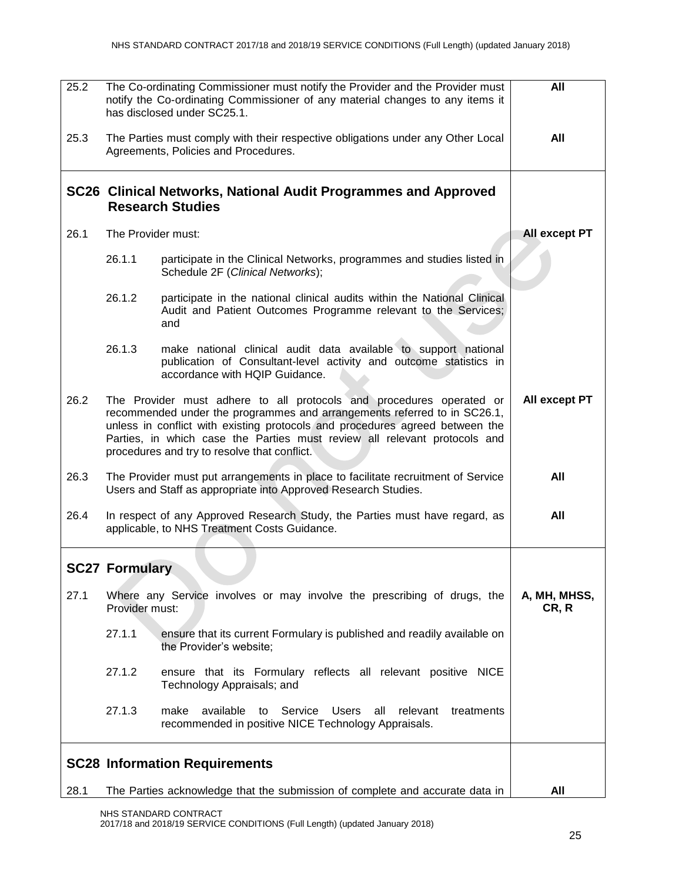| | | |
|---|---|---|
| 25.2 | The Co-ordinating Commissioner must notify the Provider and the Provider must notify the Co-ordinating Commissioner of any material changes to any items it has disclosed under SC25.1. | **All** |
| 25.3 | The Parties must comply with their respective obligations under any Other Local Agreements, Policies and Procedures. | **All** |
| | **SC26 Clinical Networks, National Audit Programmes and Approved Research Studies** | |
| 26.1 | The Provider must: | **All except PT** |
| | 26.1.1 participate in the Clinical Networks, programmes and studies listed in Schedule 2F (*Clinical Networks*); | |
| | 26.1.2 participate in the national clinical audits within the National Clinical Audit and Patient Outcomes Programme relevant to the Services; and | |
| | 26.1.3 make national clinical audit data available to support national publication of Consultant-level activity and outcome statistics in accordance with HQIP Guidance. | |
| 26.2 | The Provider must adhere to all protocols and procedures operated or recommended under the programmes and arrangements referred to in SC26.1, unless in conflict with existing protocols and procedures agreed between the Parties, in which case the Parties must review all relevant protocols and procedures and try to resolve that conflict. | **All except PT** |
| 26.3 | The Provider must put arrangements in place to facilitate recruitment of Service Users and Staff as appropriate into Approved Research Studies. | **All** |
| 26.4 | In respect of any Approved Research Study, the Parties must have regard, as applicable, to NHS Treatment Costs Guidance. | **All** |
| | **SC27 Formulary** | |
| 27.1 | Where any Service involves or may involve the prescribing of drugs, the Provider must: | **A, MH, MHSS, CR, R** |
| | 27.1.1 ensure that its current Formulary is published and readily available on the Provider's website; | |
| | 27.1.2 ensure that its Formulary reflects all relevant positive NICE Technology Appraisals; and | |
| | 27.1.3 make available to Service Users all relevant treatments recommended in positive NICE Technology Appraisals. | |
| | **SC28 Information Requirements** | |
| 28.1 | The Parties acknowledge that the submission of complete and accurate data in | **All** |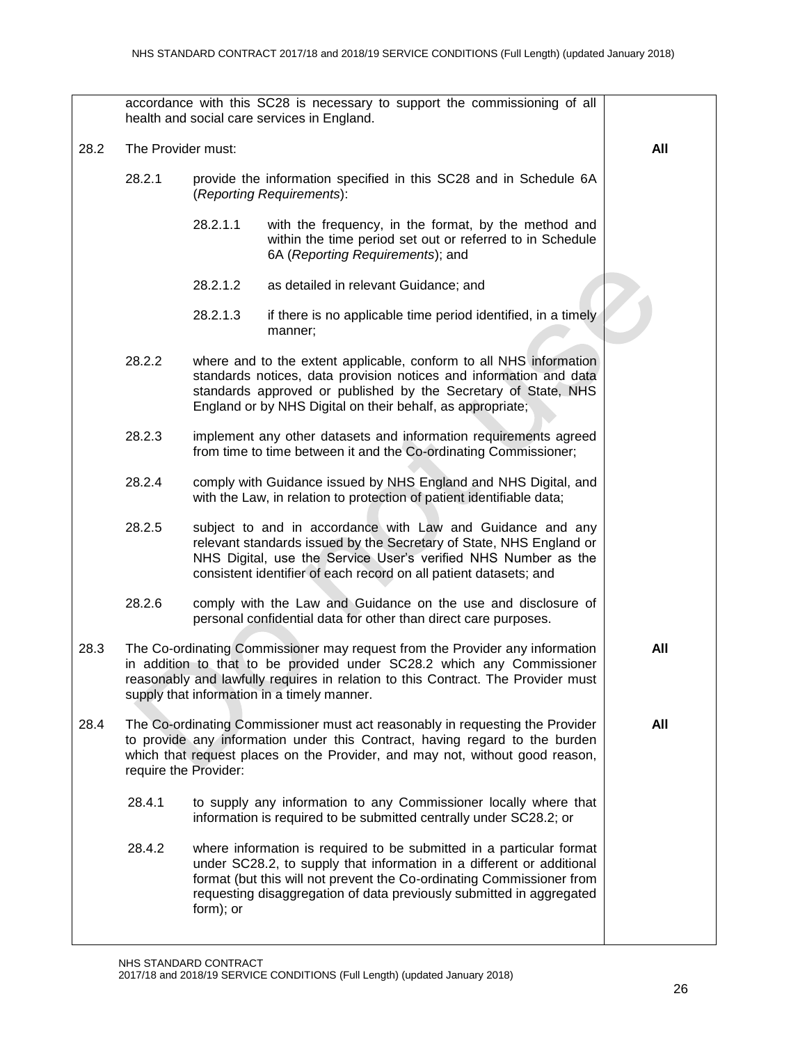| | | |
|---|---|---|
| | accordance with this SC28 is necessary to support the commissioning of all health and social care services in England. | |
| 28.2 | The Provider must: | **All** |
| | 28.2.1 provide the information specified in this SC28 and in Schedule 6A (*Reporting Requirements*): | |
| | 28.2.1.1 with the frequency, in the format, by the method and within the time period set out or referred to in Schedule 6A (*Reporting Requirements*); and | |
| | 28.2.1.2 as detailed in relevant Guidance; and | |
| | 28.2.1.3 if there is no applicable time period identified, in a timely manner; | |
| | 28.2.2 where and to the extent applicable, conform to all NHS information standards notices, data provision notices and information and data standards approved or published by the Secretary of State, NHS England or by NHS Digital on their behalf, as appropriate; | |
| | 28.2.3 implement any other datasets and information requirements agreed from time to time between it and the Co-ordinating Commissioner; | |
| | 28.2.4 comply with Guidance issued by NHS England and NHS Digital, and with the Law, in relation to protection of patient identifiable data; | |
| | 28.2.5 subject to and in accordance with Law and Guidance and any relevant standards issued by the Secretary of State, NHS England or NHS Digital, use the Service User's verified NHS Number as the consistent identifier of each record on all patient datasets; and | |
| | 28.2.6 comply with the Law and Guidance on the use and disclosure of personal confidential data for other than direct care purposes. | |
| 28.3 | The Co-ordinating Commissioner may request from the Provider any information in addition to that to be provided under SC28.2 which any Commissioner reasonably and lawfully requires in relation to this Contract. The Provider must supply that information in a timely manner. | **All** |
| 28.4 | The Co-ordinating Commissioner must act reasonably in requesting the Provider to provide any information under this Contract, having regard to the burden which that request places on the Provider, and may not, without good reason, require the Provider: | **All** |
| | 28.4.1 to supply any information to any Commissioner locally where that information is required to be submitted centrally under SC28.2; or | |
| | 28.4.2 where information is required to be submitted in a particular format under SC28.2, to supply that information in a different or additional format (but this will not prevent the Co-ordinating Commissioner from requesting disaggregation of data previously submitted in aggregated form); or | |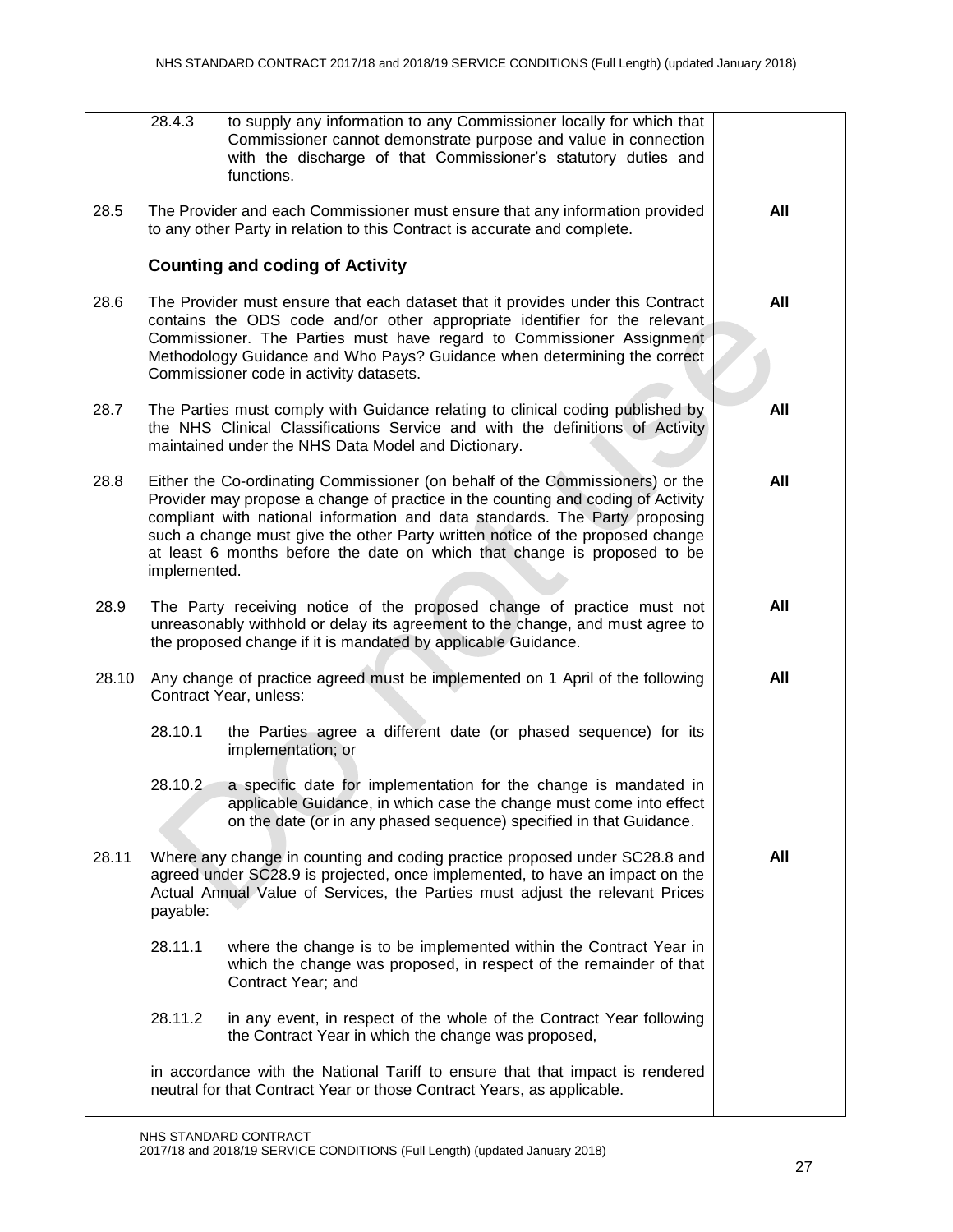| | | |
|---|---|---|
| | 28.4.3 to supply any information to any Commissioner locally for which that Commissioner cannot demonstrate purpose and value in connection with the discharge of that Commissioner's statutory duties and functions. | |
| 28.5 | The Provider and each Commissioner must ensure that any information provided to any other Party in relation to this Contract is accurate and complete. | **All** |
| | **Counting and coding of Activity** | |
| 28.6 | The Provider must ensure that each dataset that it provides under this Contract contains the ODS code and/or other appropriate identifier for the relevant Commissioner. The Parties must have regard to Commissioner Assignment Methodology Guidance and Who Pays? Guidance when determining the correct Commissioner code in activity datasets. | **All** |
| 28.7 | The Parties must comply with Guidance relating to clinical coding published by the NHS Clinical Classifications Service and with the definitions of Activity maintained under the NHS Data Model and Dictionary. | **All** |
| 28.8 | Either the Co-ordinating Commissioner (on behalf of the Commissioners) or the Provider may propose a change of practice in the counting and coding of Activity compliant with national information and data standards. The Party proposing such a change must give the other Party written notice of the proposed change at least 6 months before the date on which that change is proposed to be implemented. | **All** |
| 28.9 | The Party receiving notice of the proposed change of practice must not unreasonably withhold or delay its agreement to the change, and must agree to the proposed change if it is mandated by applicable Guidance. | **All** |
| 28.10 | Any change of practice agreed must be implemented on 1 April of the following Contract Year, unless:<br><br>28.10.1 the Parties agree a different date (or phased sequence) for its implementation; or<br><br>28.10.2 a specific date for implementation for the change is mandated in applicable Guidance, in which case the change must come into effect on the date (or in any phased sequence) specified in that Guidance. | **All** |
| 28.11 | Where any change in counting and coding practice proposed under SC28.8 and agreed under SC28.9 is projected, once implemented, to have an impact on the Actual Annual Value of Services, the Parties must adjust the relevant Prices payable:<br><br>28.11.1 where the change is to be implemented within the Contract Year in which the change was proposed, in respect of the remainder of that Contract Year; and<br><br>28.11.2 in any event, in respect of the whole of the Contract Year following the Contract Year in which the change was proposed,<br><br>in accordance with the National Tariff to ensure that that impact is rendered neutral for that Contract Year or those Contract Years, as applicable. | **All** |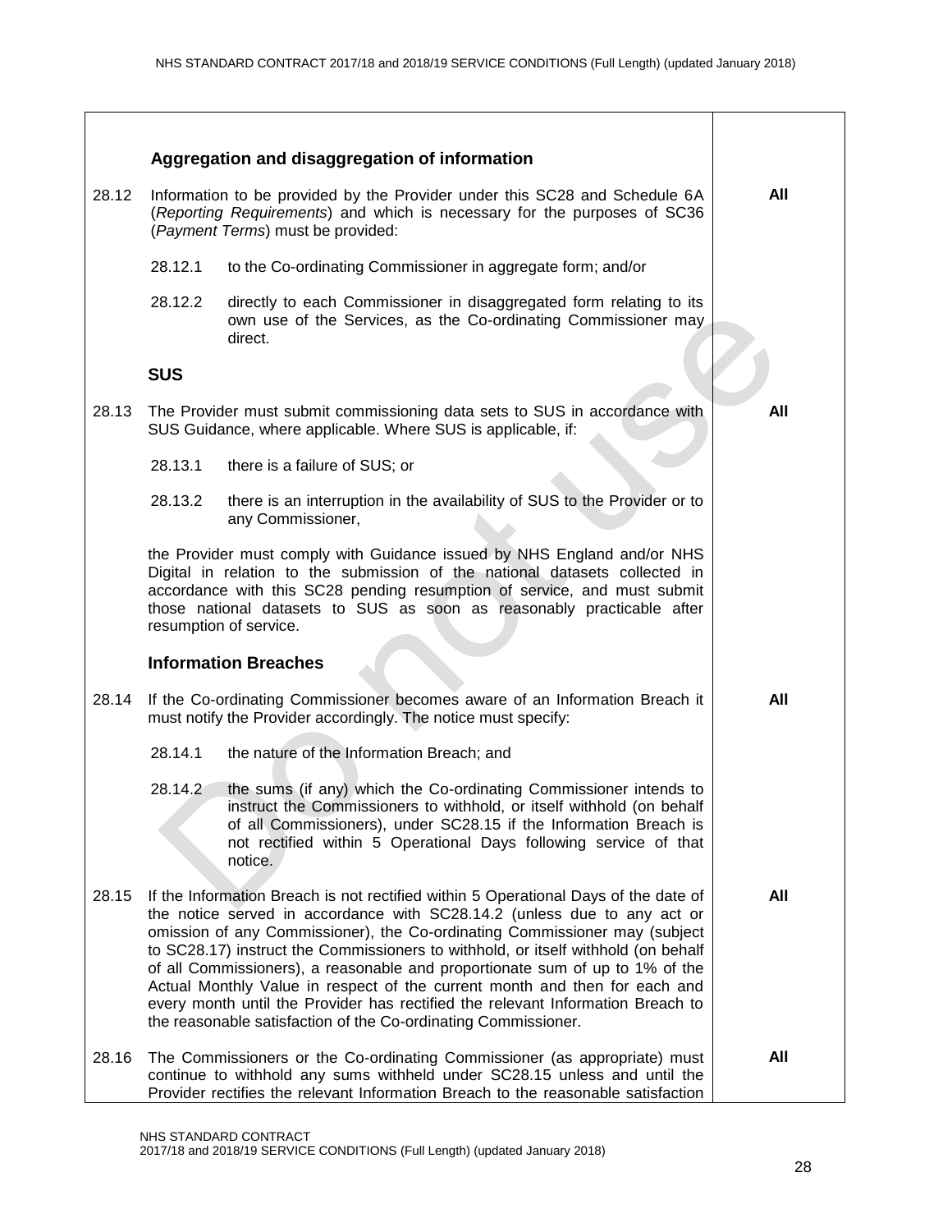| | | |
|---|---|---|
| | **Aggregation and disaggregation of information** | |
| 28.12 | Information to be provided by the Provider under this SC28 and Schedule 6A (*Reporting Requirements*) and which is necessary for the purposes of SC36 (*Payment Terms*) must be provided:<br><br>28.12.1 to the Co-ordinating Commissioner in aggregate form; and/or<br><br>28.12.2 directly to each Commissioner in disaggregated form relating to its own use of the Services, as the Co-ordinating Commissioner may direct. | **All** |
| | **SUS** | |
| 28.13 | The Provider must submit commissioning data sets to SUS in accordance with SUS Guidance, where applicable. Where SUS is applicable, if:<br><br>28.13.1 there is a failure of SUS; or<br><br>28.13.2 there is an interruption in the availability of SUS to the Provider or to any Commissioner,<br><br>the Provider must comply with Guidance issued by NHS England and/or NHS Digital in relation to the submission of the national datasets collected in accordance with this SC28 pending resumption of service, and must submit those national datasets to SUS as soon as reasonably practicable after resumption of service. | **All** |
| | **Information Breaches** | |
| 28.14 | If the Co-ordinating Commissioner becomes aware of an Information Breach it must notify the Provider accordingly. The notice must specify:<br><br>28.14.1 the nature of the Information Breach; and<br><br>28.14.2 the sums (if any) which the Co-ordinating Commissioner intends to instruct the Commissioners to withhold, or itself withhold (on behalf of all Commissioners), under SC28.15 if the Information Breach is not rectified within 5 Operational Days following service of that notice. | **All** |
| 28.15 | If the Information Breach is not rectified within 5 Operational Days of the date of the notice served in accordance with SC28.14.2 (unless due to any act or omission of any Commissioner), the Co-ordinating Commissioner may (subject to SC28.17) instruct the Commissioners to withhold, or itself withhold (on behalf of all Commissioners), a reasonable and proportionate sum of up to 1% of the Actual Monthly Value in respect of the current month and then for each and every month until the Provider has rectified the relevant Information Breach to the reasonable satisfaction of the Co-ordinating Commissioner. | **All** |
| 28.16 | The Commissioners or the Co-ordinating Commissioner (as appropriate) must continue to withhold any sums withheld under SC28.15 unless and until the Provider rectifies the relevant Information Breach to the reasonable satisfaction | **All** |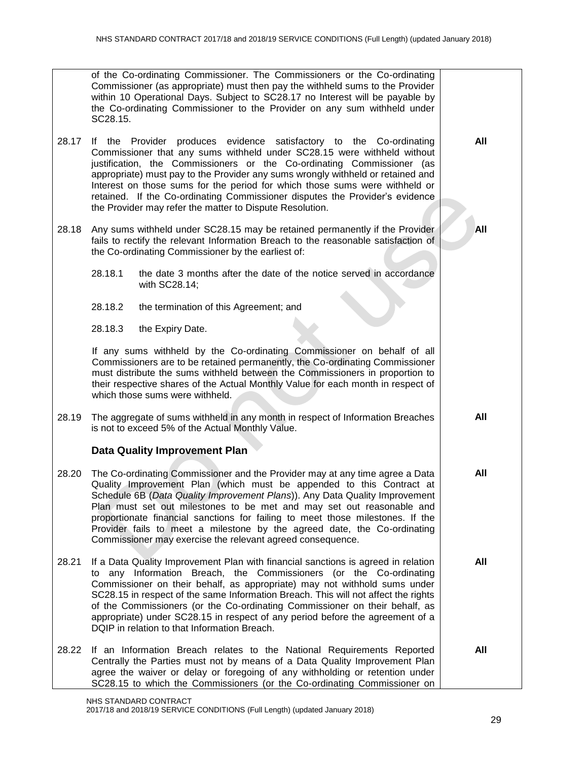| | | |
|---|---|---|
| | of the Co-ordinating Commissioner. The Commissioners or the Co-ordinating Commissioner (as appropriate) must then pay the withheld sums to the Provider within 10 Operational Days. Subject to SC28.17 no Interest will be payable by the Co-ordinating Commissioner to the Provider on any sum withheld under SC28.15. | |
| 28.17 | If the Provider produces evidence satisfactory to the Co-ordinating Commissioner that any sums withheld under SC28.15 were withheld without justification, the Commissioners or the Co-ordinating Commissioner (as appropriate) must pay to the Provider any sums wrongly withheld or retained and Interest on those sums for the period for which those sums were withheld or retained. If the Co-ordinating Commissioner disputes the Provider's evidence the Provider may refer the matter to Dispute Resolution. | **All** |
| 28.18 | Any sums withheld under SC28.15 may be retained permanently if the Provider fails to rectify the relevant Information Breach to the reasonable satisfaction of the Co-ordinating Commissioner by the earliest of:<br><br>28.18.1 the date 3 months after the date of the notice served in accordance with SC28.14;<br><br>28.18.2 the termination of this Agreement; and<br><br>28.18.3 the Expiry Date.<br><br>If any sums withheld by the Co-ordinating Commissioner on behalf of all Commissioners are to be retained permanently, the Co-ordinating Commissioner must distribute the sums withheld between the Commissioners in proportion to their respective shares of the Actual Monthly Value for each month in respect of which those sums were withheld. | **All** |
| 28.19 | The aggregate of sums withheld in any month in respect of Information Breaches is not to exceed 5% of the Actual Monthly Value. | **All** |
| | **Data Quality Improvement Plan** | |
| 28.20 | The Co-ordinating Commissioner and the Provider may at any time agree a Data Quality Improvement Plan (which must be appended to this Contract at Schedule 6B (*Data Quality Improvement Plans*)). Any Data Quality Improvement Plan must set out milestones to be met and may set out reasonable and proportionate financial sanctions for failing to meet those milestones. If the Provider fails to meet a milestone by the agreed date, the Co-ordinating Commissioner may exercise the relevant agreed consequence. | **All** |
| 28.21 | If a Data Quality Improvement Plan with financial sanctions is agreed in relation to any Information Breach, the Commissioners (or the Co-ordinating Commissioner on their behalf, as appropriate) may not withhold sums under SC28.15 in respect of the same Information Breach. This will not affect the rights of the Commissioners (or the Co-ordinating Commissioner on their behalf, as appropriate) under SC28.15 in respect of any period before the agreement of a DQIP in relation to that Information Breach. | **All** |
| 28.22 | If an Information Breach relates to the National Requirements Reported Centrally the Parties must not by means of a Data Quality Improvement Plan agree the waiver or delay or foregoing of any withholding or retention under SC28.15 to which the Commissioners (or the Co-ordinating Commissioner on | **All** |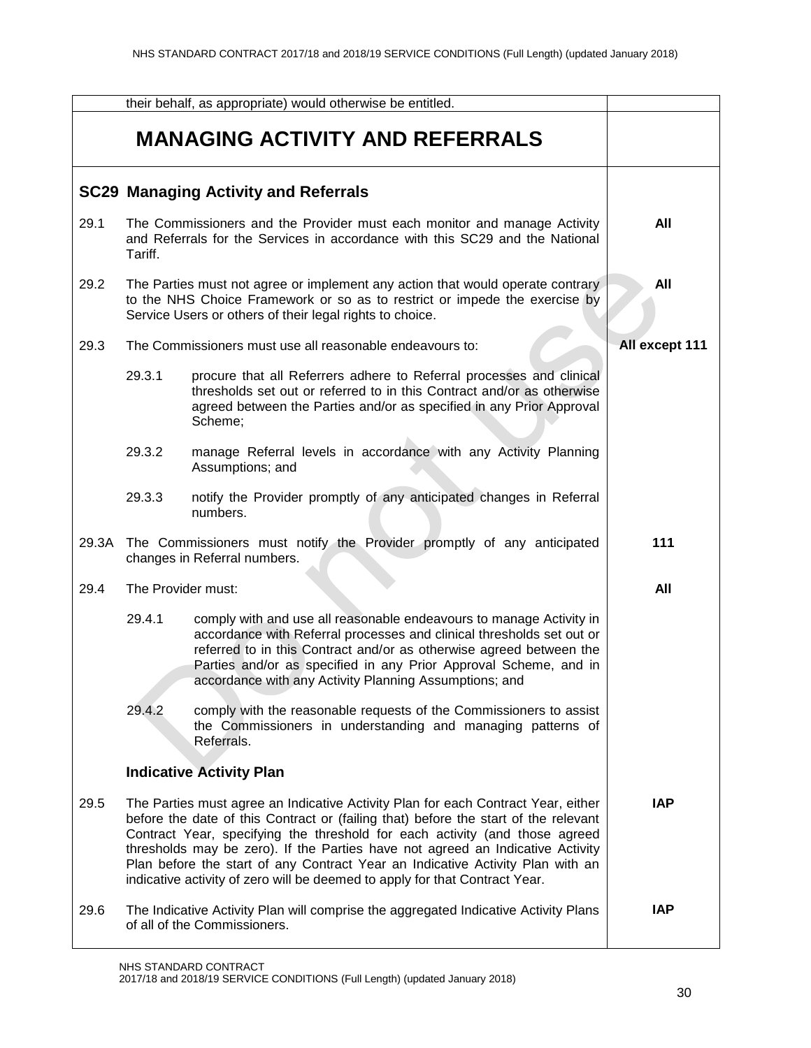| | |
|---|---|
| their behalf, as appropriate) would otherwise be entitled. | |

## MANAGING ACTIVITY AND REFERRALS

### SC29 Managing Activity and Referrals

| | | |
|---|---|---|
| 29.1 | The Commissioners and the Provider must each monitor and manage Activity and Referrals for the Services in accordance with this SC29 and the National Tariff. | **All** |
| 29.2 | The Parties must not agree or implement any action that would operate contrary to the NHS Choice Framework or so as to restrict or impede the exercise by Service Users or others of their legal rights to choice. | **All** |
| 29.3 | The Commissioners must use all reasonable endeavours to:<br><br>29.3.1 procure that all Referrers adhere to Referral processes and clinical thresholds set out or referred to in this Contract and/or as otherwise agreed between the Parties and/or as specified in any Prior Approval Scheme;<br><br>29.3.2 manage Referral levels in accordance with any Activity Planning Assumptions; and<br><br>29.3.3 notify the Provider promptly of any anticipated changes in Referral numbers. | **All except 111** |
| 29.3A | The Commissioners must notify the Provider promptly of any anticipated changes in Referral numbers. | **111** |
| 29.4 | The Provider must:<br><br>29.4.1 comply with and use all reasonable endeavours to manage Activity in accordance with Referral processes and clinical thresholds set out or referred to in this Contract and/or as otherwise agreed between the Parties and/or as specified in any Prior Approval Scheme, and in accordance with any Activity Planning Assumptions; and<br><br>29.4.2 comply with the reasonable requests of the Commissioners to assist the Commissioners in understanding and managing patterns of Referrals. | **All** |

#### Indicative Activity Plan

| | | |
|---|---|---|
| 29.5 | The Parties must agree an Indicative Activity Plan for each Contract Year, either before the date of this Contract or (failing that) before the start of the relevant Contract Year, specifying the threshold for each activity (and those agreed thresholds may be zero). If the Parties have not agreed an Indicative Activity Plan before the start of any Contract Year an Indicative Activity Plan with an indicative activity of zero will be deemed to apply for that Contract Year. | **IAP** |
| 29.6 | The Indicative Activity Plan will comprise the aggregated Indicative Activity Plans of all of the Commissioners. | **IAP** |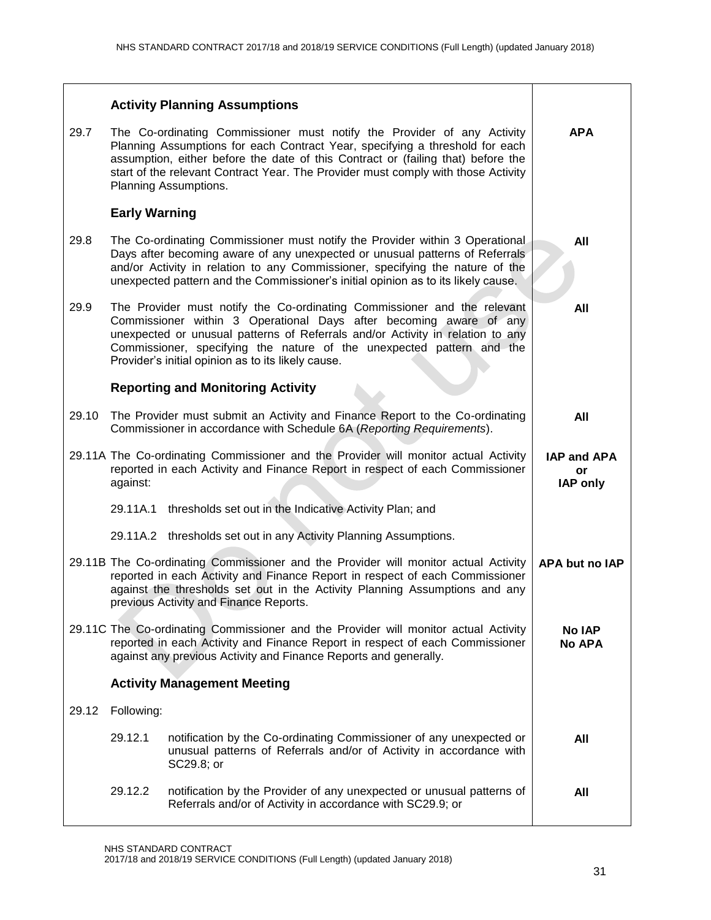| | | |
|---|---|---|
| | **Activity Planning Assumptions** | |
| 29.7 | The Co-ordinating Commissioner must notify the Provider of any Activity Planning Assumptions for each Contract Year, specifying a threshold for each assumption, either before the date of this Contract or (failing that) before the start of the relevant Contract Year. The Provider must comply with those Activity Planning Assumptions. | **APA** |
| | **Early Warning** | |
| 29.8 | The Co-ordinating Commissioner must notify the Provider within 3 Operational Days after becoming aware of any unexpected or unusual patterns of Referrals and/or Activity in relation to any Commissioner, specifying the nature of the unexpected pattern and the Commissioner's initial opinion as to its likely cause. | **All** |
| 29.9 | The Provider must notify the Co-ordinating Commissioner and the relevant Commissioner within 3 Operational Days after becoming aware of any unexpected or unusual patterns of Referrals and/or Activity in relation to any Commissioner, specifying the nature of the unexpected pattern and the Provider's initial opinion as to its likely cause. | **All** |
| | **Reporting and Monitoring Activity** | |
| 29.10 | The Provider must submit an Activity and Finance Report to the Co-ordinating Commissioner in accordance with Schedule 6A (*Reporting Requirements*). | **All** |
| 29.11A | The Co-ordinating Commissioner and the Provider will monitor actual Activity reported in each Activity and Finance Report in respect of each Commissioner against: | **IAP and APA or IAP only** |
| | 29.11A.1 thresholds set out in the Indicative Activity Plan; and | |
| | 29.11A.2 thresholds set out in any Activity Planning Assumptions. | |
| 29.11B | The Co-ordinating Commissioner and the Provider will monitor actual Activity reported in each Activity and Finance Report in respect of each Commissioner against the thresholds set out in the Activity Planning Assumptions and any previous Activity and Finance Reports. | **APA but no IAP** |
| 29.11C | The Co-ordinating Commissioner and the Provider will monitor actual Activity reported in each Activity and Finance Report in respect of each Commissioner against any previous Activity and Finance Reports and generally. | **No IAP No APA** |
| | **Activity Management Meeting** | |
| 29.12 | Following: | |
| | 29.12.1 notification by the Co-ordinating Commissioner of any unexpected or unusual patterns of Referrals and/or of Activity in accordance with SC29.8; or | **All** |
| | 29.12.2 notification by the Provider of any unexpected or unusual patterns of Referrals and/or of Activity in accordance with SC29.9; or | **All** |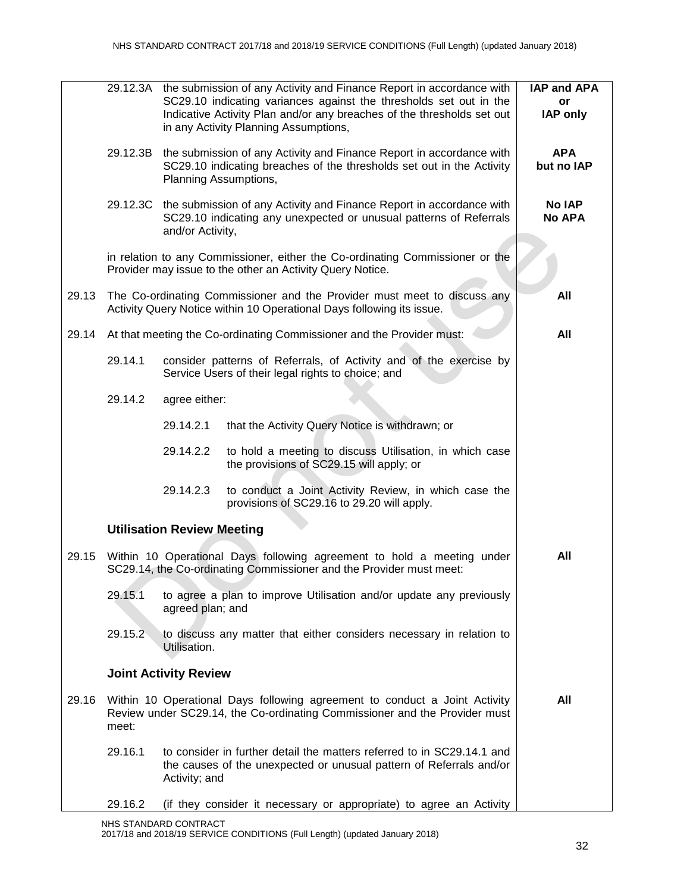| | | | |
|---|---|---|---|
| | 29.12.3A | the submission of any Activity and Finance Report in accordance with SC29.10 indicating variances against the thresholds set out in the Indicative Activity Plan and/or any breaches of the thresholds set out in any Activity Planning Assumptions, | **IAP and APA or IAP only** |
| | 29.12.3B | the submission of any Activity and Finance Report in accordance with SC29.10 indicating breaches of the thresholds set out in the Activity Planning Assumptions, | **APA but no IAP** |
| | 29.12.3C | the submission of any Activity and Finance Report in accordance with SC29.10 indicating any unexpected or unusual patterns of Referrals and/or Activity, | **No IAP No APA** |
| | in relation to any Commissioner, either the Co-ordinating Commissioner or the Provider may issue to the other an Activity Query Notice. | | |
| 29.13 | The Co-ordinating Commissioner and the Provider must meet to discuss any Activity Query Notice within 10 Operational Days following its issue. | | **All** |
| 29.14 | At that meeting the Co-ordinating Commissioner and the Provider must: | | **All** |
| | 29.14.1 | consider patterns of Referrals, of Activity and of the exercise by Service Users of their legal rights to choice; and | |
| | 29.14.2 | agree either: | |
| | | 29.14.2.1 that the Activity Query Notice is withdrawn; or | |
| | | 29.14.2.2 to hold a meeting to discuss Utilisation, in which case the provisions of SC29.15 will apply; or | |
| | | 29.14.2.3 to conduct a Joint Activity Review, in which case the provisions of SC29.16 to 29.20 will apply. | |
| | **Utilisation Review Meeting** | | |
| 29.15 | Within 10 Operational Days following agreement to hold a meeting under SC29.14, the Co-ordinating Commissioner and the Provider must meet: | | **All** |
| | 29.15.1 | to agree a plan to improve Utilisation and/or update any previously agreed plan; and | |
| | 29.15.2 | to discuss any matter that either considers necessary in relation to Utilisation. | |
| | **Joint Activity Review** | | |
| 29.16 | Within 10 Operational Days following agreement to conduct a Joint Activity Review under SC29.14, the Co-ordinating Commissioner and the Provider must meet: | | **All** |
| | 29.16.1 | to consider in further detail the matters referred to in SC29.14.1 and the causes of the unexpected or unusual pattern of Referrals and/or Activity; and | |
| | 29.16.2 | (if they consider it necessary or appropriate) to agree an Activity | |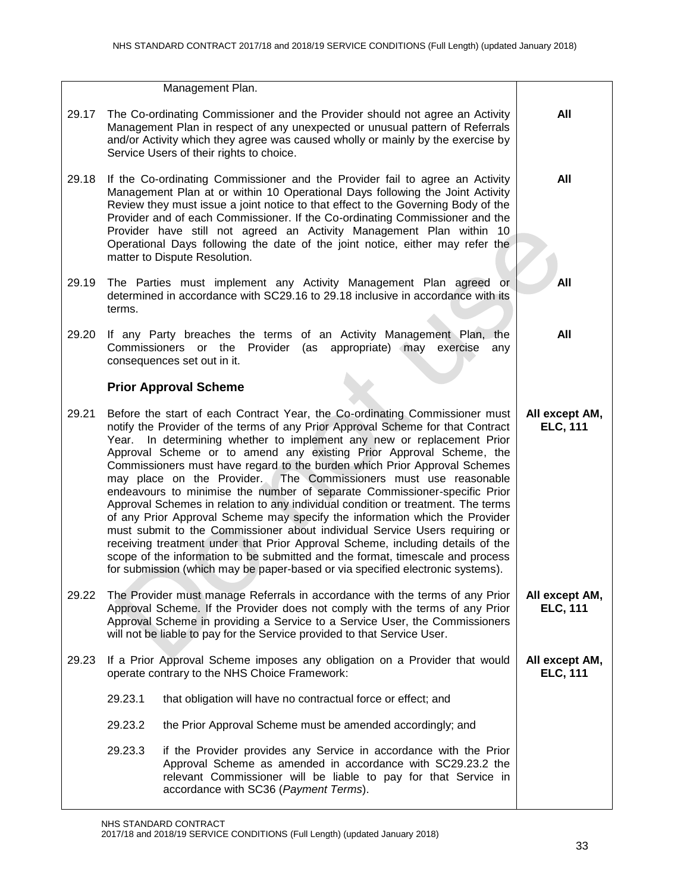| | | |
|---|---|---|
| | Management Plan. | |
| 29.17 | The Co-ordinating Commissioner and the Provider should not agree an Activity Management Plan in respect of any unexpected or unusual pattern of Referrals and/or Activity which they agree was caused wholly or mainly by the exercise by Service Users of their rights to choice. | **All** |
| 29.18 | If the Co-ordinating Commissioner and the Provider fail to agree an Activity Management Plan at or within 10 Operational Days following the Joint Activity Review they must issue a joint notice to that effect to the Governing Body of the Provider and of each Commissioner. If the Co-ordinating Commissioner and the Provider have still not agreed an Activity Management Plan within 10 Operational Days following the date of the joint notice, either may refer the matter to Dispute Resolution. | **All** |
| 29.19 | The Parties must implement any Activity Management Plan agreed or determined in accordance with SC29.16 to 29.18 inclusive in accordance with its terms. | **All** |
| 29.20 | If any Party breaches the terms of an Activity Management Plan, the Commissioners or the Provider (as appropriate) may exercise any consequences set out in it. | **All** |
| | **Prior Approval Scheme** | |
| 29.21 | Before the start of each Contract Year, the Co-ordinating Commissioner must notify the Provider of the terms of any Prior Approval Scheme for that Contract Year. In determining whether to implement any new or replacement Prior Approval Scheme or to amend any existing Prior Approval Scheme, the Commissioners must have regard to the burden which Prior Approval Schemes may place on the Provider. The Commissioners must use reasonable endeavours to minimise the number of separate Commissioner-specific Prior Approval Schemes in relation to any individual condition or treatment. The terms of any Prior Approval Scheme may specify the information which the Provider must submit to the Commissioner about individual Service Users requiring or receiving treatment under that Prior Approval Scheme, including details of the scope of the information to be submitted and the format, timescale and process for submission (which may be paper-based or via specified electronic systems). | **All except AM, ELC, 111** |
| 29.22 | The Provider must manage Referrals in accordance with the terms of any Prior Approval Scheme. If the Provider does not comply with the terms of any Prior Approval Scheme in providing a Service to a Service User, the Commissioners will not be liable to pay for the Service provided to that Service User. | **All except AM, ELC, 111** |
| 29.23 | If a Prior Approval Scheme imposes any obligation on a Provider that would operate contrary to the NHS Choice Framework: | **All except AM, ELC, 111** |
| | 29.23.1 that obligation will have no contractual force or effect; and | |
| | 29.23.2 the Prior Approval Scheme must be amended accordingly; and | |
| | 29.23.3 if the Provider provides any Service in accordance with the Prior Approval Scheme as amended in accordance with SC29.23.2 the relevant Commissioner will be liable to pay for that Service in accordance with SC36 (*Payment Terms*). | |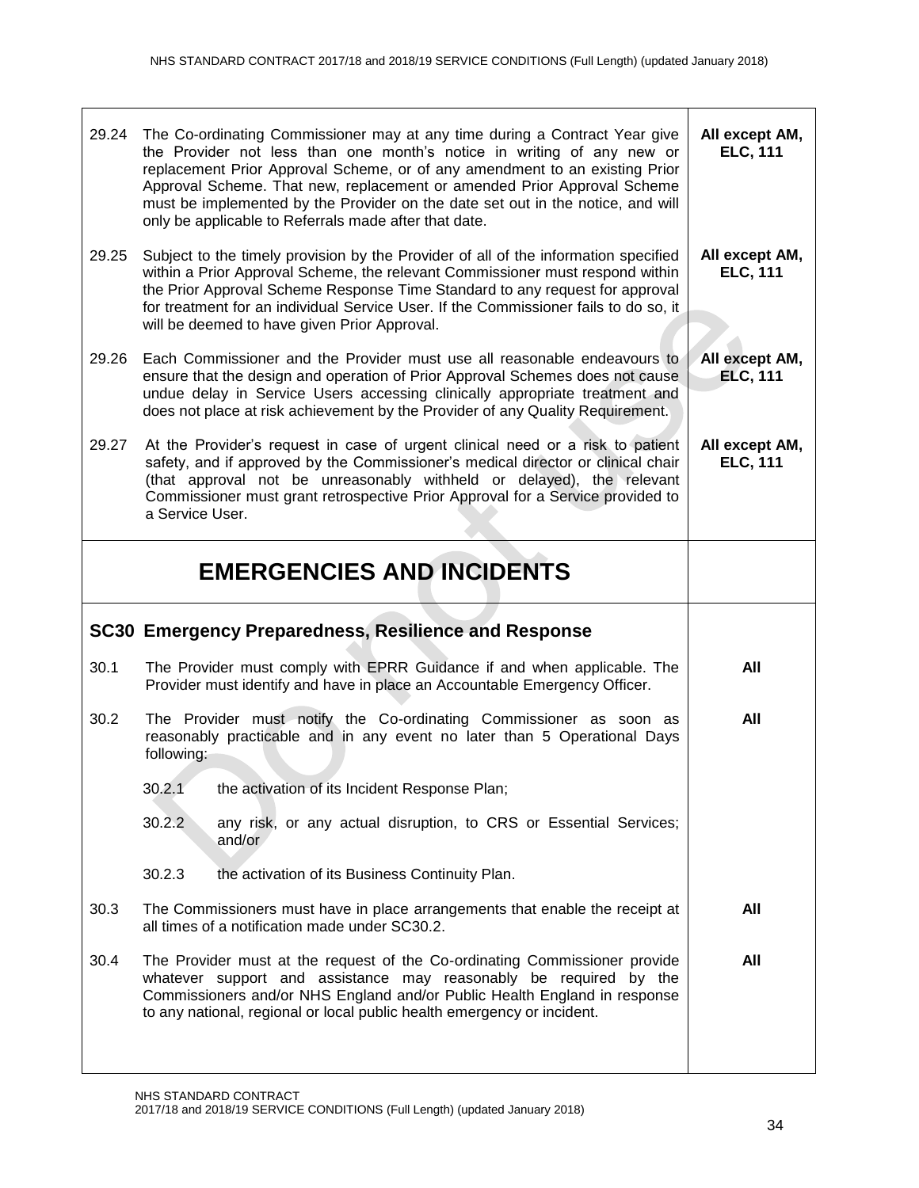| | | |
|---|---|---|
| 29.24 | The Co-ordinating Commissioner may at any time during a Contract Year give the Provider not less than one month's notice in writing of any new or replacement Prior Approval Scheme, or of any amendment to an existing Prior Approval Scheme. That new, replacement or amended Prior Approval Scheme must be implemented by the Provider on the date set out in the notice, and will only be applicable to Referrals made after that date. | **All except AM, ELC, 111** |
| 29.25 | Subject to the timely provision by the Provider of all of the information specified within a Prior Approval Scheme, the relevant Commissioner must respond within the Prior Approval Scheme Response Time Standard to any request for approval for treatment for an individual Service User. If the Commissioner fails to do so, it will be deemed to have given Prior Approval. | **All except AM, ELC, 111** |
| 29.26 | Each Commissioner and the Provider must use all reasonable endeavours to ensure that the design and operation of Prior Approval Schemes does not cause undue delay in Service Users accessing clinically appropriate treatment and does not place at risk achievement by the Provider of any Quality Requirement. | **All except AM, ELC, 111** |
| 29.27 | At the Provider's request in case of urgent clinical need or a risk to patient safety, and if approved by the Commissioner's medical director or clinical chair (that approval not be unreasonably withheld or delayed), the relevant Commissioner must grant retrospective Prior Approval for a Service provided to a Service User. | **All except AM, ELC, 111** |

# EMERGENCIES AND INCIDENTS

## SC30 Emergency Preparedness, Resilience and Response

| | | |
|---|---|---|
| 30.1 | The Provider must comply with EPRR Guidance if and when applicable. The Provider must identify and have in place an Accountable Emergency Officer. | **All** |
| 30.2 | The Provider must notify the Co-ordinating Commissioner as soon as reasonably practicable and in any event no later than 5 Operational Days following:<br><br>30.2.1 the activation of its Incident Response Plan;<br><br>30.2.2 any risk, or any actual disruption, to CRS or Essential Services; and/or<br><br>30.2.3 the activation of its Business Continuity Plan. | **All** |
| 30.3 | The Commissioners must have in place arrangements that enable the receipt at all times of a notification made under SC30.2. | **All** |
| 30.4 | The Provider must at the request of the Co-ordinating Commissioner provide whatever support and assistance may reasonably be required by the Commissioners and/or NHS England and/or Public Health England in response to any national, regional or local public health emergency or incident. | **All** |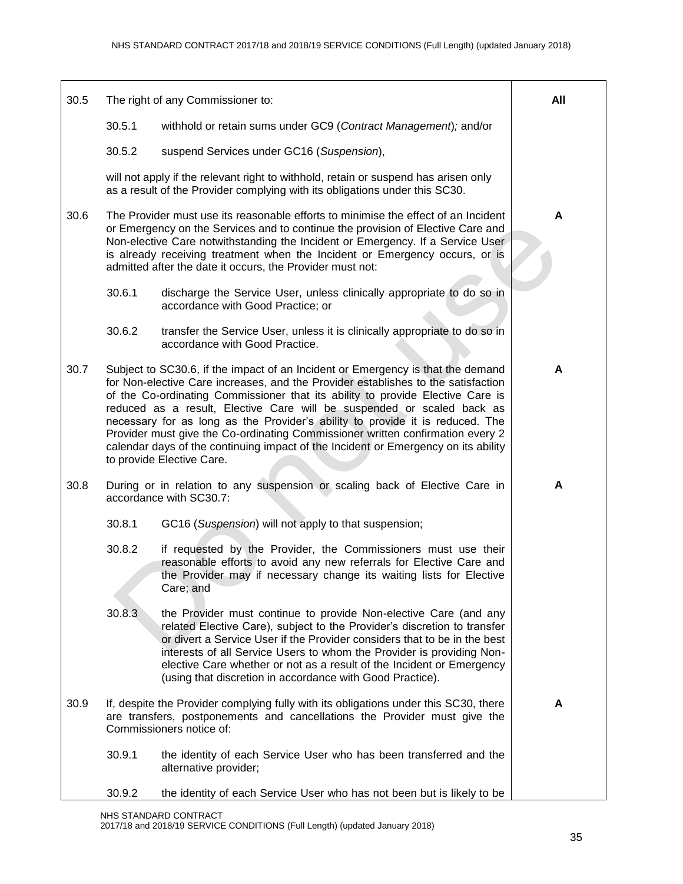| | | |
|---|---|---|
| 30.5 | The right of any Commissioner to:<br><br>30.5.1 withhold or retain sums under GC9 (*Contract Management*); and/or<br><br>30.5.2 suspend Services under GC16 (*Suspension*),<br><br>will not apply if the relevant right to withhold, retain or suspend has arisen only as a result of the Provider complying with its obligations under this SC30. | **All** |
| 30.6 | The Provider must use its reasonable efforts to minimise the effect of an Incident or Emergency on the Services and to continue the provision of Elective Care and Non-elective Care notwithstanding the Incident or Emergency. If a Service User is already receiving treatment when the Incident or Emergency occurs, or is admitted after the date it occurs, the Provider must not:<br><br>30.6.1 discharge the Service User, unless clinically appropriate to do so in accordance with Good Practice; or<br><br>30.6.2 transfer the Service User, unless it is clinically appropriate to do so in accordance with Good Practice. | **A** |
| 30.7 | Subject to SC30.6, if the impact of an Incident or Emergency is that the demand for Non-elective Care increases, and the Provider establishes to the satisfaction of the Co-ordinating Commissioner that its ability to provide Elective Care is reduced as a result, Elective Care will be suspended or scaled back as necessary for as long as the Provider's ability to provide it is reduced. The Provider must give the Co-ordinating Commissioner written confirmation every 2 calendar days of the continuing impact of the Incident or Emergency on its ability to provide Elective Care. | **A** |
| 30.8 | During or in relation to any suspension or scaling back of Elective Care in accordance with SC30.7:<br><br>30.8.1 GC16 (*Suspension*) will not apply to that suspension;<br><br>30.8.2 if requested by the Provider, the Commissioners must use their reasonable efforts to avoid any new referrals for Elective Care and the Provider may if necessary change its waiting lists for Elective Care; and<br><br>30.8.3 the Provider must continue to provide Non-elective Care (and any related Elective Care), subject to the Provider's discretion to transfer or divert a Service User if the Provider considers that to be in the best interests of all Service Users to whom the Provider is providing Non-elective Care whether or not as a result of the Incident or Emergency (using that discretion in accordance with Good Practice). | **A** |
| 30.9 | If, despite the Provider complying fully with its obligations under this SC30, there are transfers, postponements and cancellations the Provider must give the Commissioners notice of:<br><br>30.9.1 the identity of each Service User who has been transferred and the alternative provider;<br><br>30.9.2 the identity of each Service User who has not been but is likely to be | **A** |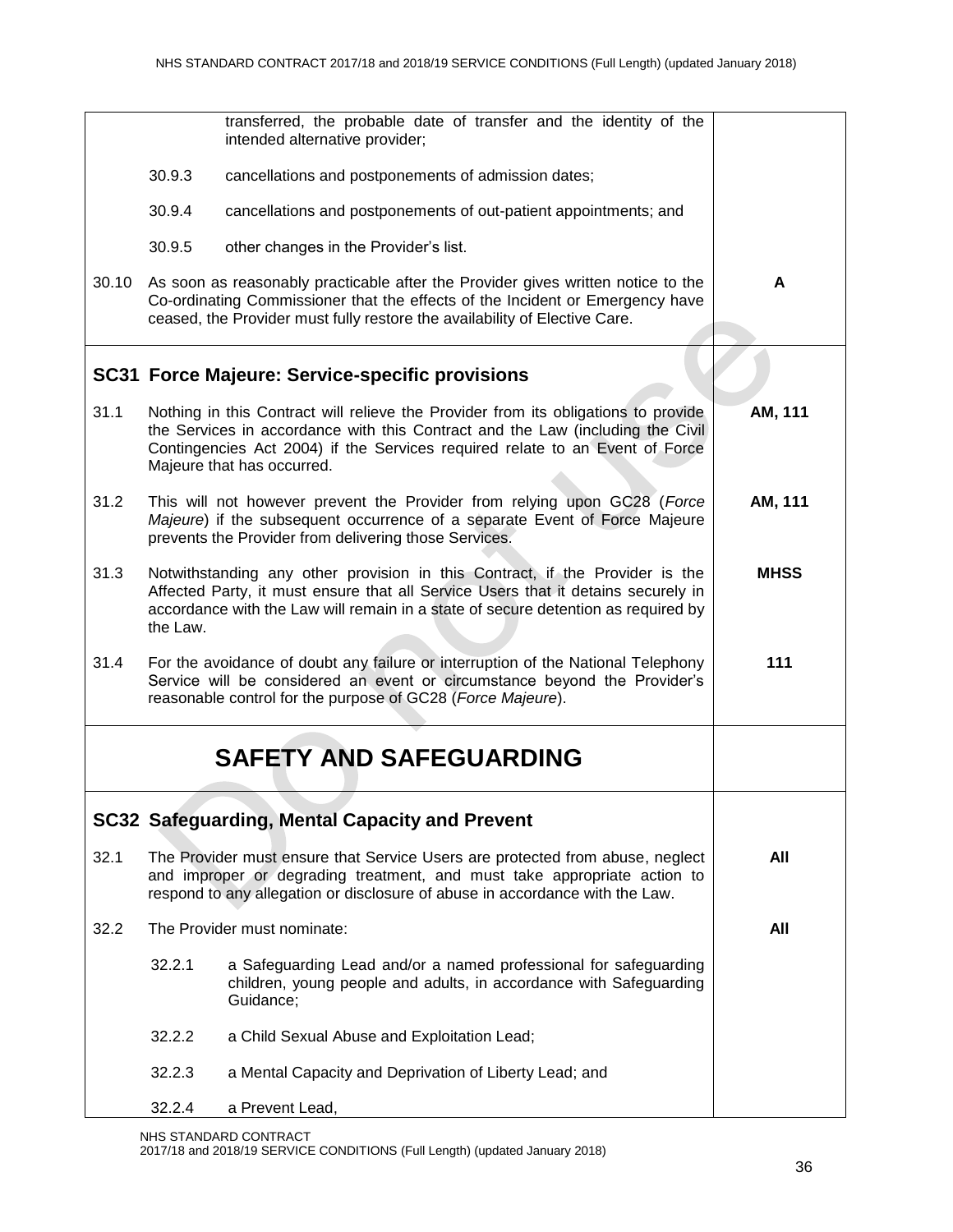| | | |
|---|---|---|
| | transferred, the probable date of transfer and the identity of the intended alternative provider; | |
| | 30.9.3 cancellations and postponements of admission dates; | |
| | 30.9.4 cancellations and postponements of out-patient appointments; and | |
| | 30.9.5 other changes in the Provider's list. | |
| 30.10 | As soon as reasonably practicable after the Provider gives written notice to the Co-ordinating Commissioner that the effects of the Incident or Emergency have ceased, the Provider must fully restore the availability of Elective Care. | **A** |

## SC31 Force Majeure: Service-specific provisions

| | | |
|---|---|---|
| 31.1 | Nothing in this Contract will relieve the Provider from its obligations to provide the Services in accordance with this Contract and the Law (including the Civil Contingencies Act 2004) if the Services required relate to an Event of Force Majeure that has occurred. | **AM, 111** |
| 31.2 | This will not however prevent the Provider from relying upon GC28 (*Force Majeure*) if the subsequent occurrence of a separate Event of Force Majeure prevents the Provider from delivering those Services. | **AM, 111** |
| 31.3 | Notwithstanding any other provision in this Contract, if the Provider is the Affected Party, it must ensure that all Service Users that it detains securely in accordance with the Law will remain in a state of secure detention as required by the Law. | **MHSS** |
| 31.4 | For the avoidance of doubt any failure or interruption of the National Telephony Service will be considered an event or circumstance beyond the Provider's reasonable control for the purpose of GC28 (*Force Majeure*). | **111** |

# SAFETY AND SAFEGUARDING

## SC32 Safeguarding, Mental Capacity and Prevent

| | | |
|---|---|---|
| 32.1 | The Provider must ensure that Service Users are protected from abuse, neglect and improper or degrading treatment, and must take appropriate action to respond to any allegation or disclosure of abuse in accordance with the Law. | **All** |
| 32.2 | The Provider must nominate: | **All** |
| | 32.2.1 a Safeguarding Lead and/or a named professional for safeguarding children, young people and adults, in accordance with Safeguarding Guidance; | |
| | 32.2.2 a Child Sexual Abuse and Exploitation Lead; | |
| | 32.2.3 a Mental Capacity and Deprivation of Liberty Lead; and | |
| | 32.2.4 a Prevent Lead, | |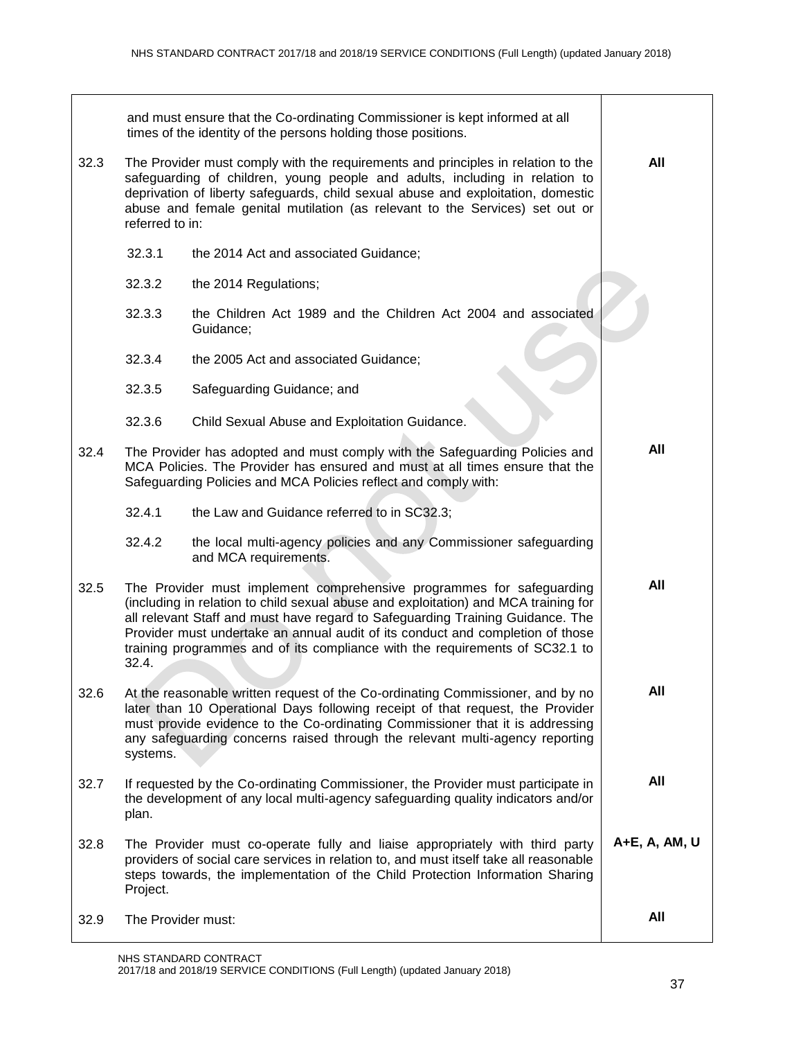| | | |
|---|---|---|
| | and must ensure that the Co-ordinating Commissioner is kept informed at all times of the identity of the persons holding those positions. | |
| 32.3 | The Provider must comply with the requirements and principles in relation to the safeguarding of children, young people and adults, including in relation to deprivation of liberty safeguards, child sexual abuse and exploitation, domestic abuse and female genital mutilation (as relevant to the Services) set out or referred to in:<br><br>32.3.1 the 2014 Act and associated Guidance;<br><br>32.3.2 the 2014 Regulations;<br><br>32.3.3 the Children Act 1989 and the Children Act 2004 and associated Guidance;<br><br>32.3.4 the 2005 Act and associated Guidance;<br><br>32.3.5 Safeguarding Guidance; and<br><br>32.3.6 Child Sexual Abuse and Exploitation Guidance. | **All** |
| 32.4 | The Provider has adopted and must comply with the Safeguarding Policies and MCA Policies. The Provider has ensured and must at all times ensure that the Safeguarding Policies and MCA Policies reflect and comply with:<br><br>32.4.1 the Law and Guidance referred to in SC32.3;<br><br>32.4.2 the local multi-agency policies and any Commissioner safeguarding and MCA requirements. | **All** |
| 32.5 | The Provider must implement comprehensive programmes for safeguarding (including in relation to child sexual abuse and exploitation) and MCA training for all relevant Staff and must have regard to Safeguarding Training Guidance. The Provider must undertake an annual audit of its conduct and completion of those training programmes and of its compliance with the requirements of SC32.1 to 32.4. | **All** |
| 32.6 | At the reasonable written request of the Co-ordinating Commissioner, and by no later than 10 Operational Days following receipt of that request, the Provider must provide evidence to the Co-ordinating Commissioner that it is addressing any safeguarding concerns raised through the relevant multi-agency reporting systems. | **All** |
| 32.7 | If requested by the Co-ordinating Commissioner, the Provider must participate in the development of any local multi-agency safeguarding quality indicators and/or plan. | **All** |
| 32.8 | The Provider must co-operate fully and liaise appropriately with third party providers of social care services in relation to, and must itself take all reasonable steps towards, the implementation of the Child Protection Information Sharing Project. | **A+E, A, AM, U** |
| 32.9 | The Provider must: | **All** |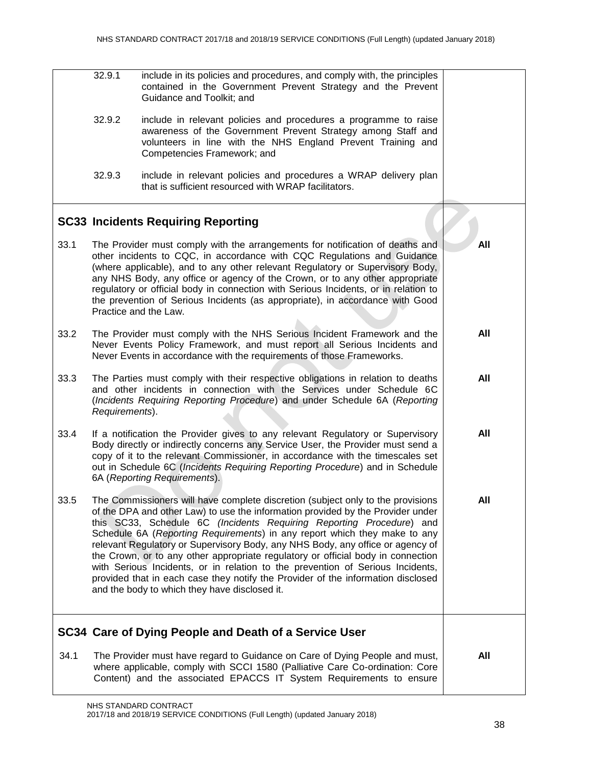| | |
|---|---|
| 32.9.1 include in its policies and procedures, and comply with, the principles contained in the Government Prevent Strategy and the Prevent Guidance and Toolkit; and<br><br>32.9.2 include in relevant policies and procedures a programme to raise awareness of the Government Prevent Strategy among Staff and volunteers in line with the NHS England Prevent Training and Competencies Framework; and<br><br>32.9.3 include in relevant policies and procedures a WRAP delivery plan that is sufficient resourced with WRAP facilitators. | |
| **SC33 Incidents Requiring Reporting** | |
| 33.1 The Provider must comply with the arrangements for notification of deaths and other incidents to CQC, in accordance with CQC Regulations and Guidance (where applicable), and to any other relevant Regulatory or Supervisory Body, any NHS Body, any office or agency of the Crown, or to any other appropriate regulatory or official body in connection with Serious Incidents, or in relation to the prevention of Serious Incidents (as appropriate), in accordance with Good Practice and the Law. | **All** |
| 33.2 The Provider must comply with the NHS Serious Incident Framework and the Never Events Policy Framework, and must report all Serious Incidents and Never Events in accordance with the requirements of those Frameworks. | **All** |
| 33.3 The Parties must comply with their respective obligations in relation to deaths and other incidents in connection with the Services under Schedule 6C (*Incidents Requiring Reporting Procedure*) and under Schedule 6A (*Reporting Requirements*). | **All** |
| 33.4 If a notification the Provider gives to any relevant Regulatory or Supervisory Body directly or indirectly concerns any Service User, the Provider must send a copy of it to the relevant Commissioner, in accordance with the timescales set out in Schedule 6C (*Incidents Requiring Reporting Procedure*) and in Schedule 6A (*Reporting Requirements*). | **All** |
| 33.5 The Commissioners will have complete discretion (subject only to the provisions of the DPA and other Law) to use the information provided by the Provider under this SC33, Schedule 6C (*Incidents Requiring Reporting Procedure*) and Schedule 6A (*Reporting Requirements*) in any report which they make to any relevant Regulatory or Supervisory Body, any NHS Body, any office or agency of the Crown, or to any other appropriate regulatory or official body in connection with Serious Incidents, or in relation to the prevention of Serious Incidents, provided that in each case they notify the Provider of the information disclosed and the body to which they have disclosed it. | **All** |
| **SC34 Care of Dying People and Death of a Service User** | |
| 34.1 The Provider must have regard to Guidance on Care of Dying People and must, where applicable, comply with SCCI 1580 (Palliative Care Co-ordination: Core Content) and the associated EPACCS IT System Requirements to ensure | **All** |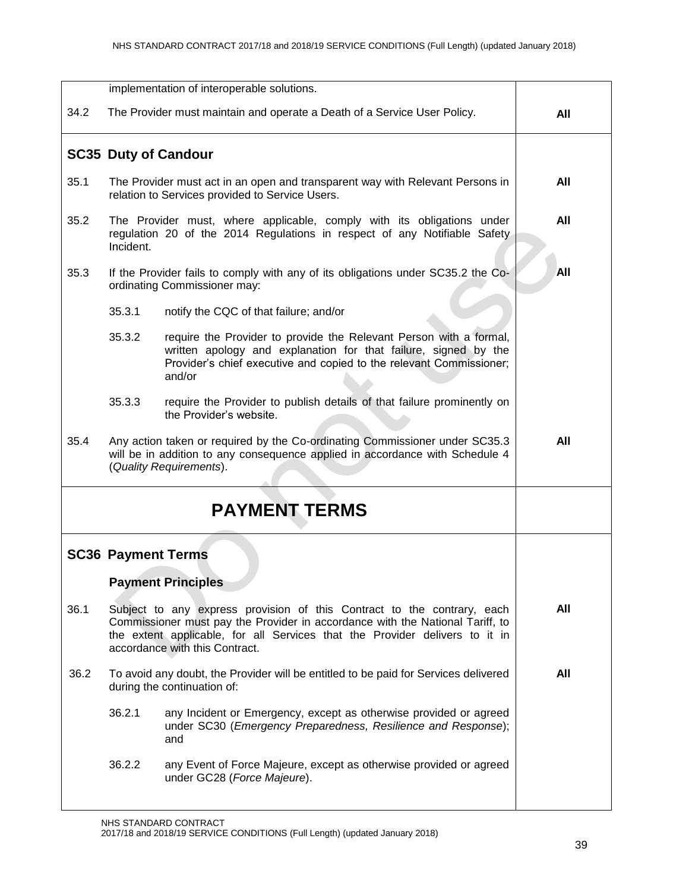| | |
|---|---|
| implementation of interoperable solutions. | |
| 34.2 The Provider must maintain and operate a Death of a Service User Policy. | **All** |
| **SC35 Duty of Candour** | |
| 35.1 The Provider must act in an open and transparent way with Relevant Persons in relation to Services provided to Service Users. | **All** |
| 35.2 The Provider must, where applicable, comply with its obligations under regulation 20 of the 2014 Regulations in respect of any Notifiable Safety Incident. | **All** |
| 35.3 If the Provider fails to comply with any of its obligations under SC35.2 the Co-ordinating Commissioner may: | **All** |
| 35.3.1 notify the CQC of that failure; and/or | |
| 35.3.2 require the Provider to provide the Relevant Person with a formal, written apology and explanation for that failure, signed by the Provider's chief executive and copied to the relevant Commissioner; and/or | |
| 35.3.3 require the Provider to publish details of that failure prominently on the Provider's website. | |
| 35.4 Any action taken or required by the Co-ordinating Commissioner under SC35.3 will be in addition to any consequence applied in accordance with Schedule 4 (*Quality Requirements*). | **All** |
| **PAYMENT TERMS** | |
| **SC36 Payment Terms** | |
| **Payment Principles** | |
| 36.1 Subject to any express provision of this Contract to the contrary, each Commissioner must pay the Provider in accordance with the National Tariff, to the extent applicable, for all Services that the Provider delivers to it in accordance with this Contract. | **All** |
| 36.2 To avoid any doubt, the Provider will be entitled to be paid for Services delivered during the continuation of: | **All** |
| 36.2.1 any Incident or Emergency, except as otherwise provided or agreed under SC30 (*Emergency Preparedness, Resilience and Response*); and | |
| 36.2.2 any Event of Force Majeure, except as otherwise provided or agreed under GC28 (*Force Majeure*). | |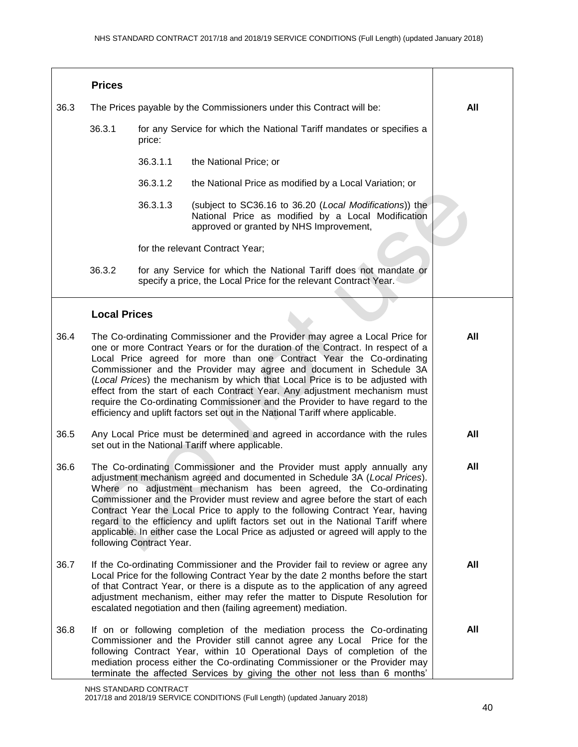| | | |
|---|---|---|
| | **Prices** | |
| 36.3 | The Prices payable by the Commissioners under this Contract will be: | **All** |
| | 36.3.1 for any Service for which the National Tariff mandates or specifies a price: | |
| | 36.3.1.1 the National Price; or | |
| | 36.3.1.2 the National Price as modified by a Local Variation; or | |
| | 36.3.1.3 (subject to SC36.16 to 36.20 (*Local Modifications*)) the National Price as modified by a Local Modification approved or granted by NHS Improvement, | |
| | for the relevant Contract Year; | |
| | 36.3.2 for any Service for which the National Tariff does not mandate or specify a price, the Local Price for the relevant Contract Year. | |
| | **Local Prices** | |
| 36.4 | The Co-ordinating Commissioner and the Provider may agree a Local Price for one or more Contract Years or for the duration of the Contract. In respect of a Local Price agreed for more than one Contract Year the Co-ordinating Commissioner and the Provider may agree and document in Schedule 3A (*Local Prices*) the mechanism by which that Local Price is to be adjusted with effect from the start of each Contract Year. Any adjustment mechanism must require the Co-ordinating Commissioner and the Provider to have regard to the efficiency and uplift factors set out in the National Tariff where applicable. | **All** |
| 36.5 | Any Local Price must be determined and agreed in accordance with the rules set out in the National Tariff where applicable. | **All** |
| 36.6 | The Co-ordinating Commissioner and the Provider must apply annually any adjustment mechanism agreed and documented in Schedule 3A (*Local Prices*). Where no adjustment mechanism has been agreed, the Co-ordinating Commissioner and the Provider must review and agree before the start of each Contract Year the Local Price to apply to the following Contract Year, having regard to the efficiency and uplift factors set out in the National Tariff where applicable. In either case the Local Price as adjusted or agreed will apply to the following Contract Year. | **All** |
| 36.7 | If the Co-ordinating Commissioner and the Provider fail to review or agree any Local Price for the following Contract Year by the date 2 months before the start of that Contract Year, or there is a dispute as to the application of any agreed adjustment mechanism, either may refer the matter to Dispute Resolution for escalated negotiation and then (failing agreement) mediation. | **All** |
| 36.8 | If on or following completion of the mediation process the Co-ordinating Commissioner and the Provider still cannot agree any Local Price for the following Contract Year, within 10 Operational Days of completion of the mediation process either the Co-ordinating Commissioner or the Provider may terminate the affected Services by giving the other not less than 6 months' | **All** |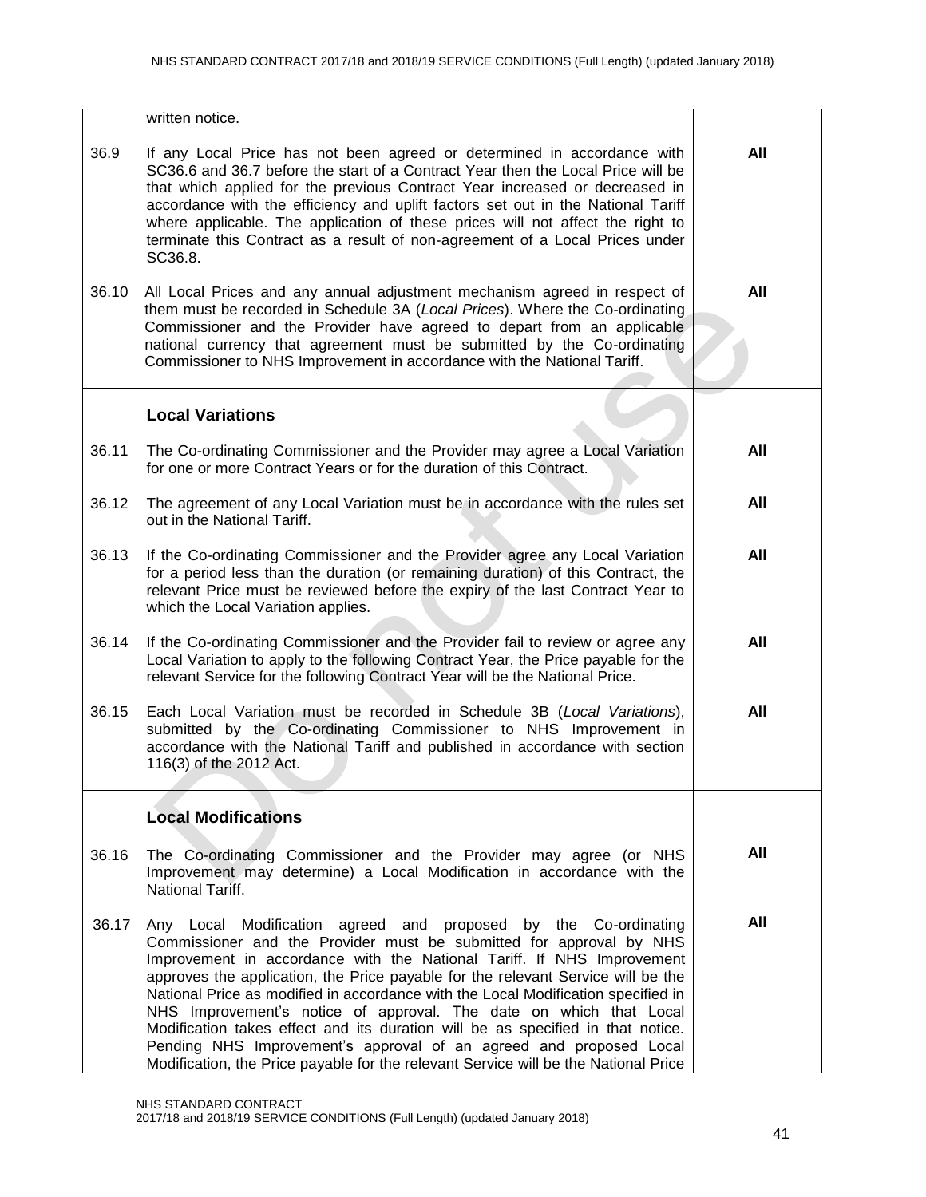| | | |
|---|---|---|
| | written notice. | |
| 36.9 | If any Local Price has not been agreed or determined in accordance with SC36.6 and 36.7 before the start of a Contract Year then the Local Price will be that which applied for the previous Contract Year increased or decreased in accordance with the efficiency and uplift factors set out in the National Tariff where applicable. The application of these prices will not affect the right to terminate this Contract as a result of non-agreement of a Local Prices under SC36.8. | **All** |
| 36.10 | All Local Prices and any annual adjustment mechanism agreed in respect of them must be recorded in Schedule 3A (*Local Prices*). Where the Co-ordinating Commissioner and the Provider have agreed to depart from an applicable national currency that agreement must be submitted by the Co-ordinating Commissioner to NHS Improvement in accordance with the National Tariff. | **All** |
| | **Local Variations** | |
| 36.11 | The Co-ordinating Commissioner and the Provider may agree a Local Variation for one or more Contract Years or for the duration of this Contract. | **All** |
| 36.12 | The agreement of any Local Variation must be in accordance with the rules set out in the National Tariff. | **All** |
| 36.13 | If the Co-ordinating Commissioner and the Provider agree any Local Variation for a period less than the duration (or remaining duration) of this Contract, the relevant Price must be reviewed before the expiry of the last Contract Year to which the Local Variation applies. | **All** |
| 36.14 | If the Co-ordinating Commissioner and the Provider fail to review or agree any Local Variation to apply to the following Contract Year, the Price payable for the relevant Service for the following Contract Year will be the National Price. | **All** |
| 36.15 | Each Local Variation must be recorded in Schedule 3B (*Local Variations*), submitted by the Co-ordinating Commissioner to NHS Improvement in accordance with the National Tariff and published in accordance with section 116(3) of the 2012 Act. | **All** |
| | **Local Modifications** | |
| 36.16 | The Co-ordinating Commissioner and the Provider may agree (or NHS Improvement may determine) a Local Modification in accordance with the National Tariff. | **All** |
| 36.17 | Any Local Modification agreed and proposed by the Co-ordinating Commissioner and the Provider must be submitted for approval by NHS Improvement in accordance with the National Tariff. If NHS Improvement approves the application, the Price payable for the relevant Service will be the National Price as modified in accordance with the Local Modification specified in NHS Improvement's notice of approval. The date on which that Local Modification takes effect and its duration will be as specified in that notice. Pending NHS Improvement's approval of an agreed and proposed Local Modification, the Price payable for the relevant Service will be the National Price | **All** |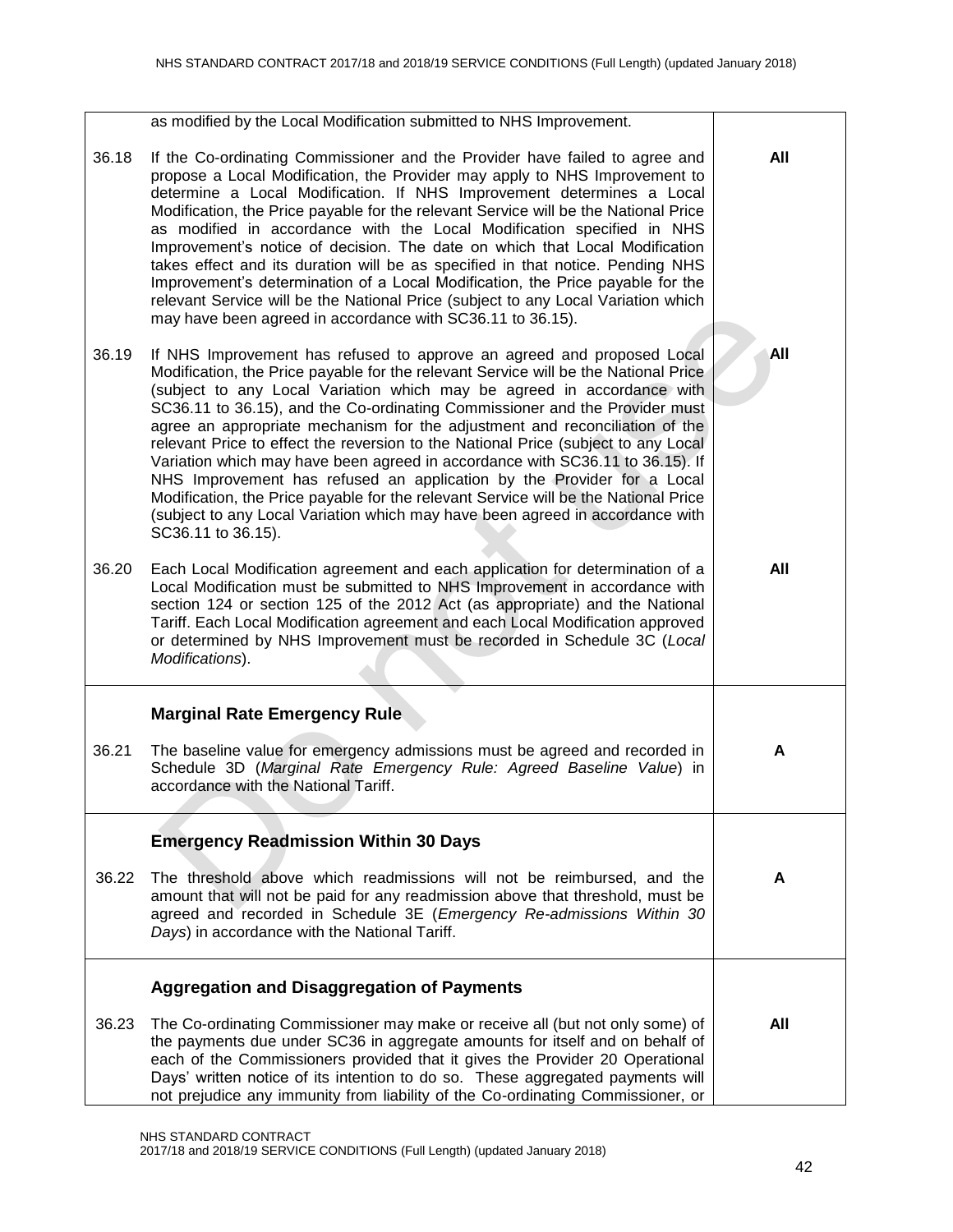| | | |
|---|---|---|
| | as modified by the Local Modification submitted to NHS Improvement. | |
| 36.18 | If the Co-ordinating Commissioner and the Provider have failed to agree and propose a Local Modification, the Provider may apply to NHS Improvement to determine a Local Modification. If NHS Improvement determines a Local Modification, the Price payable for the relevant Service will be the National Price as modified in accordance with the Local Modification specified in NHS Improvement's notice of decision. The date on which that Local Modification takes effect and its duration will be as specified in that notice. Pending NHS Improvement's determination of a Local Modification, the Price payable for the relevant Service will be the National Price (subject to any Local Variation which may have been agreed in accordance with SC36.11 to 36.15). | **All** |
| 36.19 | If NHS Improvement has refused to approve an agreed and proposed Local Modification, the Price payable for the relevant Service will be the National Price (subject to any Local Variation which may be agreed in accordance with SC36.11 to 36.15), and the Co-ordinating Commissioner and the Provider must agree an appropriate mechanism for the adjustment and reconciliation of the relevant Price to effect the reversion to the National Price (subject to any Local Variation which may have been agreed in accordance with SC36.11 to 36.15). If NHS Improvement has refused an application by the Provider for a Local Modification, the Price payable for the relevant Service will be the National Price (subject to any Local Variation which may have been agreed in accordance with SC36.11 to 36.15). | **All** |
| 36.20 | Each Local Modification agreement and each application for determination of a Local Modification must be submitted to NHS Improvement in accordance with section 124 or section 125 of the 2012 Act (as appropriate) and the National Tariff. Each Local Modification agreement and each Local Modification approved or determined by NHS Improvement must be recorded in Schedule 3C (*Local Modifications*). | **All** |
| | **Marginal Rate Emergency Rule** | |
| 36.21 | The baseline value for emergency admissions must be agreed and recorded in Schedule 3D (*Marginal Rate Emergency Rule: Agreed Baseline Value*) in accordance with the National Tariff. | **A** |
| | **Emergency Readmission Within 30 Days** | |
| 36.22 | The threshold above which readmissions will not be reimbursed, and the amount that will not be paid for any readmission above that threshold, must be agreed and recorded in Schedule 3E (*Emergency Re-admissions Within 30 Days*) in accordance with the National Tariff. | **A** |
| | **Aggregation and Disaggregation of Payments** | |
| 36.23 | The Co-ordinating Commissioner may make or receive all (but not only some) of the payments due under SC36 in aggregate amounts for itself and on behalf of each of the Commissioners provided that it gives the Provider 20 Operational Days' written notice of its intention to do so. These aggregated payments will not prejudice any immunity from liability of the Co-ordinating Commissioner, or | **All** |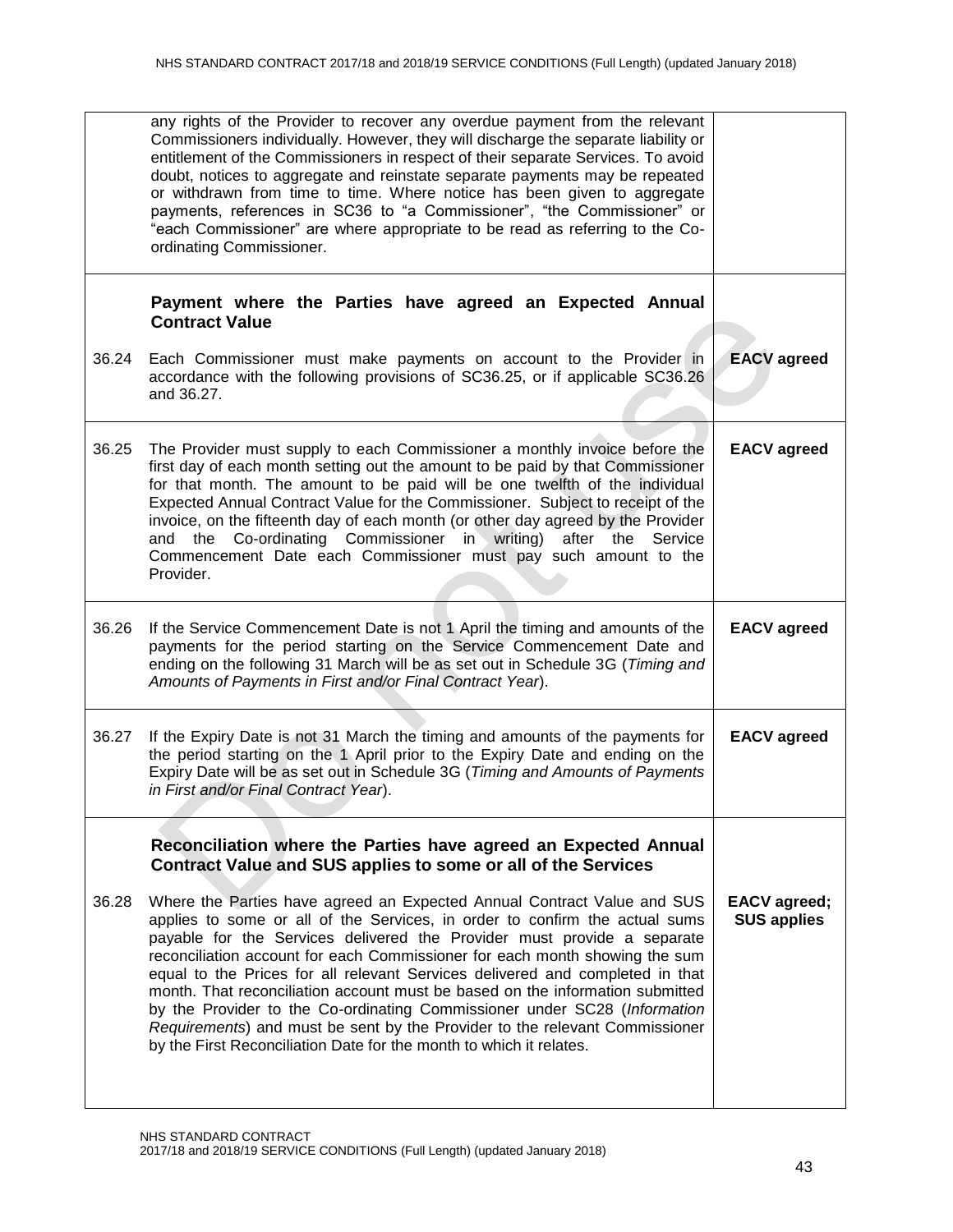| | | |
|---|---|---|
| | any rights of the Provider to recover any overdue payment from the relevant Commissioners individually. However, they will discharge the separate liability or entitlement of the Commissioners in respect of their separate Services. To avoid doubt, notices to aggregate and reinstate separate payments may be repeated or withdrawn from time to time. Where notice has been given to aggregate payments, references in SC36 to "a Commissioner", "the Commissioner" or "each Commissioner" are where appropriate to be read as referring to the Co-ordinating Commissioner. | |
| | **Payment where the Parties have agreed an Expected Annual Contract Value** | |
| 36.24 | Each Commissioner must make payments on account to the Provider in accordance with the following provisions of SC36.25, or if applicable SC36.26 and 36.27. | **EACV agreed** |
| 36.25 | The Provider must supply to each Commissioner a monthly invoice before the first day of each month setting out the amount to be paid by that Commissioner for that month. The amount to be paid will be one twelfth of the individual Expected Annual Contract Value for the Commissioner. Subject to receipt of the invoice, on the fifteenth day of each month (or other day agreed by the Provider and the Co-ordinating Commissioner in writing) after the Service Commencement Date each Commissioner must pay such amount to the Provider. | **EACV agreed** |
| 36.26 | If the Service Commencement Date is not 1 April the timing and amounts of the payments for the period starting on the Service Commencement Date and ending on the following 31 March will be as set out in Schedule 3G (*Timing and Amounts of Payments in First and/or Final Contract Year*). | **EACV agreed** |
| 36.27 | If the Expiry Date is not 31 March the timing and amounts of the payments for the period starting on the 1 April prior to the Expiry Date and ending on the Expiry Date will be as set out in Schedule 3G (*Timing and Amounts of Payments in First and/or Final Contract Year*). | **EACV agreed** |
| | **Reconciliation where the Parties have agreed an Expected Annual Contract Value and SUS applies to some or all of the Services** | |
| 36.28 | Where the Parties have agreed an Expected Annual Contract Value and SUS applies to some or all of the Services, in order to confirm the actual sums payable for the Services delivered the Provider must provide a separate reconciliation account for each Commissioner for each month showing the sum equal to the Prices for all relevant Services delivered and completed in that month. That reconciliation account must be based on the information submitted by the Provider to the Co-ordinating Commissioner under SC28 (*Information Requirements*) and must be sent by the Provider to the relevant Commissioner by the First Reconciliation Date for the month to which it relates. | **EACV agreed; SUS applies** |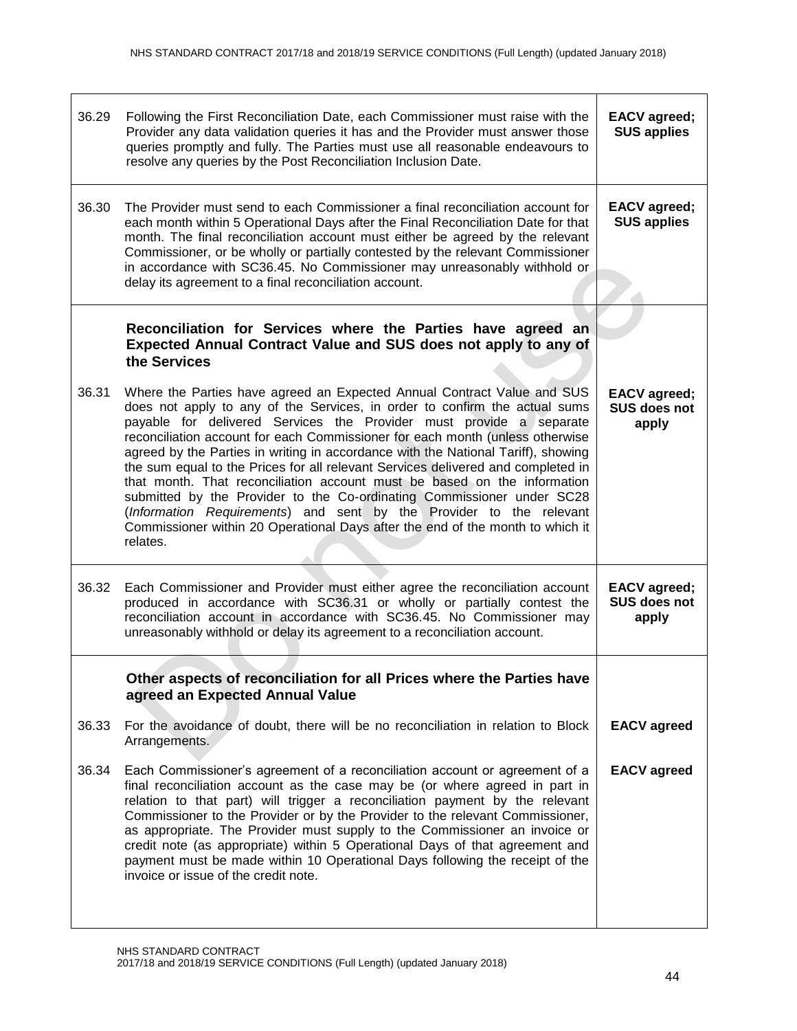| | | |
|---|---|---|
| 36.29 | Following the First Reconciliation Date, each Commissioner must raise with the Provider any data validation queries it has and the Provider must answer those queries promptly and fully. The Parties must use all reasonable endeavours to resolve any queries by the Post Reconciliation Inclusion Date. | **EACV agreed; SUS applies** |
| 36.30 | The Provider must send to each Commissioner a final reconciliation account for each month within 5 Operational Days after the Final Reconciliation Date for that month. The final reconciliation account must either be agreed by the relevant Commissioner, or be wholly or partially contested by the relevant Commissioner in accordance with SC36.45. No Commissioner may unreasonably withhold or delay its agreement to a final reconciliation account. | **EACV agreed; SUS applies** |
| | **Reconciliation for Services where the Parties have agreed an Expected Annual Contract Value and SUS does not apply to any of the Services** | |
| 36.31 | Where the Parties have agreed an Expected Annual Contract Value and SUS does not apply to any of the Services, in order to confirm the actual sums payable for delivered Services the Provider must provide a separate reconciliation account for each Commissioner for each month (unless otherwise agreed by the Parties in writing in accordance with the National Tariff), showing the sum equal to the Prices for all relevant Services delivered and completed in that month. That reconciliation account must be based on the information submitted by the Provider to the Co-ordinating Commissioner under SC28 (*Information Requirements*) and sent by the Provider to the relevant Commissioner within 20 Operational Days after the end of the month to which it relates. | **EACV agreed; SUS does not apply** |
| 36.32 | Each Commissioner and Provider must either agree the reconciliation account produced in accordance with SC36.31 or wholly or partially contest the reconciliation account in accordance with SC36.45. No Commissioner may unreasonably withhold or delay its agreement to a reconciliation account. | **EACV agreed; SUS does not apply** |
| | **Other aspects of reconciliation for all Prices where the Parties have agreed an Expected Annual Value** | |
| 36.33 | For the avoidance of doubt, there will be no reconciliation in relation to Block Arrangements. | **EACV agreed** |
| 36.34 | Each Commissioner's agreement of a reconciliation account or agreement of a final reconciliation account as the case may be (or where agreed in part in relation to that part) will trigger a reconciliation payment by the relevant Commissioner to the Provider or by the Provider to the relevant Commissioner, as appropriate. The Provider must supply to the Commissioner an invoice or credit note (as appropriate) within 5 Operational Days of that agreement and payment must be made within 10 Operational Days following the receipt of the invoice or issue of the credit note. | **EACV agreed** |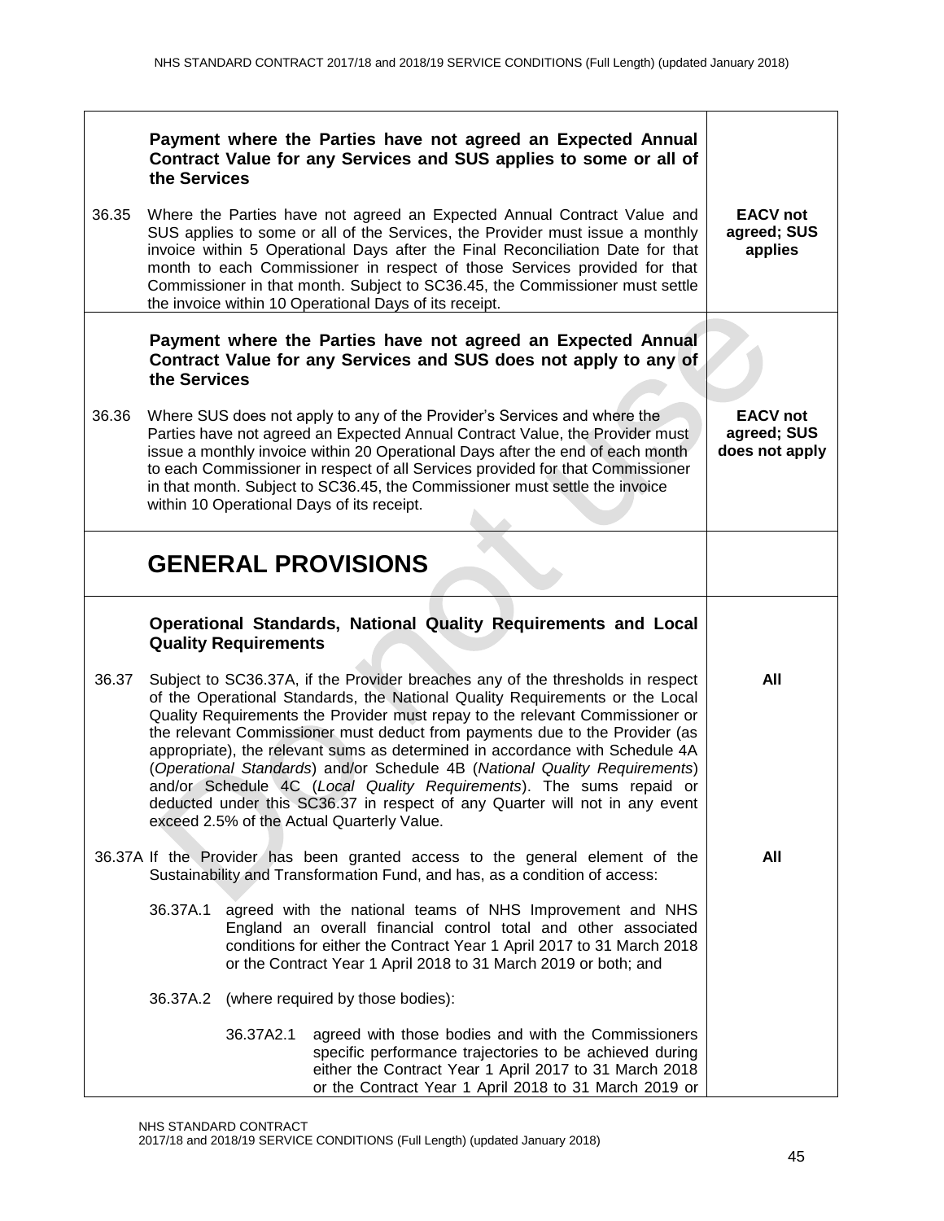| | | |
|---|---|---|
| | **Payment where the Parties have not agreed an Expected Annual Contract Value for any Services and SUS applies to some or all of the Services** | |
| 36.35 | Where the Parties have not agreed an Expected Annual Contract Value and SUS applies to some or all of the Services, the Provider must issue a monthly invoice within 5 Operational Days after the Final Reconciliation Date for that month to each Commissioner in respect of those Services provided for that Commissioner in that month. Subject to SC36.45, the Commissioner must settle the invoice within 10 Operational Days of its receipt. | **EACV not agreed; SUS applies** |
| | **Payment where the Parties have not agreed an Expected Annual Contract Value for any Services and SUS does not apply to any of the Services** | |
| 36.36 | Where SUS does not apply to any of the Provider's Services and where the Parties have not agreed an Expected Annual Contract Value, the Provider must issue a monthly invoice within 20 Operational Days after the end of each month to each Commissioner in respect of all Services provided for that Commissioner in that month. Subject to SC36.45, the Commissioner must settle the invoice within 10 Operational Days of its receipt. | **EACV not agreed; SUS does not apply** |
| | **GENERAL PROVISIONS** | |
| | **Operational Standards, National Quality Requirements and Local Quality Requirements** | |
| 36.37 | Subject to SC36.37A, if the Provider breaches any of the thresholds in respect of the Operational Standards, the National Quality Requirements or the Local Quality Requirements the Provider must repay to the relevant Commissioner or the relevant Commissioner must deduct from payments due to the Provider (as appropriate), the relevant sums as determined in accordance with Schedule 4A (*Operational Standards*) and/or Schedule 4B (*National Quality Requirements*) and/or Schedule 4C (*Local Quality Requirements*). The sums repaid or deducted under this SC36.37 in respect of any Quarter will not in any event exceed 2.5% of the Actual Quarterly Value. | **All** |
| 36.37A | If the Provider has been granted access to the general element of the Sustainability and Transformation Fund, and has, as a condition of access:<br><br>36.37A.1 agreed with the national teams of NHS Improvement and NHS England an overall financial control total and other associated conditions for either the Contract Year 1 April 2017 to 31 March 2018 or the Contract Year 1 April 2018 to 31 March 2019 or both; and<br><br>36.37A.2 (where required by those bodies):<br><br>36.37A2.1 agreed with those bodies and with the Commissioners specific performance trajectories to be achieved during either the Contract Year 1 April 2017 to 31 March 2018 or the Contract Year 1 April 2018 to 31 March 2019 or | **All** |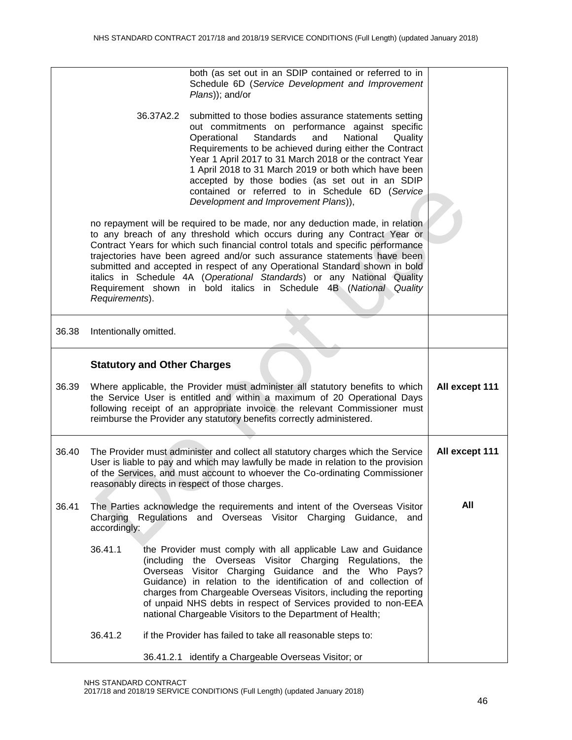| | | |
|---|---|---|
| | both (as set out in an SDIP contained or referred to in Schedule 6D (*Service Development and Improvement Plans*)); and/or<br><br>36.37A2.2 submitted to those bodies assurance statements setting out commitments on performance against specific Operational Standards and National Quality Requirements to be achieved during either the Contract Year 1 April 2017 to 31 March 2018 or the contract Year 1 April 2018 to 31 March 2019 or both which have been accepted by those bodies (as set out in an SDIP contained or referred to in Schedule 6D (*Service Development and Improvement Plans*)),<br><br>no repayment will be required to be made, nor any deduction made, in relation to any breach of any threshold which occurs during any Contract Year or Contract Years for which such financial control totals and specific performance trajectories have been agreed and/or such assurance statements have been submitted and accepted in respect of any Operational Standard shown in bold italics in Schedule 4A (*Operational Standards*) or any National Quality Requirement shown in bold italics in Schedule 4B (*National Quality Requirements*). | |
| 36.38 | Intentionally omitted. | |
| | **Statutory and Other Charges** | |
| 36.39 | Where applicable, the Provider must administer all statutory benefits to which the Service User is entitled and within a maximum of 20 Operational Days following receipt of an appropriate invoice the relevant Commissioner must reimburse the Provider any statutory benefits correctly administered. | **All except 111** |
| 36.40 | The Provider must administer and collect all statutory charges which the Service User is liable to pay and which may lawfully be made in relation to the provision of the Services, and must account to whoever the Co-ordinating Commissioner reasonably directs in respect of those charges. | **All except 111** |
| 36.41 | The Parties acknowledge the requirements and intent of the Overseas Visitor Charging Regulations and Overseas Visitor Charging Guidance, and accordingly:<br><br>36.41.1 the Provider must comply with all applicable Law and Guidance (including the Overseas Visitor Charging Regulations, the Overseas Visitor Charging Guidance and the Who Pays? Guidance) in relation to the identification of and collection of charges from Chargeable Overseas Visitors, including the reporting of unpaid NHS debts in respect of Services provided to non-EEA national Chargeable Visitors to the Department of Health;<br><br>36.41.2 if the Provider has failed to take all reasonable steps to:<br><br>36.41.2.1 identify a Chargeable Overseas Visitor; or | **All** |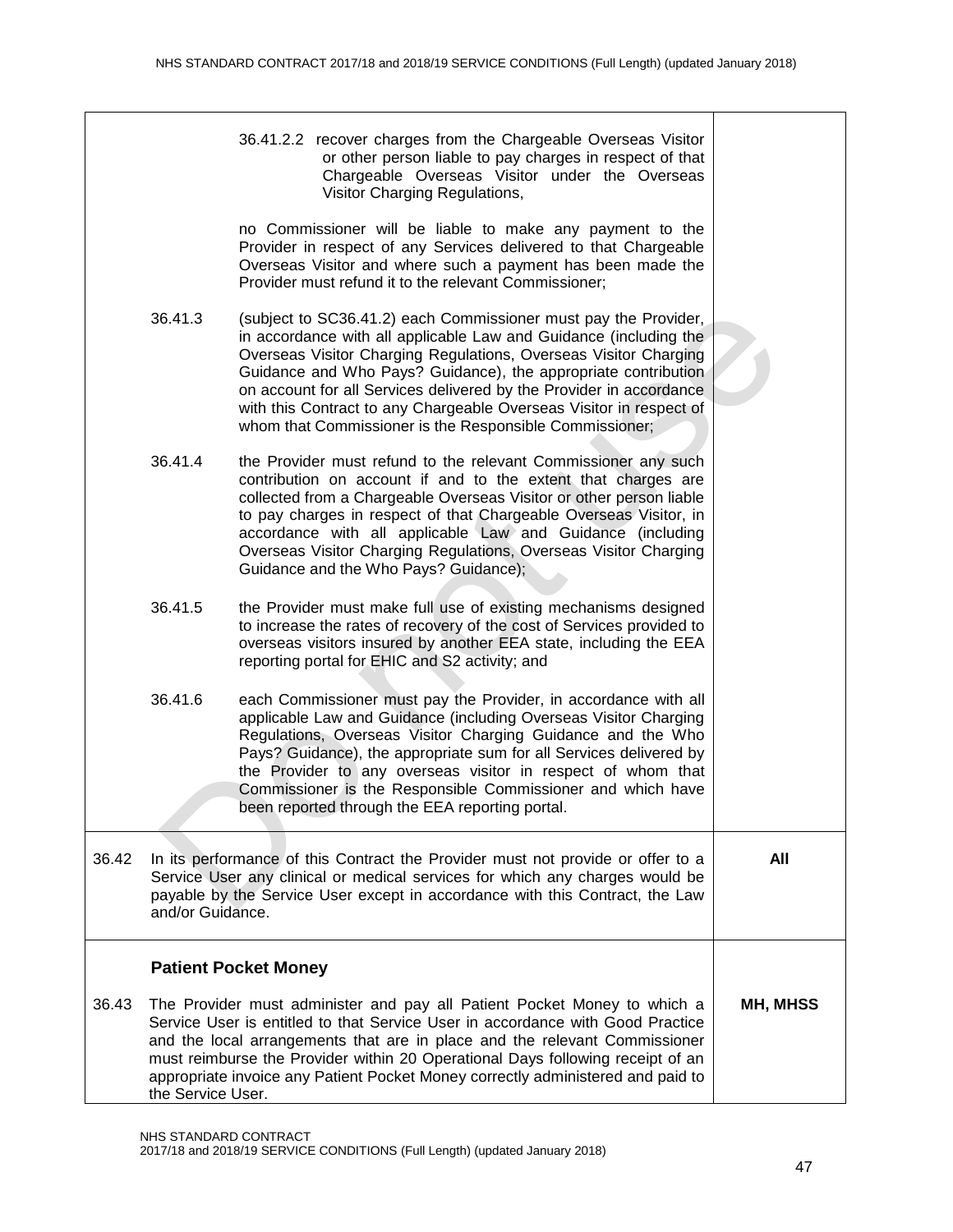| | | |
|---|---|---|
| | 36.41.2.2 recover charges from the Chargeable Overseas Visitor or other person liable to pay charges in respect of that Chargeable Overseas Visitor under the Overseas Visitor Charging Regulations,<br><br>no Commissioner will be liable to make any payment to the Provider in respect of any Services delivered to that Chargeable Overseas Visitor and where such a payment has been made the Provider must refund it to the relevant Commissioner;<br><br>36.41.3 (subject to SC36.41.2) each Commissioner must pay the Provider, in accordance with all applicable Law and Guidance (including the Overseas Visitor Charging Regulations, Overseas Visitor Charging Guidance and Who Pays? Guidance), the appropriate contribution on account for all Services delivered by the Provider in accordance with this Contract to any Chargeable Overseas Visitor in respect of whom that Commissioner is the Responsible Commissioner;<br><br>36.41.4 the Provider must refund to the relevant Commissioner any such contribution on account if and to the extent that charges are collected from a Chargeable Overseas Visitor or other person liable to pay charges in respect of that Chargeable Overseas Visitor, in accordance with all applicable Law and Guidance (including Overseas Visitor Charging Regulations, Overseas Visitor Charging Guidance and the Who Pays? Guidance);<br><br>36.41.5 the Provider must make full use of existing mechanisms designed to increase the rates of recovery of the cost of Services provided to overseas visitors insured by another EEA state, including the EEA reporting portal for EHIC and S2 activity; and<br><br>36.41.6 each Commissioner must pay the Provider, in accordance with all applicable Law and Guidance (including Overseas Visitor Charging Regulations, Overseas Visitor Charging Guidance and the Who Pays? Guidance), the appropriate sum for all Services delivered by the Provider to any overseas visitor in respect of whom that Commissioner is the Responsible Commissioner and which have been reported through the EEA reporting portal. | |
| 36.42 | In its performance of this Contract the Provider must not provide or offer to a Service User any clinical or medical services for which any charges would be payable by the Service User except in accordance with this Contract, the Law and/or Guidance. | **All** |
| | **Patient Pocket Money** | |
| 36.43 | The Provider must administer and pay all Patient Pocket Money to which a Service User is entitled to that Service User in accordance with Good Practice and the local arrangements that are in place and the relevant Commissioner must reimburse the Provider within 20 Operational Days following receipt of an appropriate invoice any Patient Pocket Money correctly administered and paid to the Service User. | **MH, MHSS** |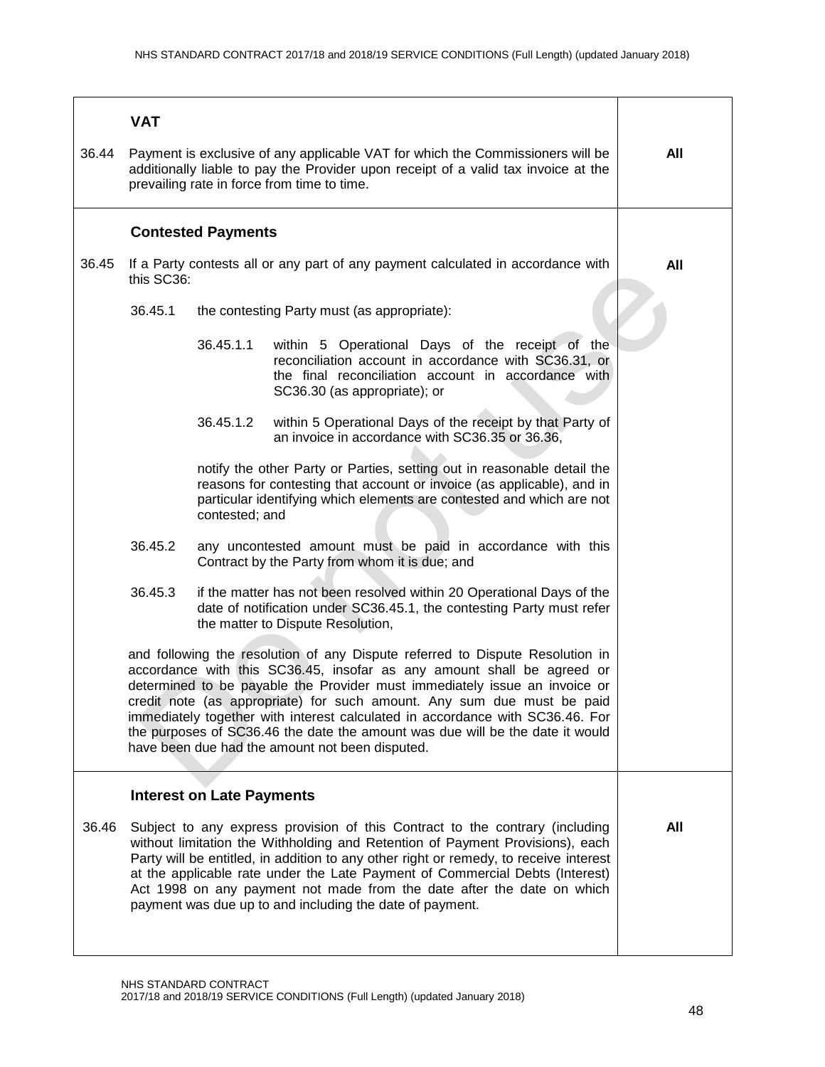| | | |
|---|---|---|
| | **VAT** | |
| 36.44 | Payment is exclusive of any applicable VAT for which the Commissioners will be additionally liable to pay the Provider upon receipt of a valid tax invoice at the prevailing rate in force from time to time. | **All** |
| | **Contested Payments** | |
| 36.45 | If a Party contests all or any part of any payment calculated in accordance with this SC36:<br><br>36.45.1 the contesting Party must (as appropriate):<br><br>36.45.1.1 within 5 Operational Days of the receipt of the reconciliation account in accordance with SC36.31, or the final reconciliation account in accordance with SC36.30 (as appropriate); or<br><br>36.45.1.2 within 5 Operational Days of the receipt by that Party of an invoice in accordance with SC36.35 or 36.36,<br><br>notify the other Party or Parties, setting out in reasonable detail the reasons for contesting that account or invoice (as applicable), and in particular identifying which elements are contested and which are not contested; and<br><br>36.45.2 any uncontested amount must be paid in accordance with this Contract by the Party from whom it is due; and<br><br>36.45.3 if the matter has not been resolved within 20 Operational Days of the date of notification under SC36.45.1, the contesting Party must refer the matter to Dispute Resolution,<br><br>and following the resolution of any Dispute referred to Dispute Resolution in accordance with this SC36.45, insofar as any amount shall be agreed or determined to be payable the Provider must immediately issue an invoice or credit note (as appropriate) for such amount. Any sum due must be paid immediately together with interest calculated in accordance with SC36.46. For the purposes of SC36.46 the date the amount was due will be the date it would have been due had the amount not been disputed. | **All** |
| | **Interest on Late Payments** | |
| 36.46 | Subject to any express provision of this Contract to the contrary (including without limitation the Withholding and Retention of Payment Provisions), each Party will be entitled, in addition to any other right or remedy, to receive interest at the applicable rate under the Late Payment of Commercial Debts (Interest) Act 1998 on any payment not made from the date after the date on which payment was due up to and including the date of payment. | **All** |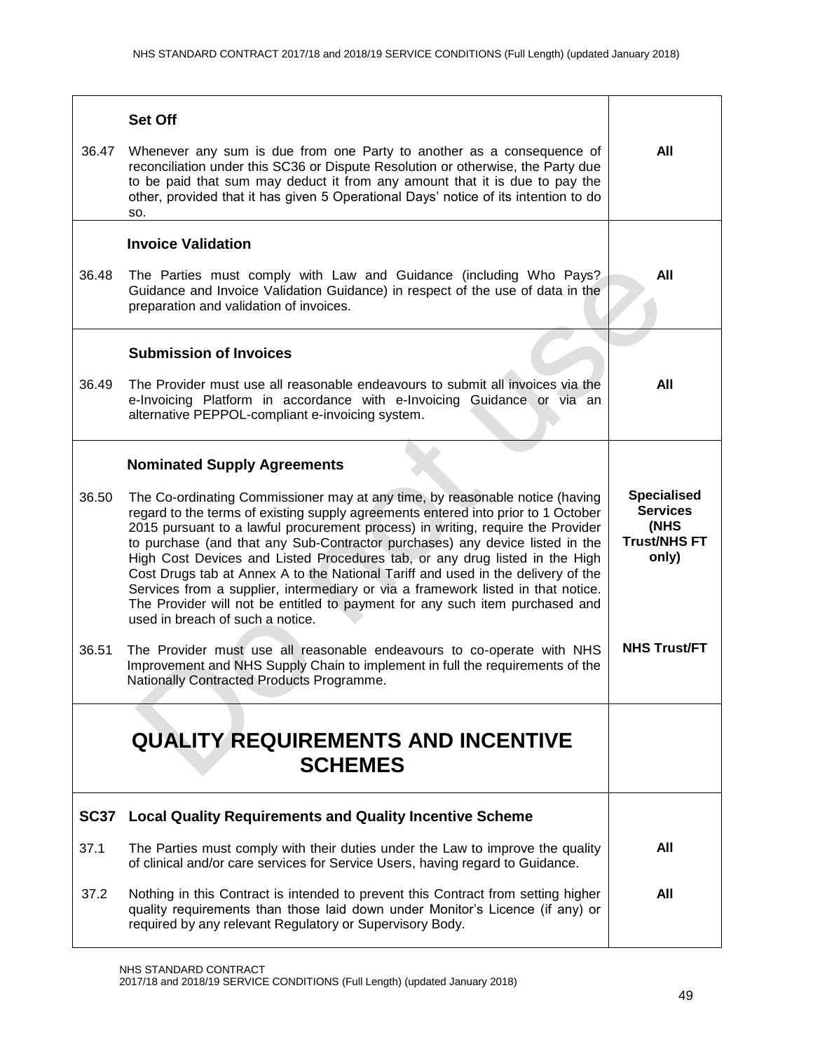| | | |
|---|---|---|
| | **Set Off** | |
| 36.47 | Whenever any sum is due from one Party to another as a consequence of reconciliation under this SC36 or Dispute Resolution or otherwise, the Party due to be paid that sum may deduct it from any amount that it is due to pay the other, provided that it has given 5 Operational Days' notice of its intention to do so. | **All** |
| | **Invoice Validation** | |
| 36.48 | The Parties must comply with Law and Guidance (including Who Pays? Guidance and Invoice Validation Guidance) in respect of the use of data in the preparation and validation of invoices. | **All** |
| | **Submission of Invoices** | |
| 36.49 | The Provider must use all reasonable endeavours to submit all invoices via the e-Invoicing Platform in accordance with e-Invoicing Guidance or via an alternative PEPPOL-compliant e-invoicing system. | **All** |
| | **Nominated Supply Agreements** | |
| 36.50 | The Co-ordinating Commissioner may at any time, by reasonable notice (having regard to the terms of existing supply agreements entered into prior to 1 October 2015 pursuant to a lawful procurement process) in writing, require the Provider to purchase (and that any Sub-Contractor purchases) any device listed in the High Cost Devices and Listed Procedures tab, or any drug listed in the High Cost Drugs tab at Annex A to the National Tariff and used in the delivery of the Services from a supplier, intermediary or via a framework listed in that notice. The Provider will not be entitled to payment for any such item purchased and used in breach of such a notice. | **Specialised Services (NHS Trust/NHS FT only)** |
| 36.51 | The Provider must use all reasonable endeavours to co-operate with NHS Improvement and NHS Supply Chain to implement in full the requirements of the Nationally Contracted Products Programme. | **NHS Trust/FT** |
| | **QUALITY REQUIREMENTS AND INCENTIVE SCHEMES** | |
| **SC37** | **Local Quality Requirements and Quality Incentive Scheme** | |
| 37.1 | The Parties must comply with their duties under the Law to improve the quality of clinical and/or care services for Service Users, having regard to Guidance. | **All** |
| 37.2 | Nothing in this Contract is intended to prevent this Contract from setting higher quality requirements than those laid down under Monitor's Licence (if any) or required by any relevant Regulatory or Supervisory Body. | **All** |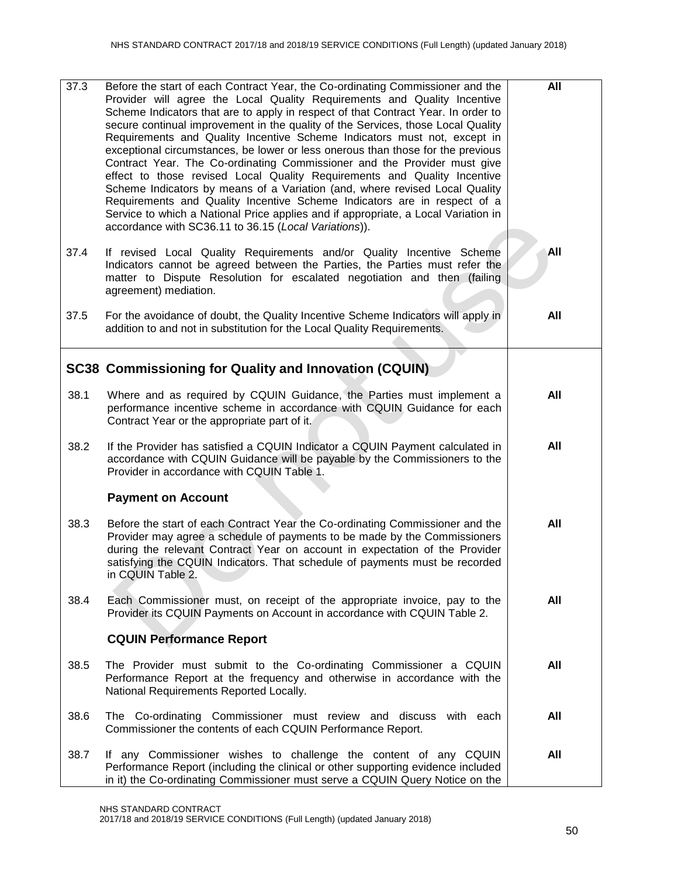| | | |
|---|---|---|
| 37.3 | Before the start of each Contract Year, the Co-ordinating Commissioner and the Provider will agree the Local Quality Requirements and Quality Incentive Scheme Indicators that are to apply in respect of that Contract Year. In order to secure continual improvement in the quality of the Services, those Local Quality Requirements and Quality Incentive Scheme Indicators must not, except in exceptional circumstances, be lower or less onerous than those for the previous Contract Year. The Co-ordinating Commissioner and the Provider must give effect to those revised Local Quality Requirements and Quality Incentive Scheme Indicators by means of a Variation (and, where revised Local Quality Requirements and Quality Incentive Scheme Indicators are in respect of a Service to which a National Price applies and if appropriate, a Local Variation in accordance with SC36.11 to 36.15 (*Local Variations*)). | **All** |
| 37.4 | If revised Local Quality Requirements and/or Quality Incentive Scheme Indicators cannot be agreed between the Parties, the Parties must refer the matter to Dispute Resolution for escalated negotiation and then (failing agreement) mediation. | **All** |
| 37.5 | For the avoidance of doubt, the Quality Incentive Scheme Indicators will apply in addition to and not in substitution for the Local Quality Requirements. | **All** |

## SC38 Commissioning for Quality and Innovation (CQUIN)

| | | |
|---|---|---|
| 38.1 | Where and as required by CQUIN Guidance, the Parties must implement a performance incentive scheme in accordance with CQUIN Guidance for each Contract Year or the appropriate part of it. | **All** |
| 38.2 | If the Provider has satisfied a CQUIN Indicator a CQUIN Payment calculated in accordance with CQUIN Guidance will be payable by the Commissioners to the Provider in accordance with CQUIN Table 1. | **All** |
| | **Payment on Account** | |
| 38.3 | Before the start of each Contract Year the Co-ordinating Commissioner and the Provider may agree a schedule of payments to be made by the Commissioners during the relevant Contract Year on account in expectation of the Provider satisfying the CQUIN Indicators. That schedule of payments must be recorded in CQUIN Table 2. | **All** |
| 38.4 | Each Commissioner must, on receipt of the appropriate invoice, pay to the Provider its CQUIN Payments on Account in accordance with CQUIN Table 2. | **All** |
| | **CQUIN Performance Report** | |
| 38.5 | The Provider must submit to the Co-ordinating Commissioner a CQUIN Performance Report at the frequency and otherwise in accordance with the National Requirements Reported Locally. | **All** |
| 38.6 | The Co-ordinating Commissioner must review and discuss with each Commissioner the contents of each CQUIN Performance Report. | **All** |
| 38.7 | If any Commissioner wishes to challenge the content of any CQUIN Performance Report (including the clinical or other supporting evidence included in it) the Co-ordinating Commissioner must serve a CQUIN Query Notice on the | **All** |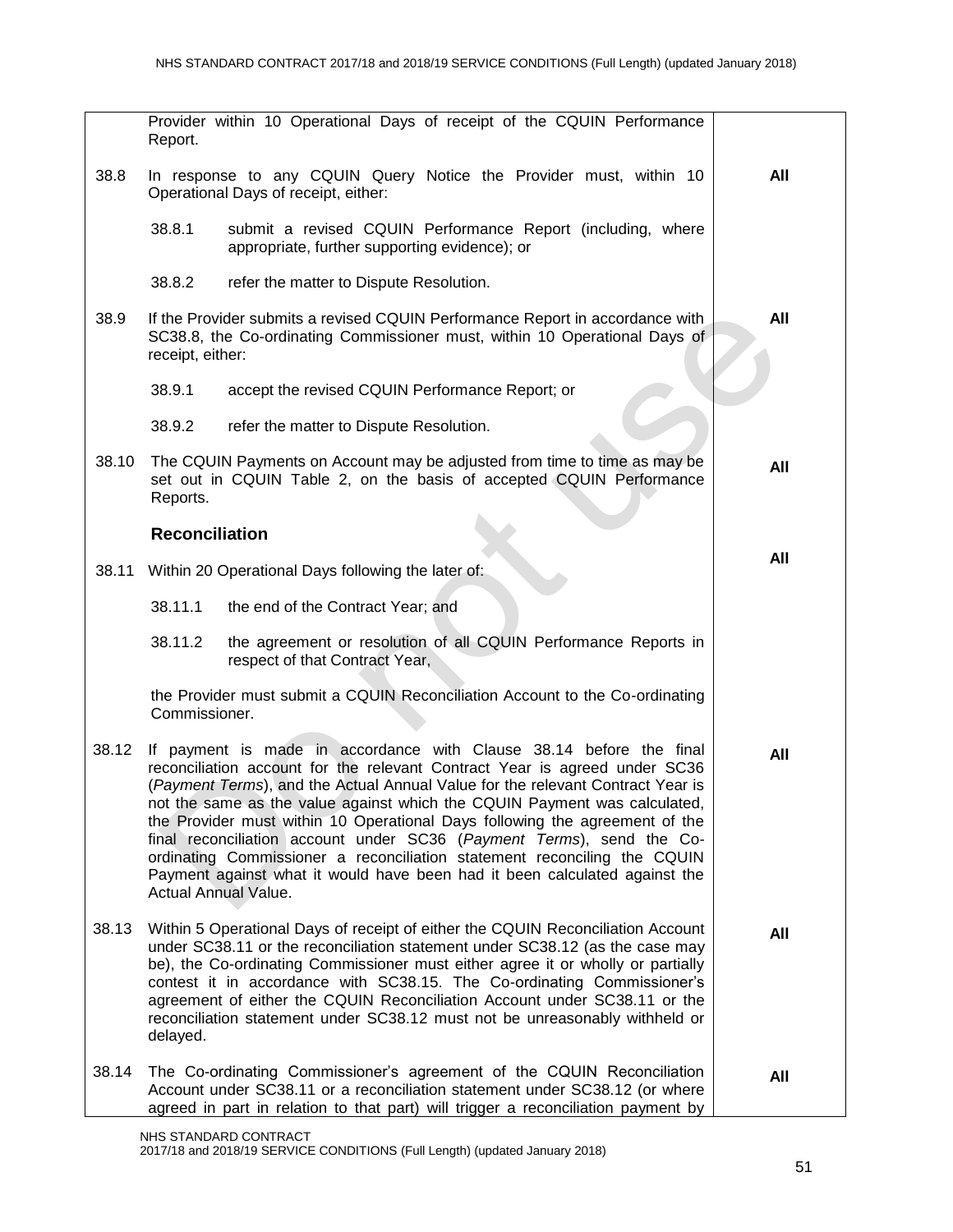| | | |
|---|---|---|
| | Provider within 10 Operational Days of receipt of the CQUIN Performance Report. | |
| 38.8 | In response to any CQUIN Query Notice the Provider must, within 10 Operational Days of receipt, either:<br><br>38.8.1 submit a revised CQUIN Performance Report (including, where appropriate, further supporting evidence); or<br><br>38.8.2 refer the matter to Dispute Resolution. | **All** |
| 38.9 | If the Provider submits a revised CQUIN Performance Report in accordance with SC38.8, the Co-ordinating Commissioner must, within 10 Operational Days of receipt, either:<br><br>38.9.1 accept the revised CQUIN Performance Report; or<br><br>38.9.2 refer the matter to Dispute Resolution. | **All** |
| 38.10 | The CQUIN Payments on Account may be adjusted from time to time as may be set out in CQUIN Table 2, on the basis of accepted CQUIN Performance Reports. | **All** |
| | **Reconciliation** | |
| 38.11 | Within 20 Operational Days following the later of:<br><br>38.11.1 the end of the Contract Year; and<br><br>38.11.2 the agreement or resolution of all CQUIN Performance Reports in respect of that Contract Year,<br><br>the Provider must submit a CQUIN Reconciliation Account to the Co-ordinating Commissioner. | **All** |
| 38.12 | If payment is made in accordance with Clause 38.14 before the final reconciliation account for the relevant Contract Year is agreed under SC36 (*Payment Terms*), and the Actual Annual Value for the relevant Contract Year is not the same as the value against which the CQUIN Payment was calculated, the Provider must within 10 Operational Days following the agreement of the final reconciliation account under SC36 (*Payment Terms*), send the Co-ordinating Commissioner a reconciliation statement reconciling the CQUIN Payment against what it would have been had it been calculated against the Actual Annual Value. | **All** |
| 38.13 | Within 5 Operational Days of receipt of either the CQUIN Reconciliation Account under SC38.11 or the reconciliation statement under SC38.12 (as the case may be), the Co-ordinating Commissioner must either agree it or wholly or partially contest it in accordance with SC38.15. The Co-ordinating Commissioner's agreement of either the CQUIN Reconciliation Account under SC38.11 or the reconciliation statement under SC38.12 must not be unreasonably withheld or delayed. | **All** |
| 38.14 | The Co-ordinating Commissioner's agreement of the CQUIN Reconciliation Account under SC38.11 or a reconciliation statement under SC38.12 (or where agreed in part in relation to that part) will trigger a reconciliation payment by | **All** |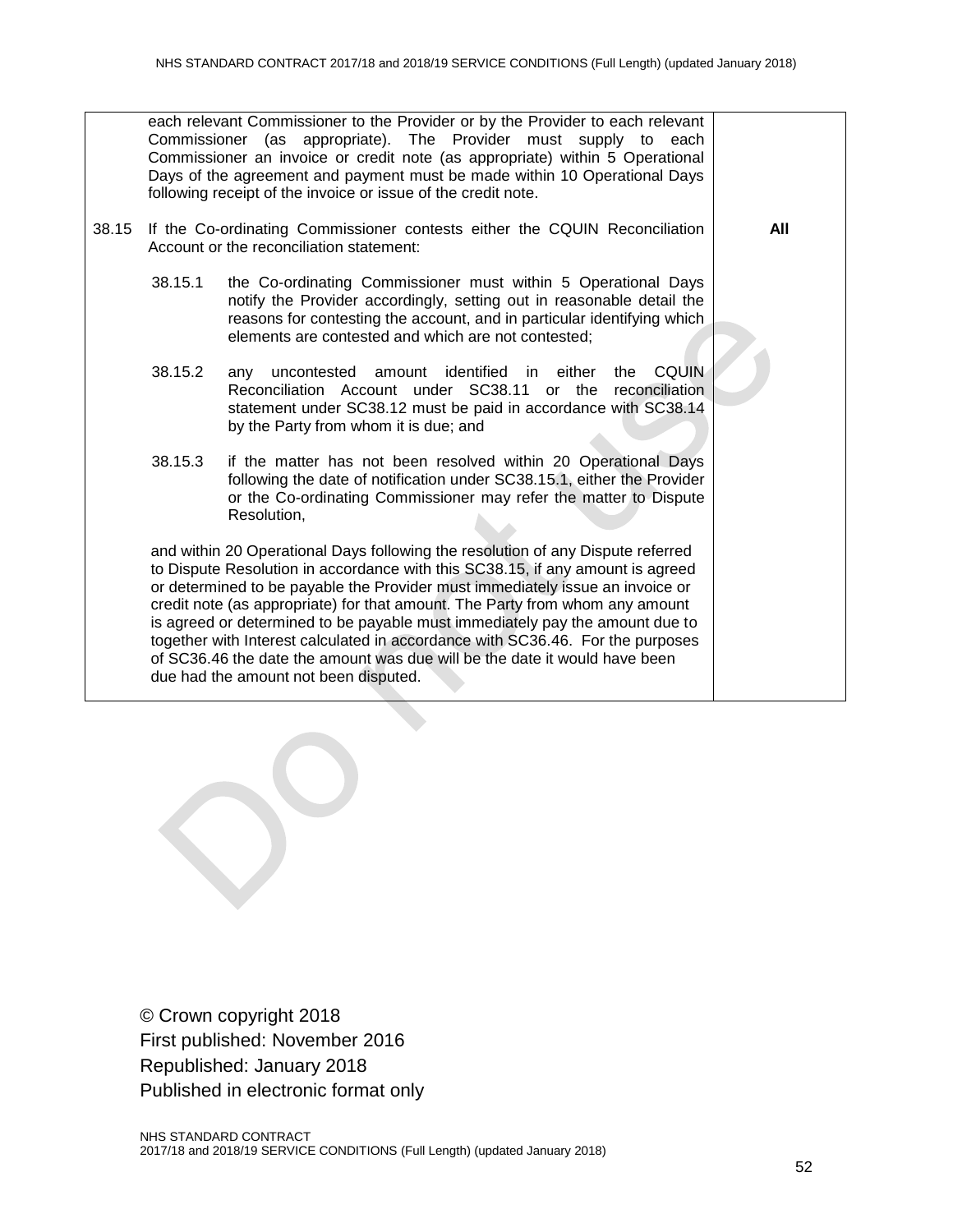| | | |
|---|---|---|
| | each relevant Commissioner to the Provider or by the Provider to each relevant Commissioner (as appropriate). The Provider must supply to each Commissioner an invoice or credit note (as appropriate) within 5 Operational Days of the agreement and payment must be made within 10 Operational Days following receipt of the invoice or issue of the credit note. | |
| 38.15 | If the Co-ordinating Commissioner contests either the CQUIN Reconciliation Account or the reconciliation statement:<br><br>38.15.1 the Co-ordinating Commissioner must within 5 Operational Days notify the Provider accordingly, setting out in reasonable detail the reasons for contesting the account, and in particular identifying which elements are contested and which are not contested;<br><br>38.15.2 any uncontested amount identified in either the CQUIN Reconciliation Account under SC38.11 or the reconciliation statement under SC38.12 must be paid in accordance with SC38.14 by the Party from whom it is due; and<br><br>38.15.3 if the matter has not been resolved within 20 Operational Days following the date of notification under SC38.15.1, either the Provider or the Co-ordinating Commissioner may refer the matter to Dispute Resolution,<br><br>and within 20 Operational Days following the resolution of any Dispute referred to Dispute Resolution in accordance with this SC38.15, if any amount is agreed or determined to be payable the Provider must immediately issue an invoice or credit note (as appropriate) for that amount. The Party from whom any amount is agreed or determined to be payable must immediately pay the amount due to together with Interest calculated in accordance with SC36.46. For the purposes of SC36.46 the date the amount was due will be the date it would have been due had the amount not been disputed. | **All** |

© Crown copyright 2018
First published: November 2016
Republished: January 2018
Published in electronic format only